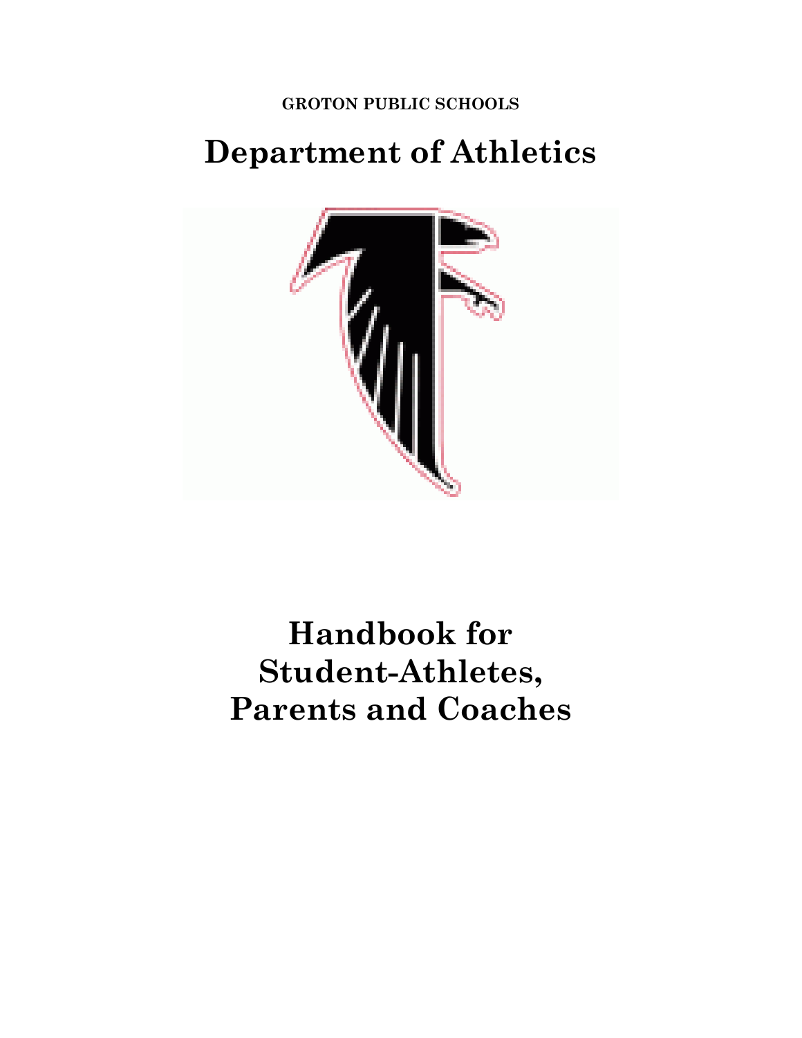**GROTON PUBLIC SCHOOLS**

# Department of Athletics

# Handbook for Student-Athletes, Parents and Coaches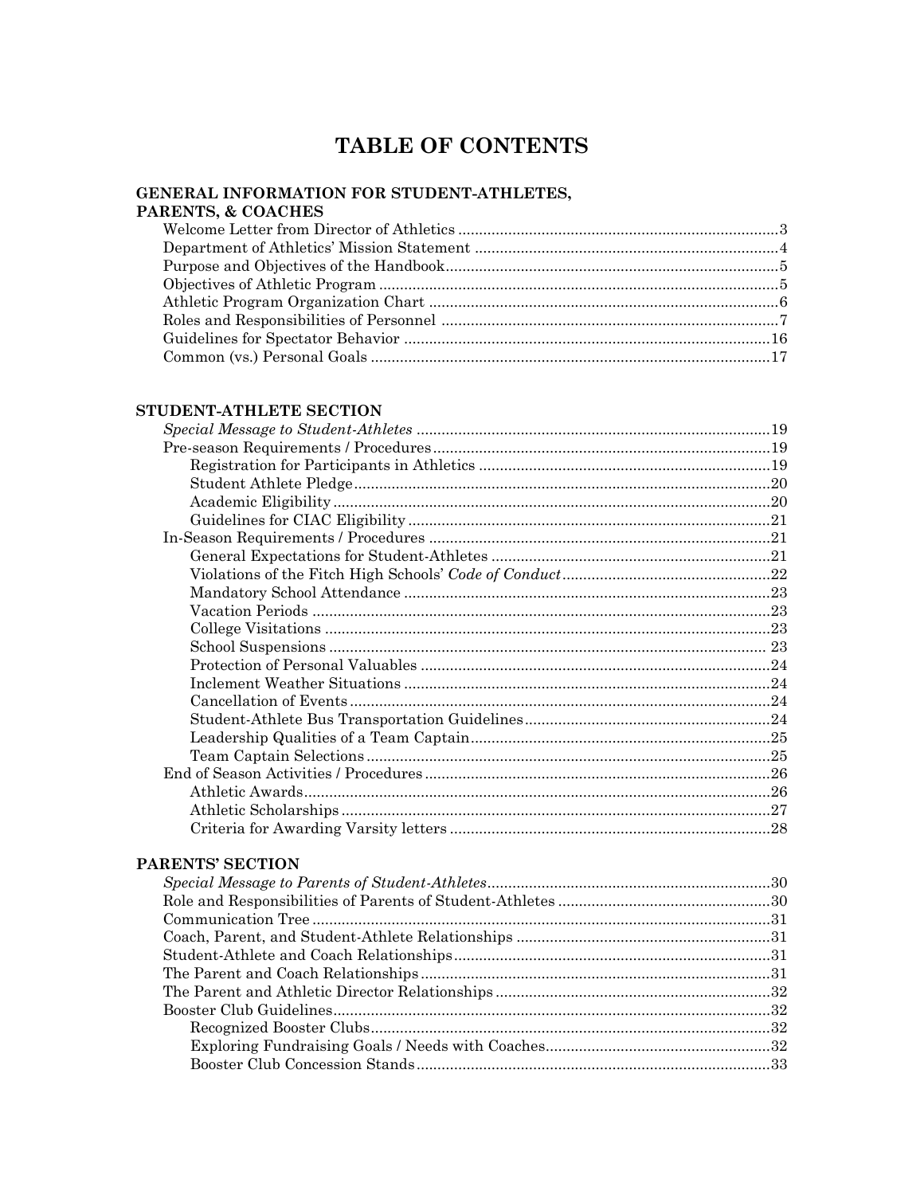# TABLE OF CONTENTS

## GENERAL INFORMATION FOR STUDENT-ATHLETES, PARENTS, & COACHES

- Welcome Letter from Director of Athletics .......... 3
- Department of Athletics' Mission Statement .......... 4
- Purpose and Objectives of the Handbook .......... 5
- Objectives of Athletic Program .......... 5
- Athletic Program Organization Chart .......... 6
- Roles and Responsibilities of Personnel .......... 7
- Guidelines for Spectator Behavior .......... 16
- Common (vs.) Personal Goals .......... 17

## STUDENT-ATHLETE SECTION

- *Special Message to Student-Athletes* .......... 19
- Pre-season Requirements / Procedures .......... 19
  - Registration for Participants in Athletics .......... 19
  - Student Athlete Pledge .......... 20
  - Academic Eligibility .......... 20
  - Guidelines for CIAC Eligibility .......... 21
- In-Season Requirements / Procedures .......... 21
  - General Expectations for Student-Athletes .......... 21
  - Violations of the Fitch High Schools' *Code of Conduct* .......... 22
  - Mandatory School Attendance .......... 23
  - Vacation Periods .......... 23
  - College Visitations .......... 23
  - School Suspensions .......... 23
  - Protection of Personal Valuables .......... 24
  - Inclement Weather Situations .......... 24
  - Cancellation of Events .......... 24
  - Student-Athlete Bus Transportation Guidelines .......... 24
  - Leadership Qualities of a Team Captain .......... 25
  - Team Captain Selections .......... 25
- End of Season Activities / Procedures .......... 26
  - Athletic Awards .......... 26
  - Athletic Scholarships .......... 27
  - Criteria for Awarding Varsity letters .......... 28

## PARENTS' SECTION

- *Special Message to Parents of Student-Athletes* .......... 30
- Role and Responsibilities of Parents of Student-Athletes .......... 30
- Communication Tree .......... 31
- Coach, Parent, and Student-Athlete Relationships .......... 31
- Student-Athlete and Coach Relationships .......... 31
- The Parent and Coach Relationships .......... 31
- The Parent and Athletic Director Relationships .......... 32
- Booster Club Guidelines .......... 32
  - Recognized Booster Clubs .......... 32
  - Exploring Fundraising Goals / Needs with Coaches .......... 32
  - Booster Club Concession Stands .......... 33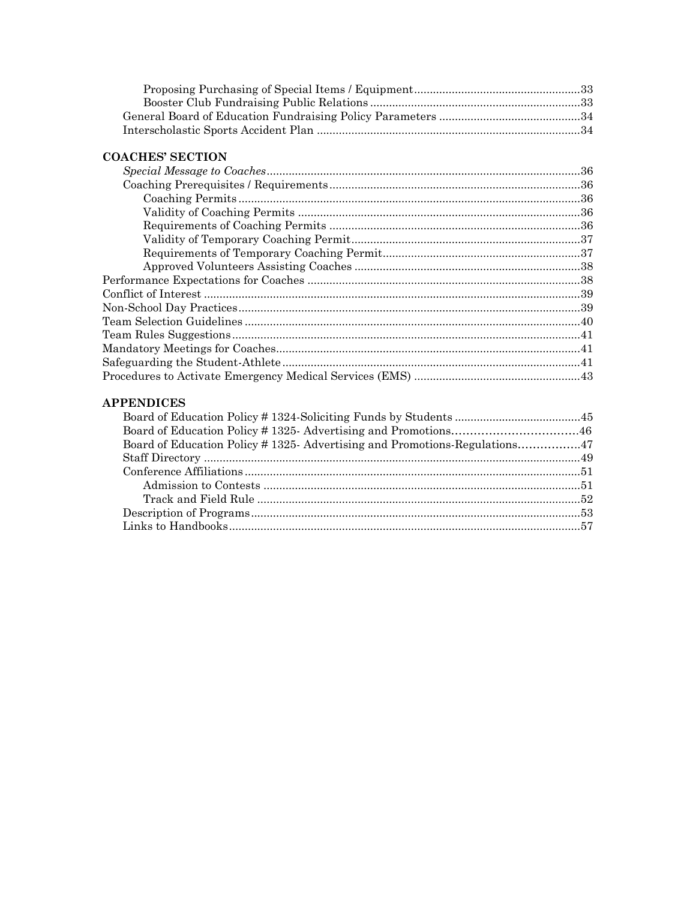Proposing Purchasing of Special Items / Equipment....................................................33
Booster Club Fundraising Public Relations..................................................................33
General Board of Education Fundraising Policy Parameters ............................................34
Interscholastic Sports Accident Plan ...................................................................................34

**COACHES' SECTION**

*Special Message to Coaches*...................................................................................................36
Coaching Prerequisites / Requirements................................................................................36
Coaching Permits.............................................................................................................36
Validity of Coaching Permits ..........................................................................................36
Requirements of Coaching Permits ................................................................................36
Validity of Temporary Coaching Permit.........................................................................37
Requirements of Temporary Coaching Permit...............................................................37
Approved Volunteers Assisting Coaches ........................................................................38
Performance Expectations for Coaches ......................................................................................38
Conflict of Interest .......................................................................................................................39
Non-School Day Practices............................................................................................................39
Team Selection Guidelines ..........................................................................................................40
Team Rules Suggestions..............................................................................................................41
Mandatory Meetings for Coaches................................................................................................41
Safeguarding the Student-Athlete...............................................................................................41
Procedures to Activate Emergency Medical Services (EMS) .....................................................43

**APPENDICES**

Board of Education Policy # 1324-Soliciting Funds by Students ........................................45
Board of Education Policy # 1325- Advertising and Promotions...................................46
Board of Education Policy # 1325- Advertising and Promotions-Regulations.................47
Staff Directory .......................................................................................................................49
Conference Affiliations ..........................................................................................................51
Admission to Contests ....................................................................................................51
Track and Field Rule ......................................................................................................52
Description of Programs........................................................................................................53
Links to Handbooks...............................................................................................................57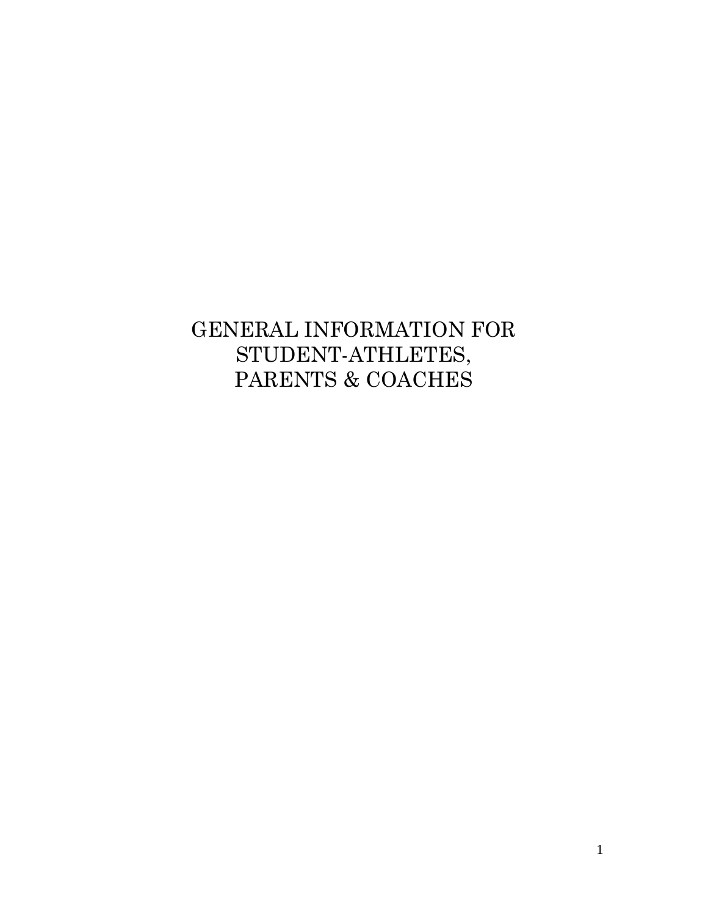# GENERAL INFORMATION FOR STUDENT-ATHLETES, PARENTS & COACHES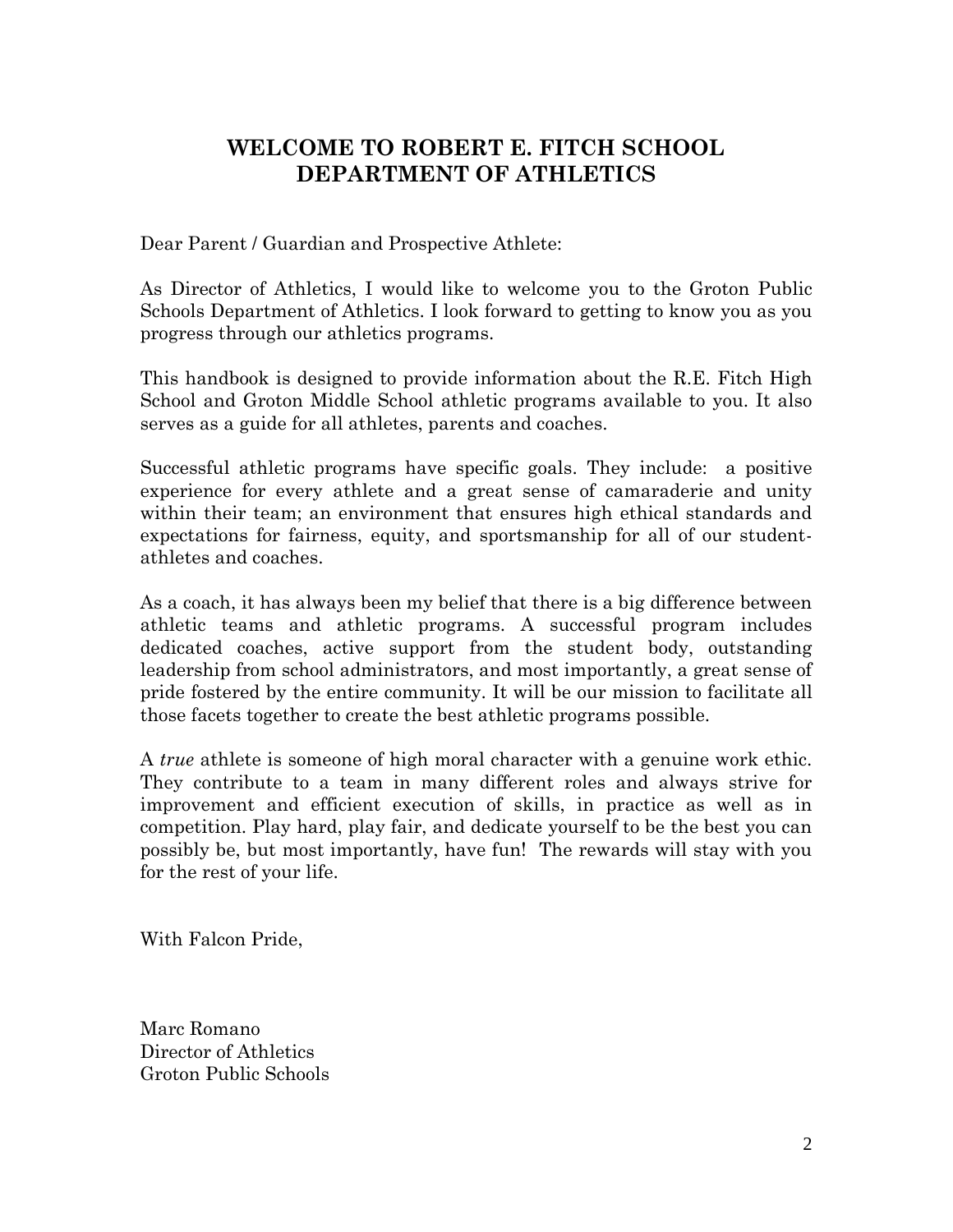# WELCOME TO ROBERT E. FITCH SCHOOL DEPARTMENT OF ATHLETICS

Dear Parent / Guardian and Prospective Athlete:

As Director of Athletics, I would like to welcome you to the Groton Public Schools Department of Athletics. I look forward to getting to know you as you progress through our athletics programs.

This handbook is designed to provide information about the R.E. Fitch High School and Groton Middle School athletic programs available to you. It also serves as a guide for all athletes, parents and coaches.

Successful athletic programs have specific goals. They include: a positive experience for every athlete and a great sense of camaraderie and unity within their team; an environment that ensures high ethical standards and expectations for fairness, equity, and sportsmanship for all of our student-athletes and coaches.

As a coach, it has always been my belief that there is a big difference between athletic teams and athletic programs. A successful program includes dedicated coaches, active support from the student body, outstanding leadership from school administrators, and most importantly, a great sense of pride fostered by the entire community. It will be our mission to facilitate all those facets together to create the best athletic programs possible.

A *true* athlete is someone of high moral character with a genuine work ethic. They contribute to a team in many different roles and always strive for improvement and efficient execution of skills, in practice as well as in competition. Play hard, play fair, and dedicate yourself to be the best you can possibly be, but most importantly, have fun! The rewards will stay with you for the rest of your life.

With Falcon Pride,

Marc Romano
Director of Athletics
Groton Public Schools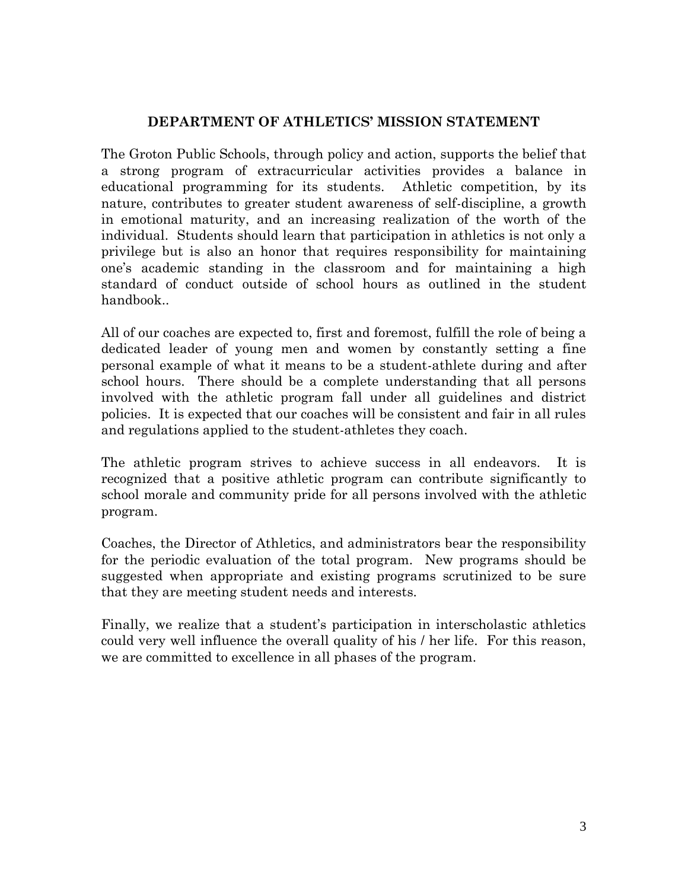## DEPARTMENT OF ATHLETICS' MISSION STATEMENT

The Groton Public Schools, through policy and action, supports the belief that a strong program of extracurricular activities provides a balance in educational programming for its students. Athletic competition, by its nature, contributes to greater student awareness of self-discipline, a growth in emotional maturity, and an increasing realization of the worth of the individual. Students should learn that participation in athletics is not only a privilege but is also an honor that requires responsibility for maintaining one's academic standing in the classroom and for maintaining a high standard of conduct outside of school hours as outlined in the student handbook..

All of our coaches are expected to, first and foremost, fulfill the role of being a dedicated leader of young men and women by constantly setting a fine personal example of what it means to be a student-athlete during and after school hours. There should be a complete understanding that all persons involved with the athletic program fall under all guidelines and district policies. It is expected that our coaches will be consistent and fair in all rules and regulations applied to the student-athletes they coach.

The athletic program strives to achieve success in all endeavors. It is recognized that a positive athletic program can contribute significantly to school morale and community pride for all persons involved with the athletic program.

Coaches, the Director of Athletics, and administrators bear the responsibility for the periodic evaluation of the total program. New programs should be suggested when appropriate and existing programs scrutinized to be sure that they are meeting student needs and interests.

Finally, we realize that a student's participation in interscholastic athletics could very well influence the overall quality of his / her life. For this reason, we are committed to excellence in all phases of the program.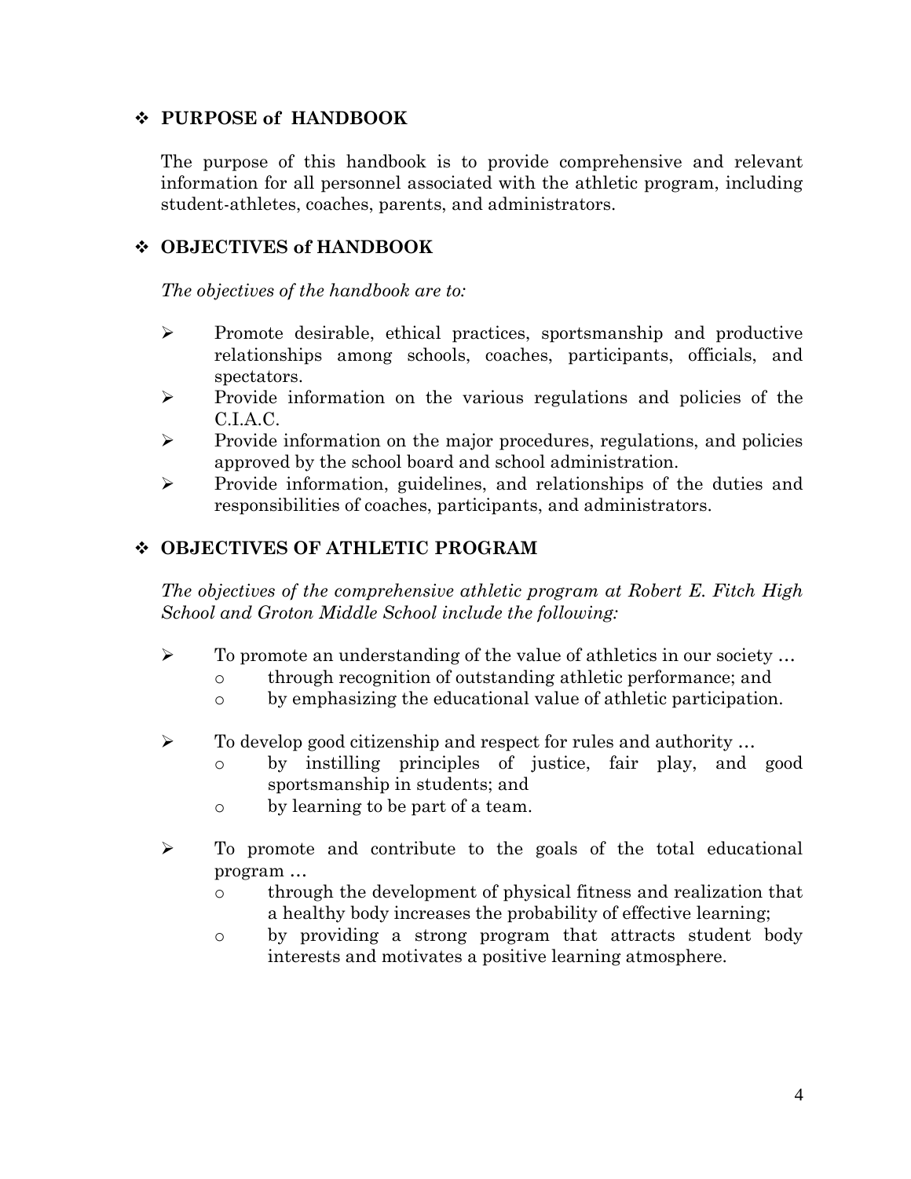## ❖ PURPOSE of HANDBOOK

The purpose of this handbook is to provide comprehensive and relevant information for all personnel associated with the athletic program, including student-athletes, coaches, parents, and administrators.

## ❖ OBJECTIVES of HANDBOOK

*The objectives of the handbook are to:*

- Promote desirable, ethical practices, sportsmanship and productive relationships among schools, coaches, participants, officials, and spectators.
- Provide information on the various regulations and policies of the C.I.A.C.
- Provide information on the major procedures, regulations, and policies approved by the school board and school administration.
- Provide information, guidelines, and relationships of the duties and responsibilities of coaches, participants, and administrators.

## ❖ OBJECTIVES OF ATHLETIC PROGRAM

*The objectives of the comprehensive athletic program at Robert E. Fitch High School and Groton Middle School include the following:*

- To promote an understanding of the value of athletics in our society …
  - through recognition of outstanding athletic performance; and
  - by emphasizing the educational value of athletic participation.

- To develop good citizenship and respect for rules and authority …
  - by instilling principles of justice, fair play, and good sportsmanship in students; and
  - by learning to be part of a team.

- To promote and contribute to the goals of the total educational program …
  - through the development of physical fitness and realization that a healthy body increases the probability of effective learning;
  - by providing a strong program that attracts student body interests and motivates a positive learning atmosphere.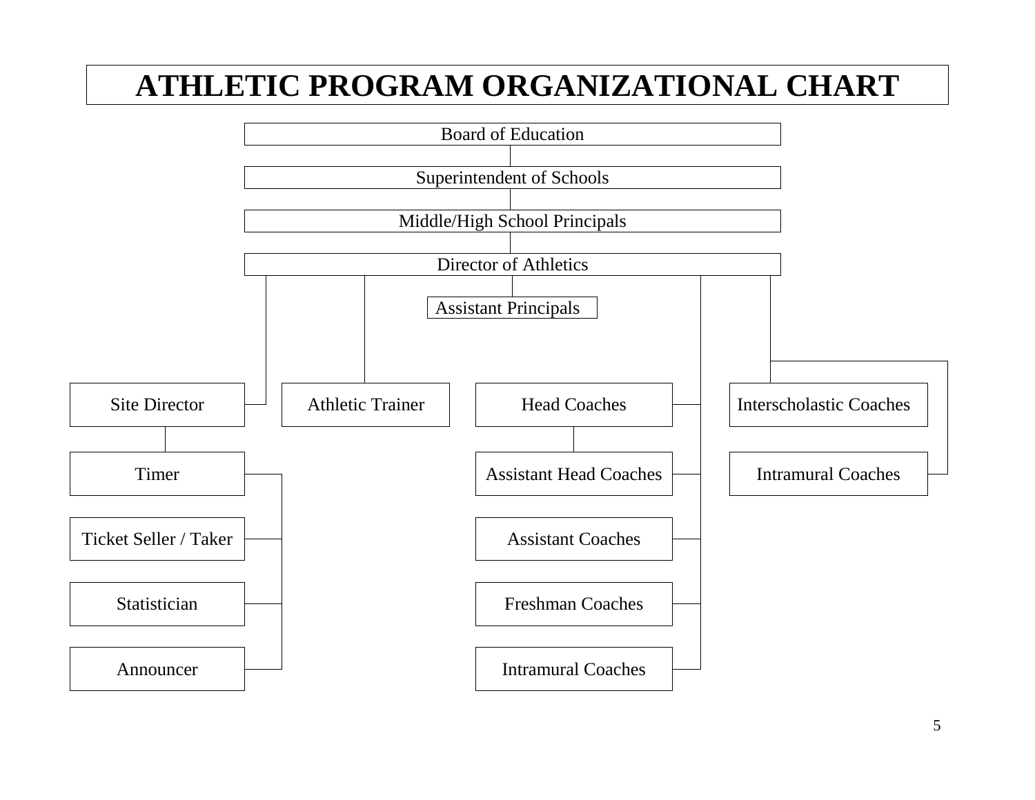# ATHLETIC PROGRAM ORGANIZATIONAL CHART

- Board of Education
  - Superintendent of Schools
    - Middle/High School Principals
      - Director of Athletics
        - Assistant Principals
        - Site Director
          - Timer
          - Ticket Seller / Taker
          - Statistician
          - Announcer
        - Athletic Trainer
        - Head Coaches
          - Assistant Head Coaches
          - Assistant Coaches
          - Freshman Coaches
          - Intramural Coaches
        - Interscholastic Coaches
        - Intramural Coaches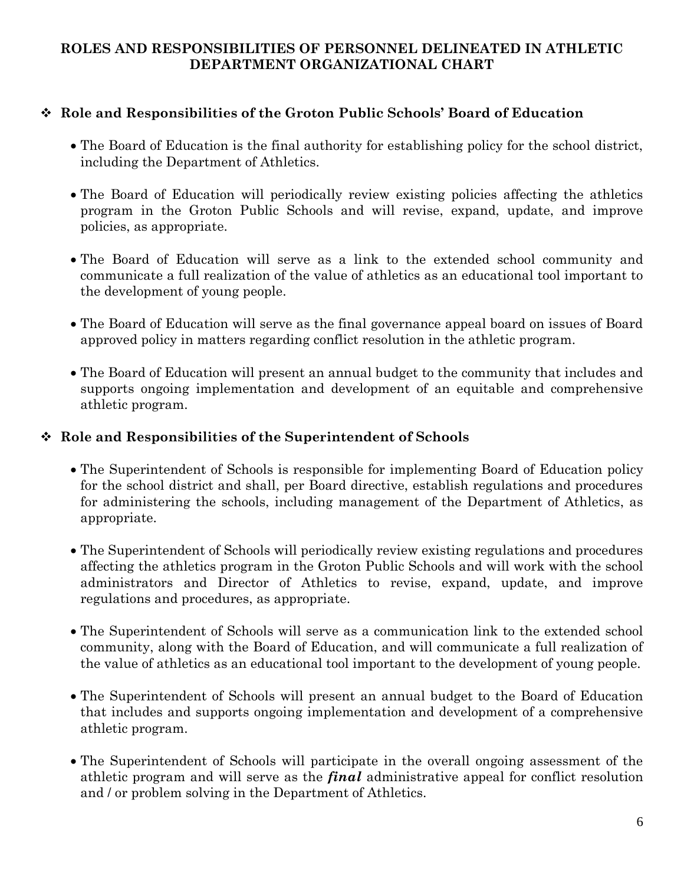# ROLES AND RESPONSIBILITIES OF PERSONNEL DELINEATED IN ATHLETIC DEPARTMENT ORGANIZATIONAL CHART

## ❖ Role and Responsibilities of the Groton Public Schools' Board of Education

- The Board of Education is the final authority for establishing policy for the school district, including the Department of Athletics.
- The Board of Education will periodically review existing policies affecting the athletics program in the Groton Public Schools and will revise, expand, update, and improve policies, as appropriate.
- The Board of Education will serve as a link to the extended school community and communicate a full realization of the value of athletics as an educational tool important to the development of young people.
- The Board of Education will serve as the final governance appeal board on issues of Board approved policy in matters regarding conflict resolution in the athletic program.
- The Board of Education will present an annual budget to the community that includes and supports ongoing implementation and development of an equitable and comprehensive athletic program.

## ❖ Role and Responsibilities of the Superintendent of Schools

- The Superintendent of Schools is responsible for implementing Board of Education policy for the school district and shall, per Board directive, establish regulations and procedures for administering the schools, including management of the Department of Athletics, as appropriate.
- The Superintendent of Schools will periodically review existing regulations and procedures affecting the athletics program in the Groton Public Schools and will work with the school administrators and Director of Athletics to revise, expand, update, and improve regulations and procedures, as appropriate.
- The Superintendent of Schools will serve as a communication link to the extended school community, along with the Board of Education, and will communicate a full realization of the value of athletics as an educational tool important to the development of young people.
- The Superintendent of Schools will present an annual budget to the Board of Education that includes and supports ongoing implementation and development of a comprehensive athletic program.
- The Superintendent of Schools will participate in the overall ongoing assessment of the athletic program and will serve as the ***final*** administrative appeal for conflict resolution and / or problem solving in the Department of Athletics.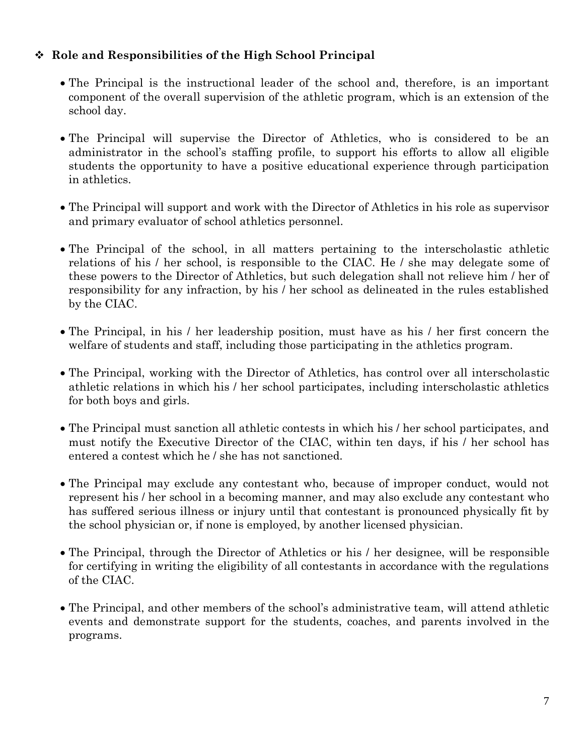## ❖ Role and Responsibilities of the High School Principal

- The Principal is the instructional leader of the school and, therefore, is an important component of the overall supervision of the athletic program, which is an extension of the school day.

- The Principal will supervise the Director of Athletics, who is considered to be an administrator in the school's staffing profile, to support his efforts to allow all eligible students the opportunity to have a positive educational experience through participation in athletics.

- The Principal will support and work with the Director of Athletics in his role as supervisor and primary evaluator of school athletics personnel.

- The Principal of the school, in all matters pertaining to the interscholastic athletic relations of his / her school, is responsible to the CIAC. He / she may delegate some of these powers to the Director of Athletics, but such delegation shall not relieve him / her of responsibility for any infraction, by his / her school as delineated in the rules established by the CIAC.

- The Principal, in his / her leadership position, must have as his / her first concern the welfare of students and staff, including those participating in the athletics program.

- The Principal, working with the Director of Athletics, has control over all interscholastic athletic relations in which his / her school participates, including interscholastic athletics for both boys and girls.

- The Principal must sanction all athletic contests in which his / her school participates, and must notify the Executive Director of the CIAC, within ten days, if his / her school has entered a contest which he / she has not sanctioned.

- The Principal may exclude any contestant who, because of improper conduct, would not represent his / her school in a becoming manner, and may also exclude any contestant who has suffered serious illness or injury until that contestant is pronounced physically fit by the school physician or, if none is employed, by another licensed physician.

- The Principal, through the Director of Athletics or his / her designee, will be responsible for certifying in writing the eligibility of all contestants in accordance with the regulations of the CIAC.

- The Principal, and other members of the school's administrative team, will attend athletic events and demonstrate support for the students, coaches, and parents involved in the programs.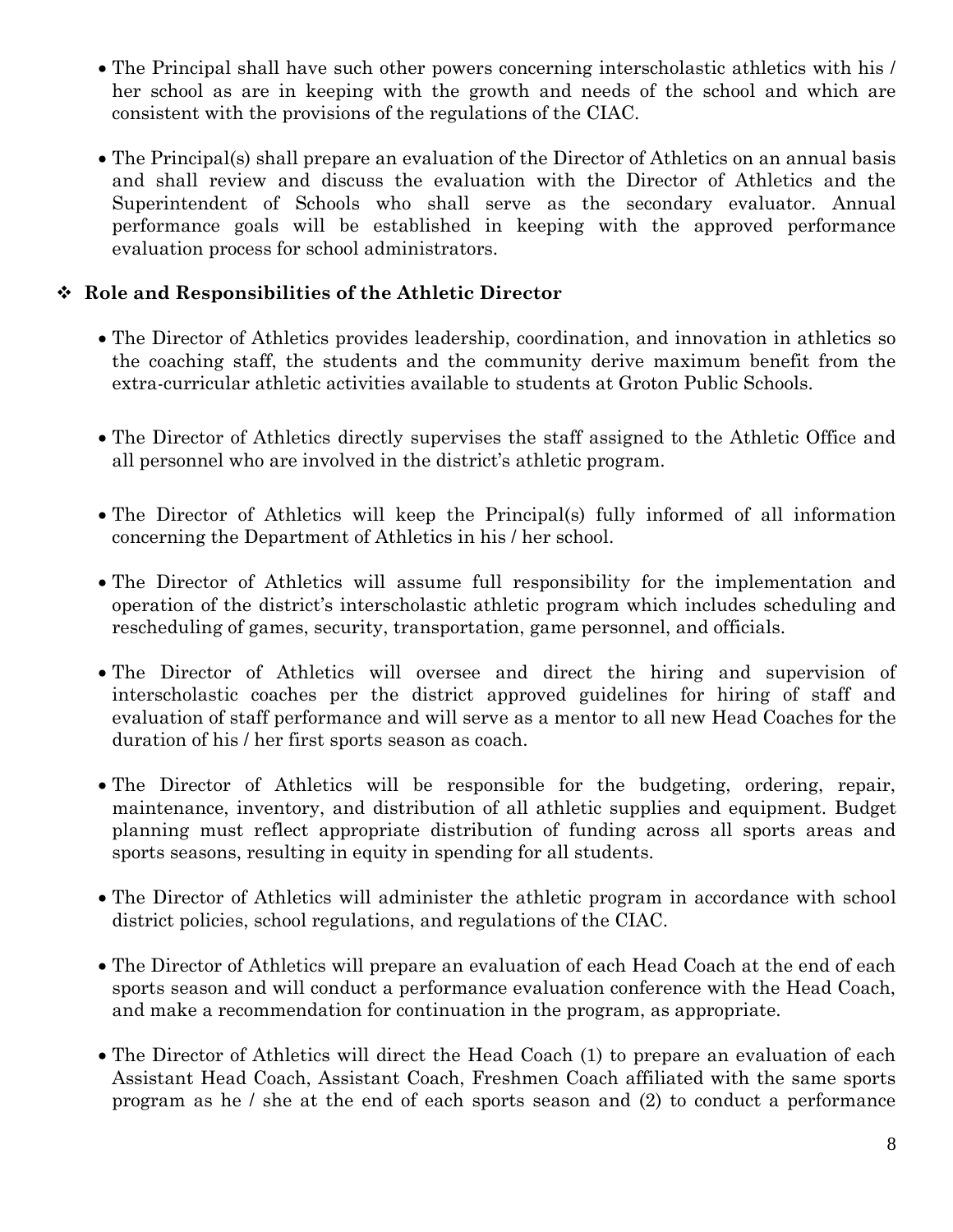- The Principal shall have such other powers concerning interscholastic athletics with his / her school as are in keeping with the growth and needs of the school and which are consistent with the provisions of the regulations of the CIAC.

- The Principal(s) shall prepare an evaluation of the Director of Athletics on an annual basis and shall review and discuss the evaluation with the Director of Athletics and the Superintendent of Schools who shall serve as the secondary evaluator. Annual performance goals will be established in keeping with the approved performance evaluation process for school administrators.

## ❖ Role and Responsibilities of the Athletic Director

- The Director of Athletics provides leadership, coordination, and innovation in athletics so the coaching staff, the students and the community derive maximum benefit from the extra-curricular athletic activities available to students at Groton Public Schools.

- The Director of Athletics directly supervises the staff assigned to the Athletic Office and all personnel who are involved in the district's athletic program.

- The Director of Athletics will keep the Principal(s) fully informed of all information concerning the Department of Athletics in his / her school.

- The Director of Athletics will assume full responsibility for the implementation and operation of the district's interscholastic athletic program which includes scheduling and rescheduling of games, security, transportation, game personnel, and officials.

- The Director of Athletics will oversee and direct the hiring and supervision of interscholastic coaches per the district approved guidelines for hiring of staff and evaluation of staff performance and will serve as a mentor to all new Head Coaches for the duration of his / her first sports season as coach.

- The Director of Athletics will be responsible for the budgeting, ordering, repair, maintenance, inventory, and distribution of all athletic supplies and equipment. Budget planning must reflect appropriate distribution of funding across all sports areas and sports seasons, resulting in equity in spending for all students.

- The Director of Athletics will administer the athletic program in accordance with school district policies, school regulations, and regulations of the CIAC.

- The Director of Athletics will prepare an evaluation of each Head Coach at the end of each sports season and will conduct a performance evaluation conference with the Head Coach, and make a recommendation for continuation in the program, as appropriate.

- The Director of Athletics will direct the Head Coach (1) to prepare an evaluation of each Assistant Head Coach, Assistant Coach, Freshmen Coach affiliated with the same sports program as he / she at the end of each sports season and (2) to conduct a performance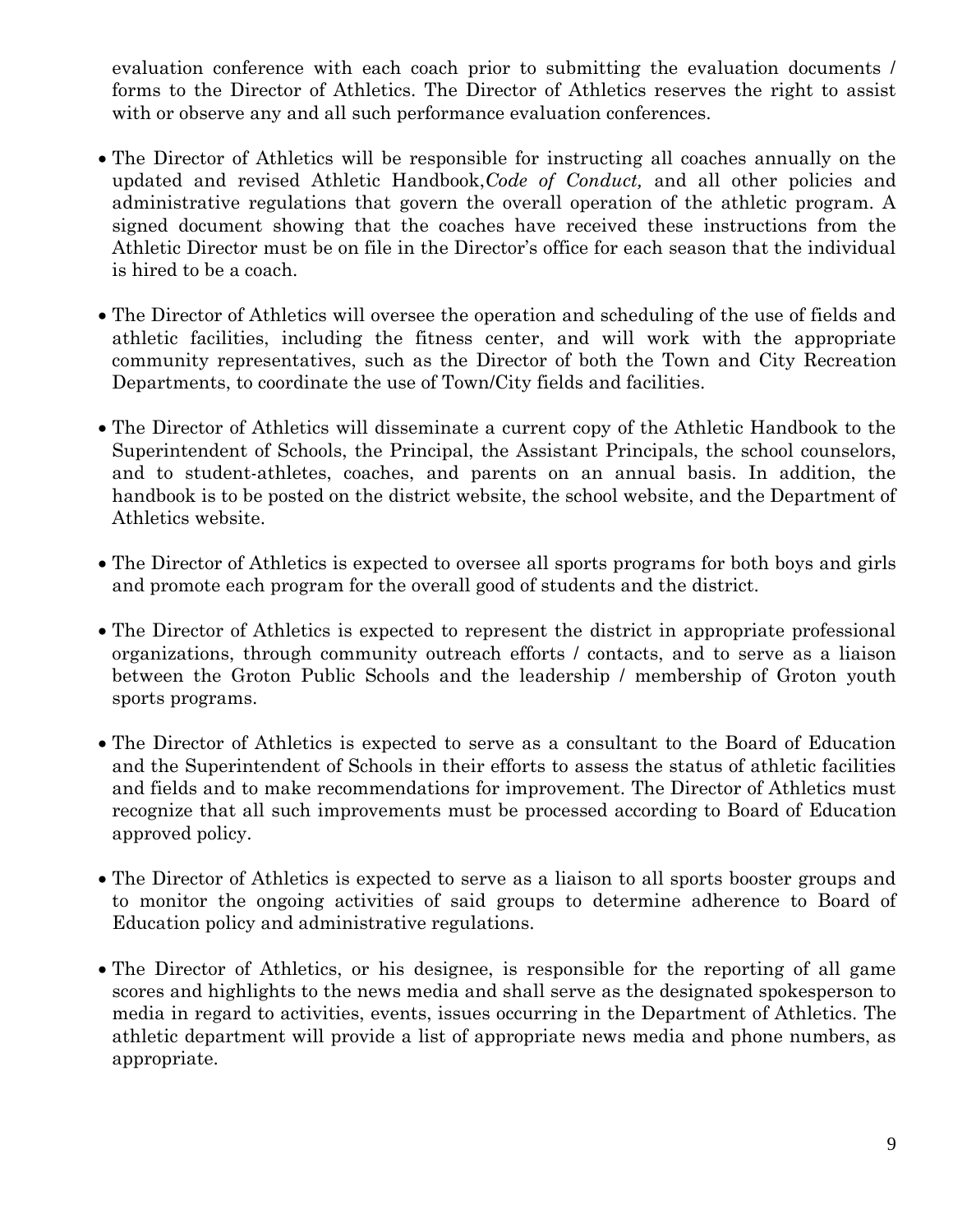evaluation conference with each coach prior to submitting the evaluation documents / forms to the Director of Athletics. The Director of Athletics reserves the right to assist with or observe any and all such performance evaluation conferences.

- The Director of Athletics will be responsible for instructing all coaches annually on the updated and revised Athletic Handbook,*Code of Conduct,* and all other policies and administrative regulations that govern the overall operation of the athletic program. A signed document showing that the coaches have received these instructions from the Athletic Director must be on file in the Director's office for each season that the individual is hired to be a coach.

- The Director of Athletics will oversee the operation and scheduling of the use of fields and athletic facilities, including the fitness center, and will work with the appropriate community representatives, such as the Director of both the Town and City Recreation Departments, to coordinate the use of Town/City fields and facilities.

- The Director of Athletics will disseminate a current copy of the Athletic Handbook to the Superintendent of Schools, the Principal, the Assistant Principals, the school counselors, and to student-athletes, coaches, and parents on an annual basis. In addition, the handbook is to be posted on the district website, the school website, and the Department of Athletics website.

- The Director of Athletics is expected to oversee all sports programs for both boys and girls and promote each program for the overall good of students and the district.

- The Director of Athletics is expected to represent the district in appropriate professional organizations, through community outreach efforts / contacts, and to serve as a liaison between the Groton Public Schools and the leadership / membership of Groton youth sports programs.

- The Director of Athletics is expected to serve as a consultant to the Board of Education and the Superintendent of Schools in their efforts to assess the status of athletic facilities and fields and to make recommendations for improvement. The Director of Athletics must recognize that all such improvements must be processed according to Board of Education approved policy.

- The Director of Athletics is expected to serve as a liaison to all sports booster groups and to monitor the ongoing activities of said groups to determine adherence to Board of Education policy and administrative regulations.

- The Director of Athletics, or his designee, is responsible for the reporting of all game scores and highlights to the news media and shall serve as the designated spokesperson to media in regard to activities, events, issues occurring in the Department of Athletics. The athletic department will provide a list of appropriate news media and phone numbers, as appropriate.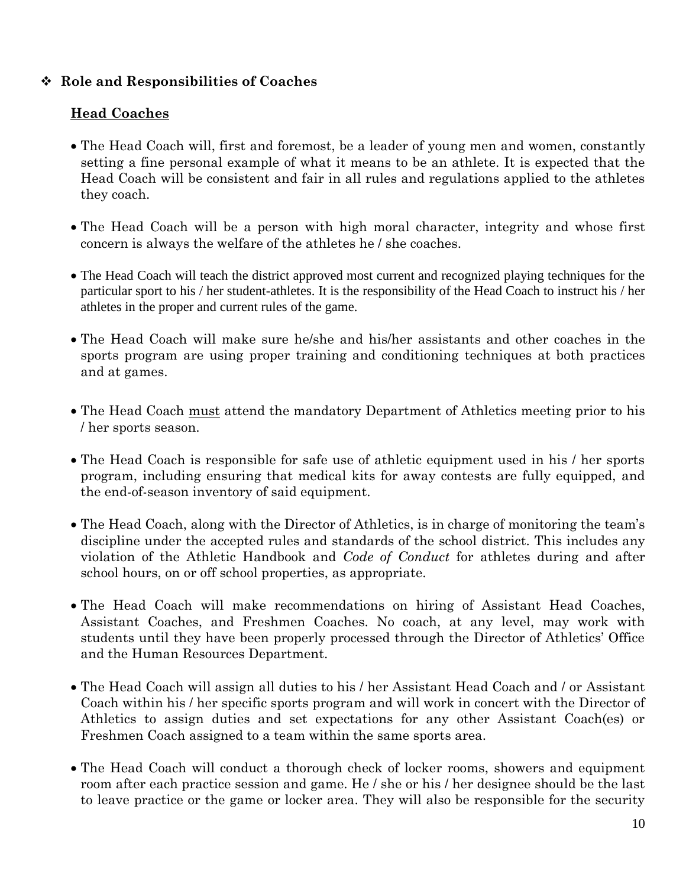- **Role and Responsibilities of Coaches**

## <u>Head Coaches</u>

- The Head Coach will, first and foremost, be a leader of young men and women, constantly setting a fine personal example of what it means to be an athlete. It is expected that the Head Coach will be consistent and fair in all rules and regulations applied to the athletes they coach.

- The Head Coach will be a person with high moral character, integrity and whose first concern is always the welfare of the athletes he / she coaches.

- The Head Coach will teach the district approved most current and recognized playing techniques for the particular sport to his / her student-athletes. It is the responsibility of the Head Coach to instruct his / her athletes in the proper and current rules of the game.

- The Head Coach will make sure he/she and his/her assistants and other coaches in the sports program are using proper training and conditioning techniques at both practices and at games.

- The Head Coach <u>must</u> attend the mandatory Department of Athletics meeting prior to his / her sports season.

- The Head Coach is responsible for safe use of athletic equipment used in his / her sports program, including ensuring that medical kits for away contests are fully equipped, and the end-of-season inventory of said equipment.

- The Head Coach, along with the Director of Athletics, is in charge of monitoring the team's discipline under the accepted rules and standards of the school district. This includes any violation of the Athletic Handbook and *Code of Conduct* for athletes during and after school hours, on or off school properties, as appropriate.

- The Head Coach will make recommendations on hiring of Assistant Head Coaches, Assistant Coaches, and Freshmen Coaches. No coach, at any level, may work with students until they have been properly processed through the Director of Athletics' Office and the Human Resources Department.

- The Head Coach will assign all duties to his / her Assistant Head Coach and / or Assistant Coach within his / her specific sports program and will work in concert with the Director of Athletics to assign duties and set expectations for any other Assistant Coach(es) or Freshmen Coach assigned to a team within the same sports area.

- The Head Coach will conduct a thorough check of locker rooms, showers and equipment room after each practice session and game. He / she or his / her designee should be the last to leave practice or the game or locker area. They will also be responsible for the security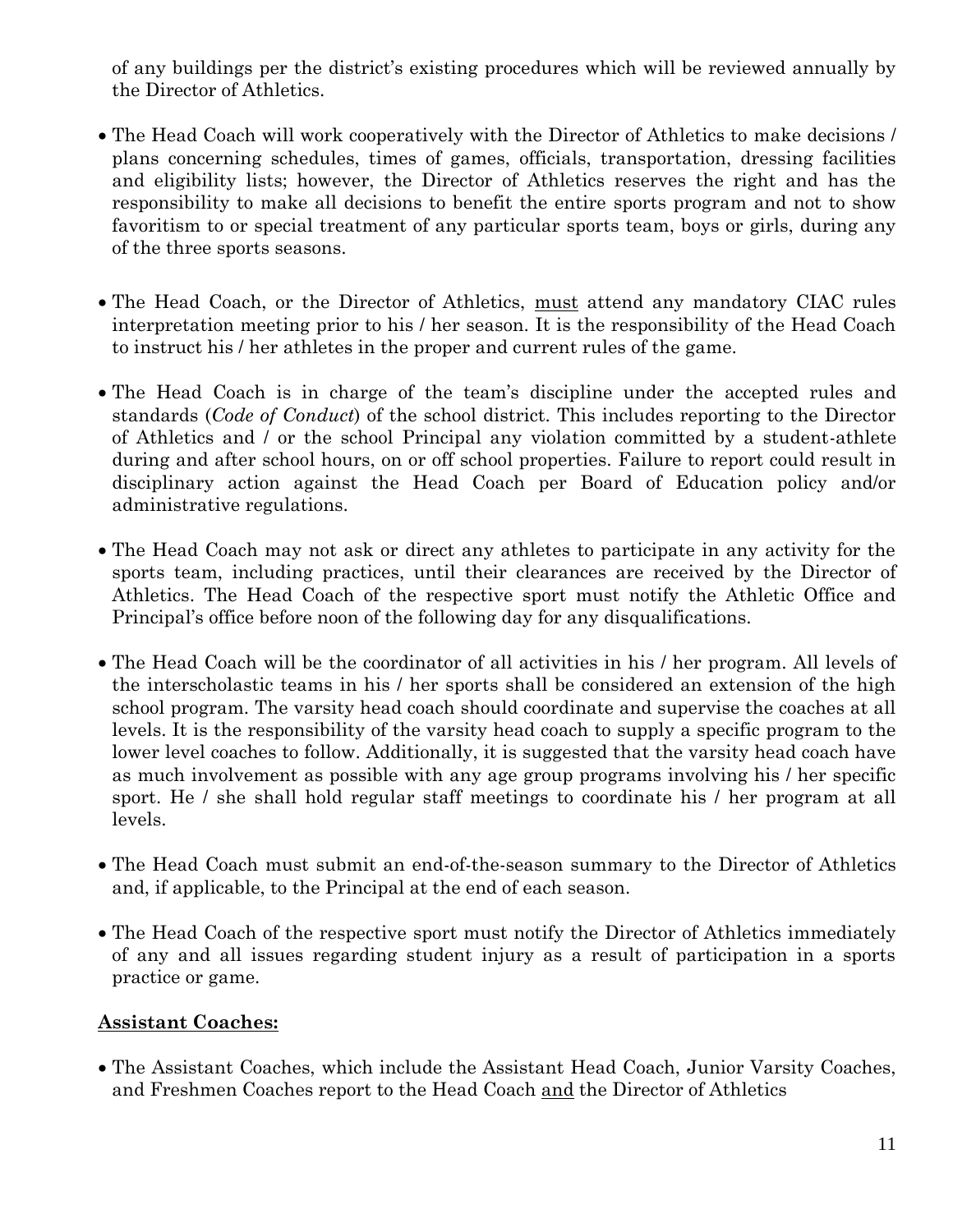of any buildings per the district's existing procedures which will be reviewed annually by the Director of Athletics.

- The Head Coach will work cooperatively with the Director of Athletics to make decisions / plans concerning schedules, times of games, officials, transportation, dressing facilities and eligibility lists; however, the Director of Athletics reserves the right and has the responsibility to make all decisions to benefit the entire sports program and not to show favoritism to or special treatment of any particular sports team, boys or girls, during any of the three sports seasons.

- The Head Coach, or the Director of Athletics, <u>must</u> attend any mandatory CIAC rules interpretation meeting prior to his / her season. It is the responsibility of the Head Coach to instruct his / her athletes in the proper and current rules of the game.

- The Head Coach is in charge of the team's discipline under the accepted rules and standards (*Code of Conduct*) of the school district. This includes reporting to the Director of Athletics and / or the school Principal any violation committed by a student-athlete during and after school hours, on or off school properties. Failure to report could result in disciplinary action against the Head Coach per Board of Education policy and/or administrative regulations.

- The Head Coach may not ask or direct any athletes to participate in any activity for the sports team, including practices, until their clearances are received by the Director of Athletics. The Head Coach of the respective sport must notify the Athletic Office and Principal's office before noon of the following day for any disqualifications.

- The Head Coach will be the coordinator of all activities in his / her program. All levels of the interscholastic teams in his / her sports shall be considered an extension of the high school program. The varsity head coach should coordinate and supervise the coaches at all levels. It is the responsibility of the varsity head coach to supply a specific program to the lower level coaches to follow. Additionally, it is suggested that the varsity head coach have as much involvement as possible with any age group programs involving his / her specific sport. He / she shall hold regular staff meetings to coordinate his / her program at all levels.

- The Head Coach must submit an end-of-the-season summary to the Director of Athletics and, if applicable, to the Principal at the end of each season.

- The Head Coach of the respective sport must notify the Director of Athletics immediately of any and all issues regarding student injury as a result of participation in a sports practice or game.

## **<u>Assistant Coaches:</u>**

- The Assistant Coaches, which include the Assistant Head Coach, Junior Varsity Coaches, and Freshmen Coaches report to the Head Coach <u>and</u> the Director of Athletics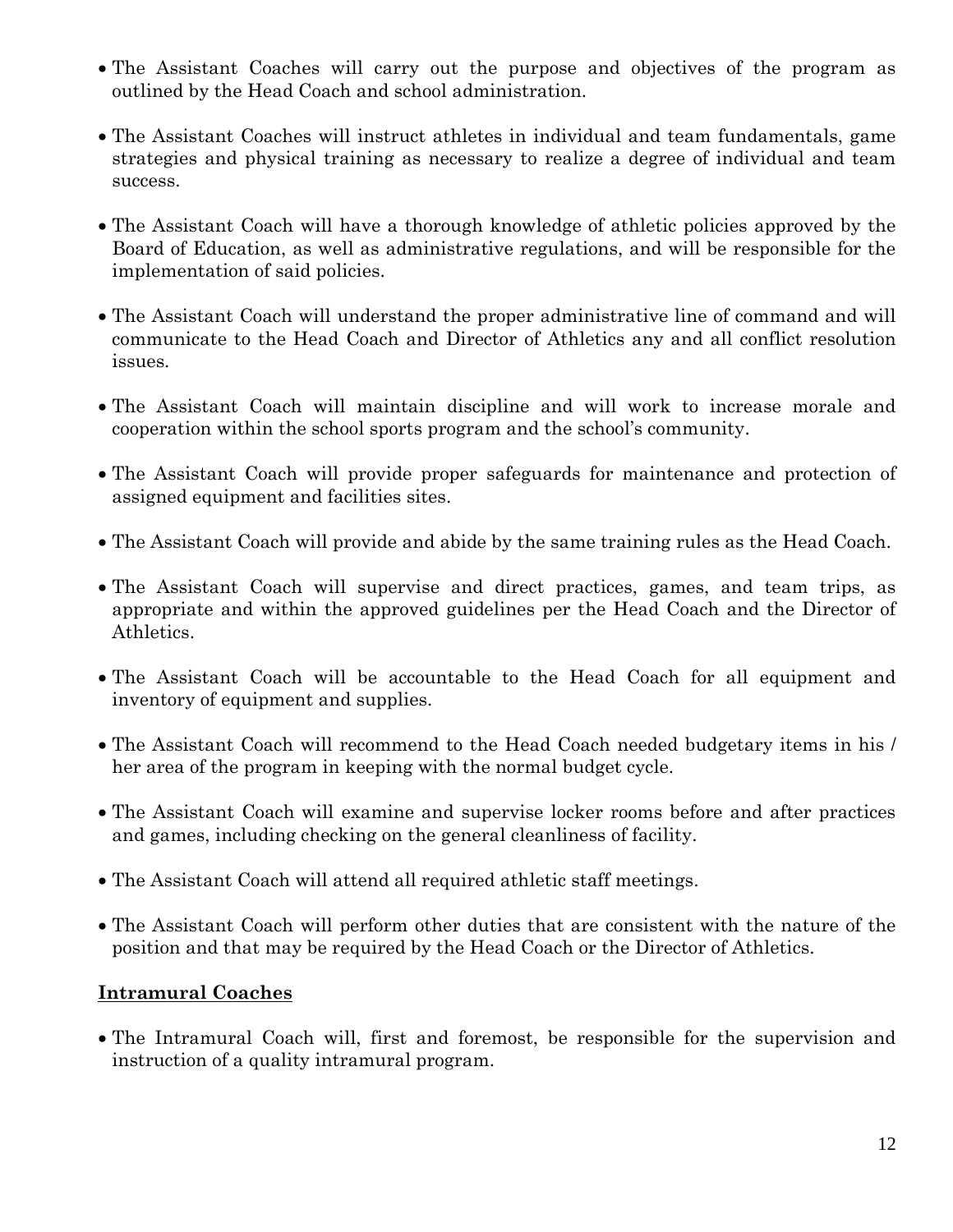- The Assistant Coaches will carry out the purpose and objectives of the program as outlined by the Head Coach and school administration.

- The Assistant Coaches will instruct athletes in individual and team fundamentals, game strategies and physical training as necessary to realize a degree of individual and team success.

- The Assistant Coach will have a thorough knowledge of athletic policies approved by the Board of Education, as well as administrative regulations, and will be responsible for the implementation of said policies.

- The Assistant Coach will understand the proper administrative line of command and will communicate to the Head Coach and Director of Athletics any and all conflict resolution issues.

- The Assistant Coach will maintain discipline and will work to increase morale and cooperation within the school sports program and the school's community.

- The Assistant Coach will provide proper safeguards for maintenance and protection of assigned equipment and facilities sites.

- The Assistant Coach will provide and abide by the same training rules as the Head Coach.

- The Assistant Coach will supervise and direct practices, games, and team trips, as appropriate and within the approved guidelines per the Head Coach and the Director of Athletics.

- The Assistant Coach will be accountable to the Head Coach for all equipment and inventory of equipment and supplies.

- The Assistant Coach will recommend to the Head Coach needed budgetary items in his / her area of the program in keeping with the normal budget cycle.

- The Assistant Coach will examine and supervise locker rooms before and after practices and games, including checking on the general cleanliness of facility.

- The Assistant Coach will attend all required athletic staff meetings.

- The Assistant Coach will perform other duties that are consistent with the nature of the position and that may be required by the Head Coach or the Director of Athletics.

## Intramural Coaches

- The Intramural Coach will, first and foremost, be responsible for the supervision and instruction of a quality intramural program.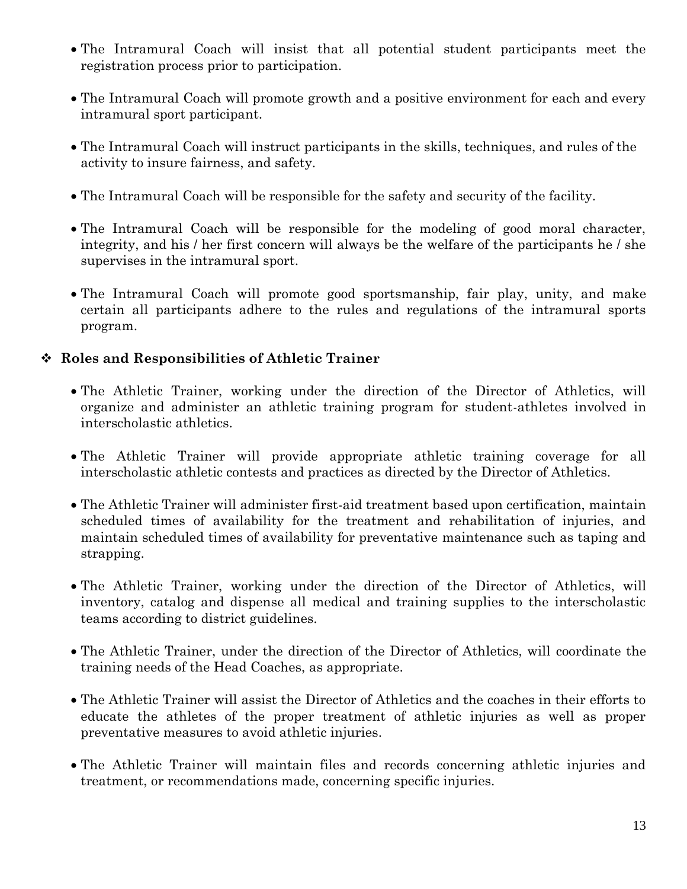- The Intramural Coach will insist that all potential student participants meet the registration process prior to participation.

- The Intramural Coach will promote growth and a positive environment for each and every intramural sport participant.

- The Intramural Coach will instruct participants in the skills, techniques, and rules of the activity to insure fairness, and safety.

- The Intramural Coach will be responsible for the safety and security of the facility.

- The Intramural Coach will be responsible for the modeling of good moral character, integrity, and his / her first concern will always be the welfare of the participants he / she supervises in the intramural sport.

- The Intramural Coach will promote good sportsmanship, fair play, unity, and make certain all participants adhere to the rules and regulations of the intramural sports program.

## ❖ Roles and Responsibilities of Athletic Trainer

- The Athletic Trainer, working under the direction of the Director of Athletics, will organize and administer an athletic training program for student-athletes involved in interscholastic athletics.

- The Athletic Trainer will provide appropriate athletic training coverage for all interscholastic athletic contests and practices as directed by the Director of Athletics.

- The Athletic Trainer will administer first-aid treatment based upon certification, maintain scheduled times of availability for the treatment and rehabilitation of injuries, and maintain scheduled times of availability for preventative maintenance such as taping and strapping.

- The Athletic Trainer, working under the direction of the Director of Athletics, will inventory, catalog and dispense all medical and training supplies to the interscholastic teams according to district guidelines.

- The Athletic Trainer, under the direction of the Director of Athletics, will coordinate the training needs of the Head Coaches, as appropriate.

- The Athletic Trainer will assist the Director of Athletics and the coaches in their efforts to educate the athletes of the proper treatment of athletic injuries as well as proper preventative measures to avoid athletic injuries.

- The Athletic Trainer will maintain files and records concerning athletic injuries and treatment, or recommendations made, concerning specific injuries.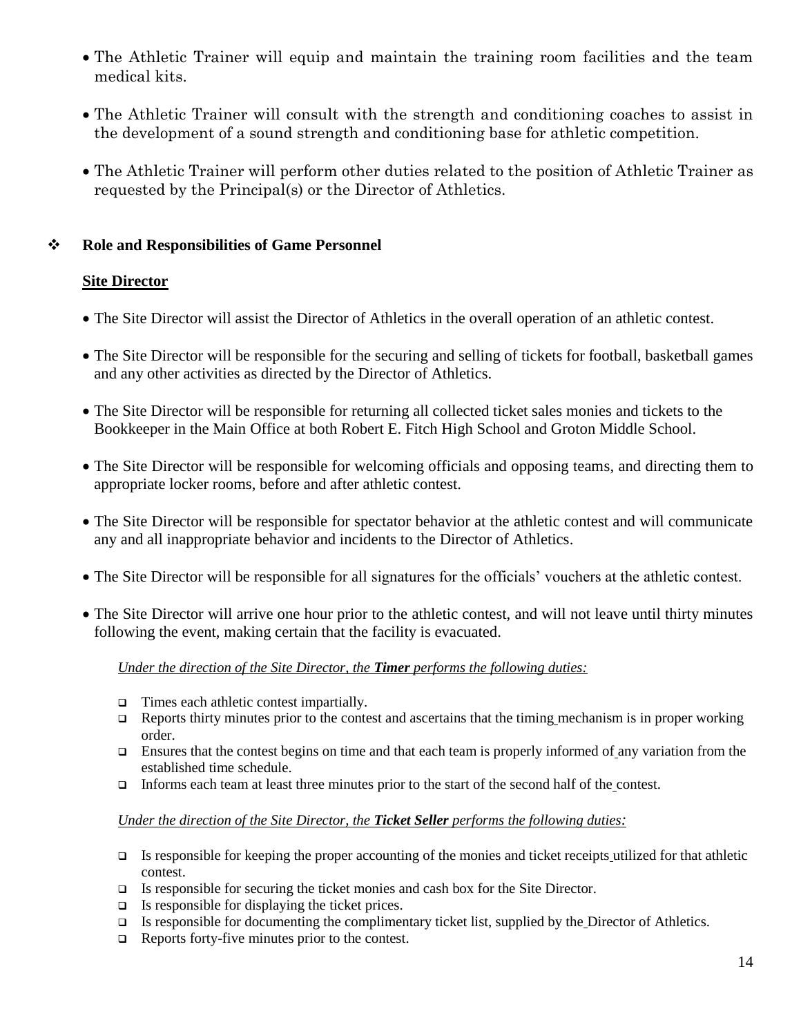- The Athletic Trainer will equip and maintain the training room facilities and the team medical kits.

- The Athletic Trainer will consult with the strength and conditioning coaches to assist in the development of a sound strength and conditioning base for athletic competition.

- The Athletic Trainer will perform other duties related to the position of Athletic Trainer as requested by the Principal(s) or the Director of Athletics.

## Role and Responsibilities of Game Personnel

### Site Director

- The Site Director will assist the Director of Athletics in the overall operation of an athletic contest.

- The Site Director will be responsible for the securing and selling of tickets for football, basketball games and any other activities as directed by the Director of Athletics.

- The Site Director will be responsible for returning all collected ticket sales monies and tickets to the Bookkeeper in the Main Office at both Robert E. Fitch High School and Groton Middle School.

- The Site Director will be responsible for welcoming officials and opposing teams, and directing them to appropriate locker rooms, before and after athletic contest.

- The Site Director will be responsible for spectator behavior at the athletic contest and will communicate any and all inappropriate behavior and incidents to the Director of Athletics.

- The Site Director will be responsible for all signatures for the officials' vouchers at the athletic contest.

- The Site Director will arrive one hour prior to the athletic contest, and will not leave until thirty minutes following the event, making certain that the facility is evacuated.

*Under the direction of the Site Director, the **Timer** performs the following duties:*

- Times each athletic contest impartially.
- Reports thirty minutes prior to the contest and ascertains that the timing mechanism is in proper working order.
- Ensures that the contest begins on time and that each team is properly informed of any variation from the established time schedule.
- Informs each team at least three minutes prior to the start of the second half of the contest.

*Under the direction of the Site Director, the **Ticket Seller** performs the following duties:*

- Is responsible for keeping the proper accounting of the monies and ticket receipts utilized for that athletic contest.
- Is responsible for securing the ticket monies and cash box for the Site Director.
- Is responsible for displaying the ticket prices.
- Is responsible for documenting the complimentary ticket list, supplied by the Director of Athletics.
- Reports forty-five minutes prior to the contest.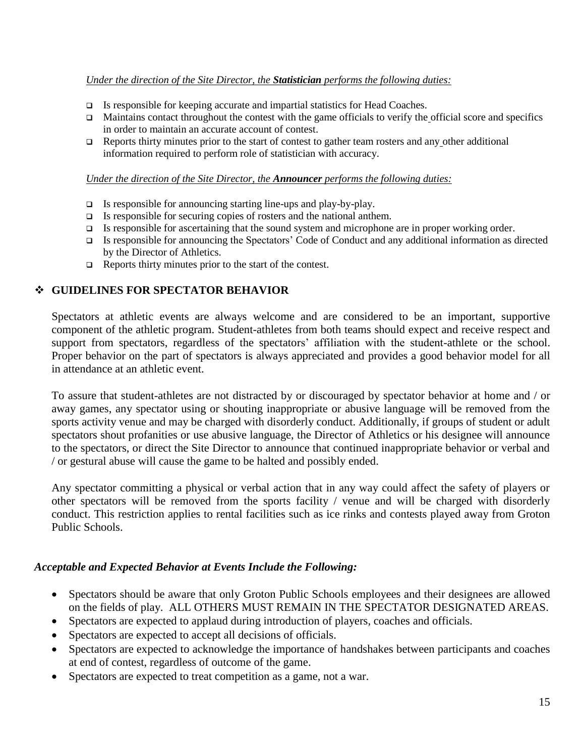*Under the direction of the Site Director, the **Statistician** performs the following duties:*

- Is responsible for keeping accurate and impartial statistics for Head Coaches.
- Maintains contact throughout the contest with the game officials to verify the official score and specifics in order to maintain an accurate account of contest.
- Reports thirty minutes prior to the start of contest to gather team rosters and any other additional information required to perform role of statistician with accuracy.

*Under the direction of the Site Director, the **Announcer** performs the following duties:*

- Is responsible for announcing starting line-ups and play-by-play.
- Is responsible for securing copies of rosters and the national anthem.
- Is responsible for ascertaining that the sound system and microphone are in proper working order.
- Is responsible for announcing the Spectators' Code of Conduct and any additional information as directed by the Director of Athletics.
- Reports thirty minutes prior to the start of the contest.

## GUIDELINES FOR SPECTATOR BEHAVIOR

Spectators at athletic events are always welcome and are considered to be an important, supportive component of the athletic program. Student-athletes from both teams should expect and receive respect and support from spectators, regardless of the spectators' affiliation with the student-athlete or the school. Proper behavior on the part of spectators is always appreciated and provides a good behavior model for all in attendance at an athletic event.

To assure that student-athletes are not distracted by or discouraged by spectator behavior at home and / or away games, any spectator using or shouting inappropriate or abusive language will be removed from the sports activity venue and may be charged with disorderly conduct. Additionally, if groups of student or adult spectators shout profanities or use abusive language, the Director of Athletics or his designee will announce to the spectators, or direct the Site Director to announce that continued inappropriate behavior or verbal and / or gestural abuse will cause the game to be halted and possibly ended.

Any spectator committing a physical or verbal action that in any way could affect the safety of players or other spectators will be removed from the sports facility / venue and will be charged with disorderly conduct. This restriction applies to rental facilities such as ice rinks and contests played away from Groton Public Schools.

### *Acceptable and Expected Behavior at Events Include the Following:*

- Spectators should be aware that only Groton Public Schools employees and their designees are allowed on the fields of play. ALL OTHERS MUST REMAIN IN THE SPECTATOR DESIGNATED AREAS.
- Spectators are expected to applaud during introduction of players, coaches and officials.
- Spectators are expected to accept all decisions of officials.
- Spectators are expected to acknowledge the importance of handshakes between participants and coaches at end of contest, regardless of outcome of the game.
- Spectators are expected to treat competition as a game, not a war.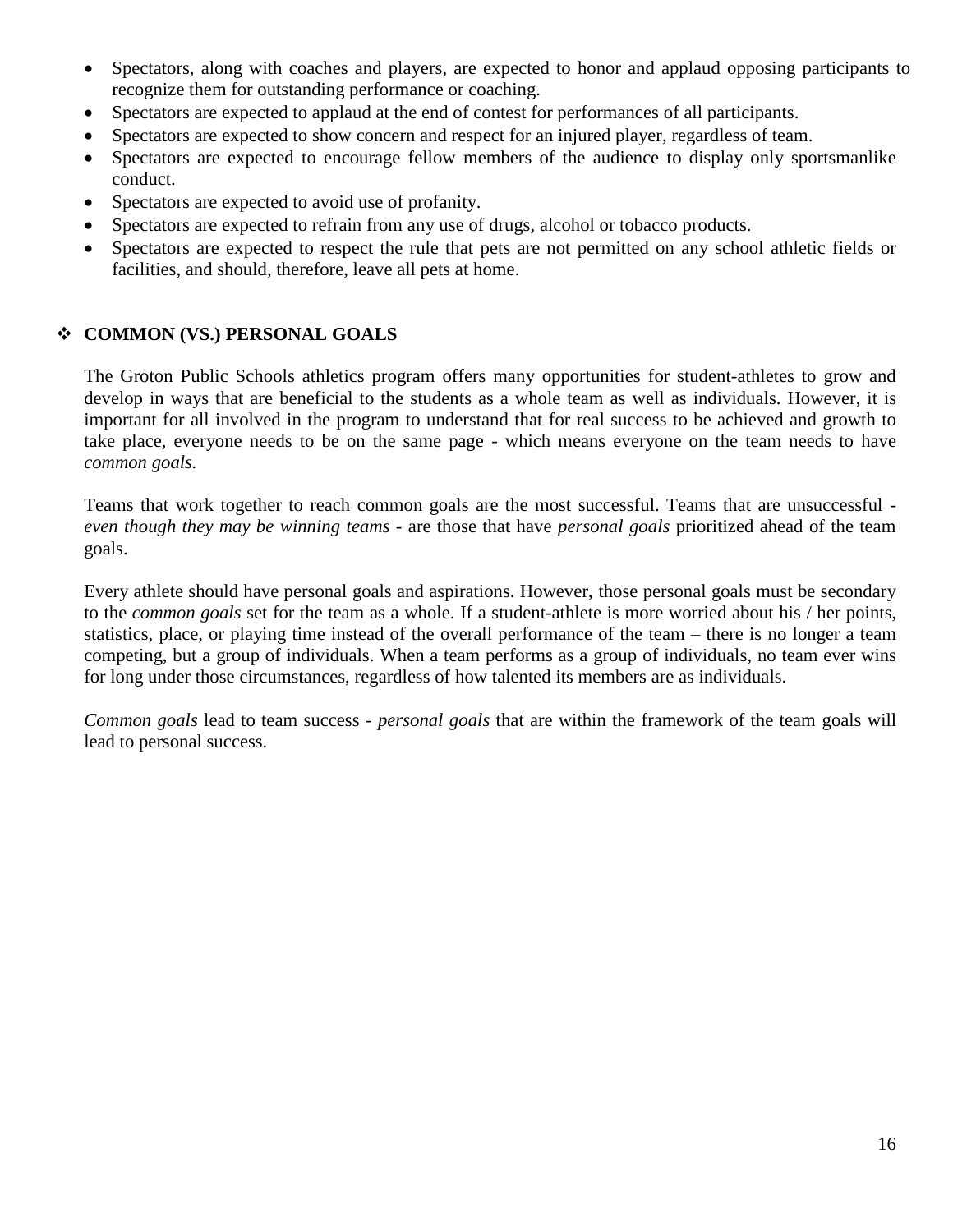- Spectators, along with coaches and players, are expected to honor and applaud opposing participants to recognize them for outstanding performance or coaching.
- Spectators are expected to applaud at the end of contest for performances of all participants.
- Spectators are expected to show concern and respect for an injured player, regardless of team.
- Spectators are expected to encourage fellow members of the audience to display only sportsmanlike conduct.
- Spectators are expected to avoid use of profanity.
- Spectators are expected to refrain from any use of drugs, alcohol or tobacco products.
- Spectators are expected to respect the rule that pets are not permitted on any school athletic fields or facilities, and should, therefore, leave all pets at home.

## ❖ COMMON (VS.) PERSONAL GOALS

The Groton Public Schools athletics program offers many opportunities for student-athletes to grow and develop in ways that are beneficial to the students as a whole team as well as individuals. However, it is important for all involved in the program to understand that for real success to be achieved and growth to take place, everyone needs to be on the same page - which means everyone on the team needs to have *common goals.*

Teams that work together to reach common goals are the most successful. Teams that are unsuccessful - *even though they may be winning teams* - are those that have *personal goals* prioritized ahead of the team goals.

Every athlete should have personal goals and aspirations. However, those personal goals must be secondary to the *common goals* set for the team as a whole. If a student-athlete is more worried about his / her points, statistics, place, or playing time instead of the overall performance of the team – there is no longer a team competing, but a group of individuals. When a team performs as a group of individuals, no team ever wins for long under those circumstances, regardless of how talented its members are as individuals.

*Common goals* lead to team success - *personal goals* that are within the framework of the team goals will lead to personal success.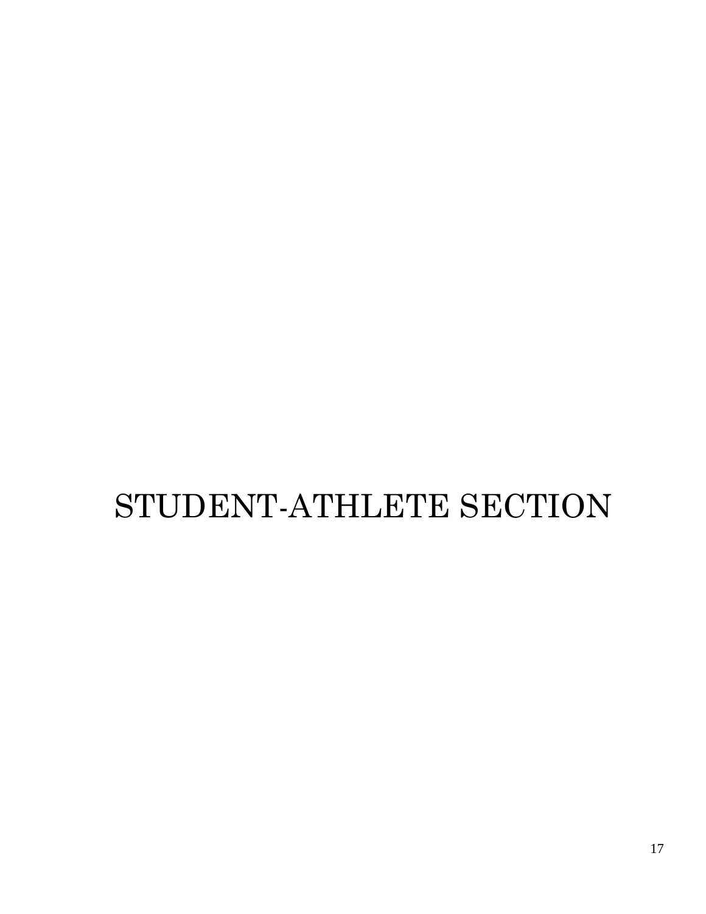# STUDENT-ATHLETE SECTION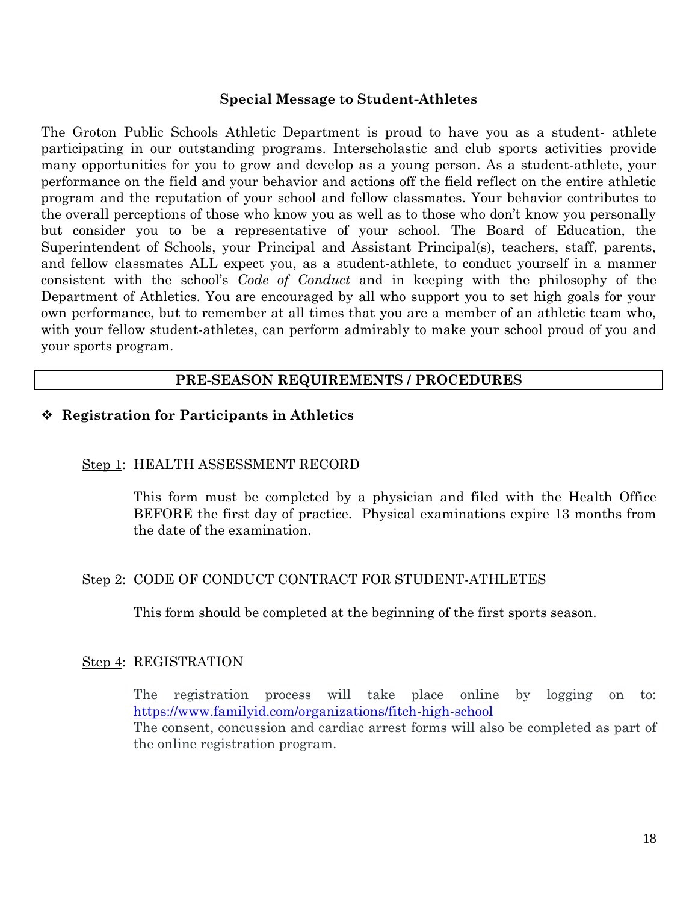## Special Message to Student-Athletes

The Groton Public Schools Athletic Department is proud to have you as a student- athlete participating in our outstanding programs. Interscholastic and club sports activities provide many opportunities for you to grow and develop as a young person. As a student-athlete, your performance on the field and your behavior and actions off the field reflect on the entire athletic program and the reputation of your school and fellow classmates. Your behavior contributes to the overall perceptions of those who know you as well as to those who don't know you personally but consider you to be a representative of your school. The Board of Education, the Superintendent of Schools, your Principal and Assistant Principal(s), teachers, staff, parents, and fellow classmates ALL expect you, as a student-athlete, to conduct yourself in a manner consistent with the school's *Code of Conduct* and in keeping with the philosophy of the Department of Athletics. You are encouraged by all who support you to set high goals for your own performance, but to remember at all times that you are a member of an athletic team who, with your fellow student-athletes, can perform admirably to make your school proud of you and your sports program.

## PRE-SEASON REQUIREMENTS / PROCEDURES

### ❖ Registration for Participants in Athletics

Step 1: HEALTH ASSESSMENT RECORD

This form must be completed by a physician and filed with the Health Office BEFORE the first day of practice. Physical examinations expire 13 months from the date of the examination.

Step 2: CODE OF CONDUCT CONTRACT FOR STUDENT-ATHLETES

This form should be completed at the beginning of the first sports season.

Step 4: REGISTRATION

The registration process will take place online by logging on to: https://www.familyid.com/organizations/fitch-high-school
The consent, concussion and cardiac arrest forms will also be completed as part of the online registration program.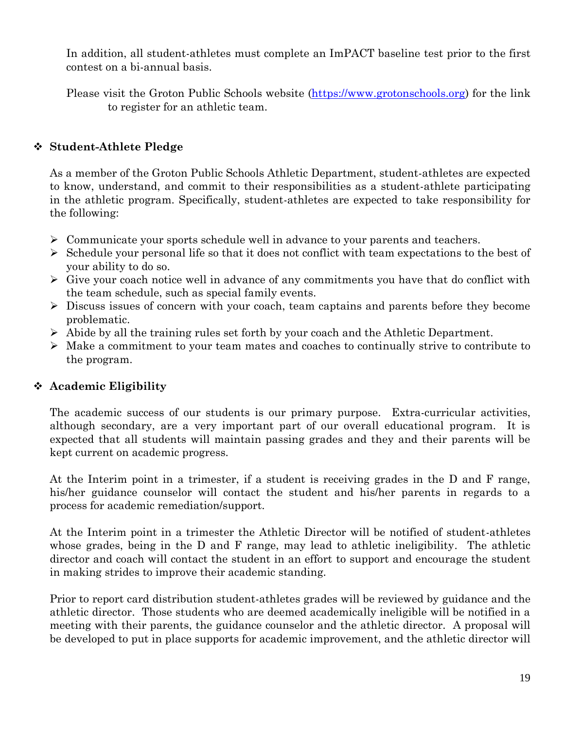In addition, all student-athletes must complete an ImPACT baseline test prior to the first contest on a bi-annual basis.

Please visit the Groton Public Schools website (https://www.grotonschools.org) for the link to register for an athletic team.

## ❖ Student-Athlete Pledge

As a member of the Groton Public Schools Athletic Department, student-athletes are expected to know, understand, and commit to their responsibilities as a student-athlete participating in the athletic program. Specifically, student-athletes are expected to take responsibility for the following:

- Communicate your sports schedule well in advance to your parents and teachers.
- Schedule your personal life so that it does not conflict with team expectations to the best of your ability to do so.
- Give your coach notice well in advance of any commitments you have that do conflict with the team schedule, such as special family events.
- Discuss issues of concern with your coach, team captains and parents before they become problematic.
- Abide by all the training rules set forth by your coach and the Athletic Department.
- Make a commitment to your team mates and coaches to continually strive to contribute to the program.

## ❖ Academic Eligibility

The academic success of our students is our primary purpose. Extra-curricular activities, although secondary, are a very important part of our overall educational program. It is expected that all students will maintain passing grades and they and their parents will be kept current on academic progress.

At the Interim point in a trimester, if a student is receiving grades in the D and F range, his/her guidance counselor will contact the student and his/her parents in regards to a process for academic remediation/support.

At the Interim point in a trimester the Athletic Director will be notified of student-athletes whose grades, being in the D and F range, may lead to athletic ineligibility. The athletic director and coach will contact the student in an effort to support and encourage the student in making strides to improve their academic standing.

Prior to report card distribution student-athletes grades will be reviewed by guidance and the athletic director. Those students who are deemed academically ineligible will be notified in a meeting with their parents, the guidance counselor and the athletic director. A proposal will be developed to put in place supports for academic improvement, and the athletic director will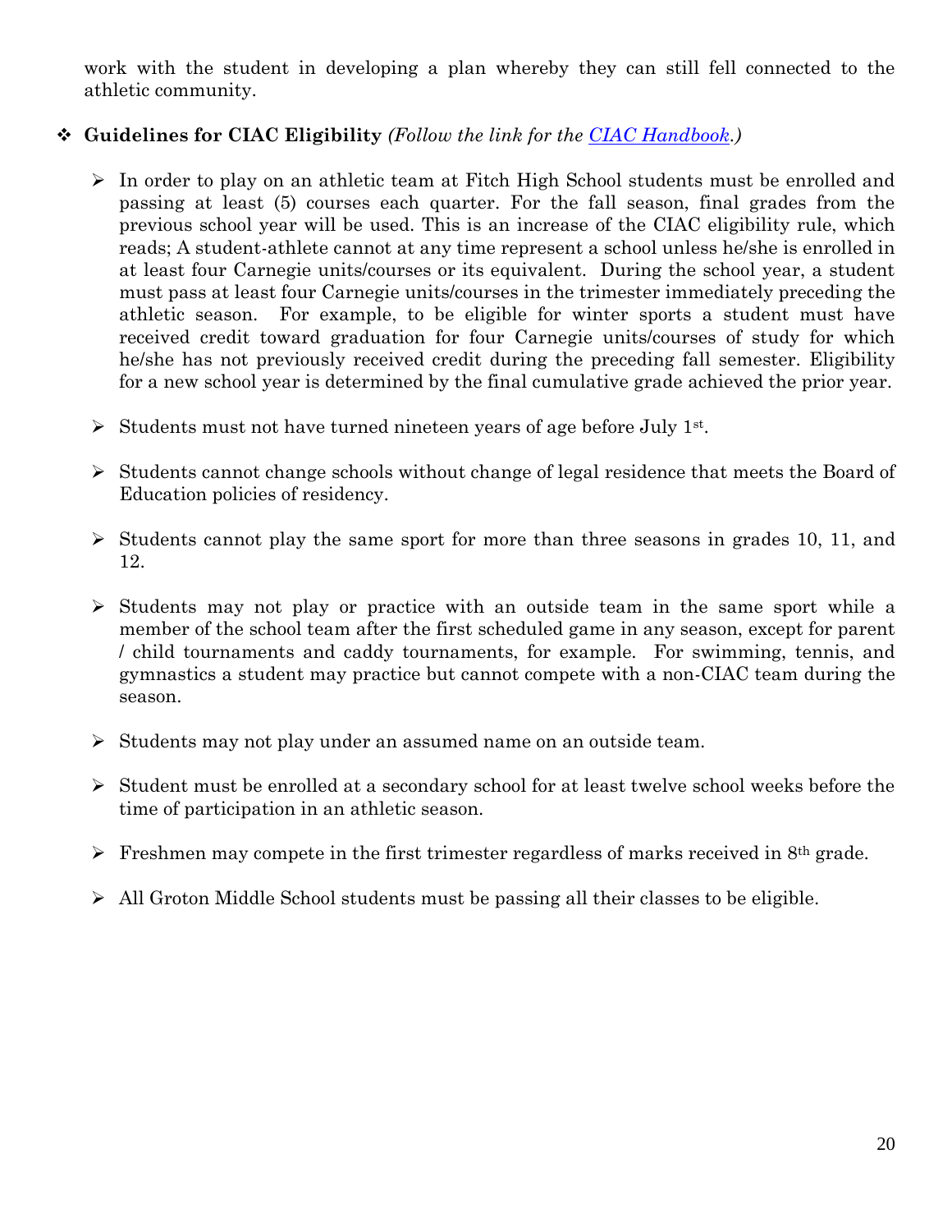work with the student in developing a plan whereby they can still fell connected to the athletic community.

- **Guidelines for CIAC Eligibility** *(Follow the link for the [CIAC Handbook](CIAC Handbook).)*

  - In order to play on an athletic team at Fitch High School students must be enrolled and passing at least (5) courses each quarter. For the fall season, final grades from the previous school year will be used. This is an increase of the CIAC eligibility rule, which reads; A student-athlete cannot at any time represent a school unless he/she is enrolled in at least four Carnegie units/courses or its equivalent. During the school year, a student must pass at least four Carnegie units/courses in the trimester immediately preceding the athletic season. For example, to be eligible for winter sports a student must have received credit toward graduation for four Carnegie units/courses of study for which he/she has not previously received credit during the preceding fall semester. Eligibility for a new school year is determined by the final cumulative grade achieved the prior year.

  - Students must not have turned nineteen years of age before July 1st.

  - Students cannot change schools without change of legal residence that meets the Board of Education policies of residency.

  - Students cannot play the same sport for more than three seasons in grades 10, 11, and 12.

  - Students may not play or practice with an outside team in the same sport while a member of the school team after the first scheduled game in any season, except for parent / child tournaments and caddy tournaments, for example. For swimming, tennis, and gymnastics a student may practice but cannot compete with a non-CIAC team during the season.

  - Students may not play under an assumed name on an outside team.

  - Student must be enrolled at a secondary school for at least twelve school weeks before the time of participation in an athletic season.

  - Freshmen may compete in the first trimester regardless of marks received in 8th grade.

  - All Groton Middle School students must be passing all their classes to be eligible.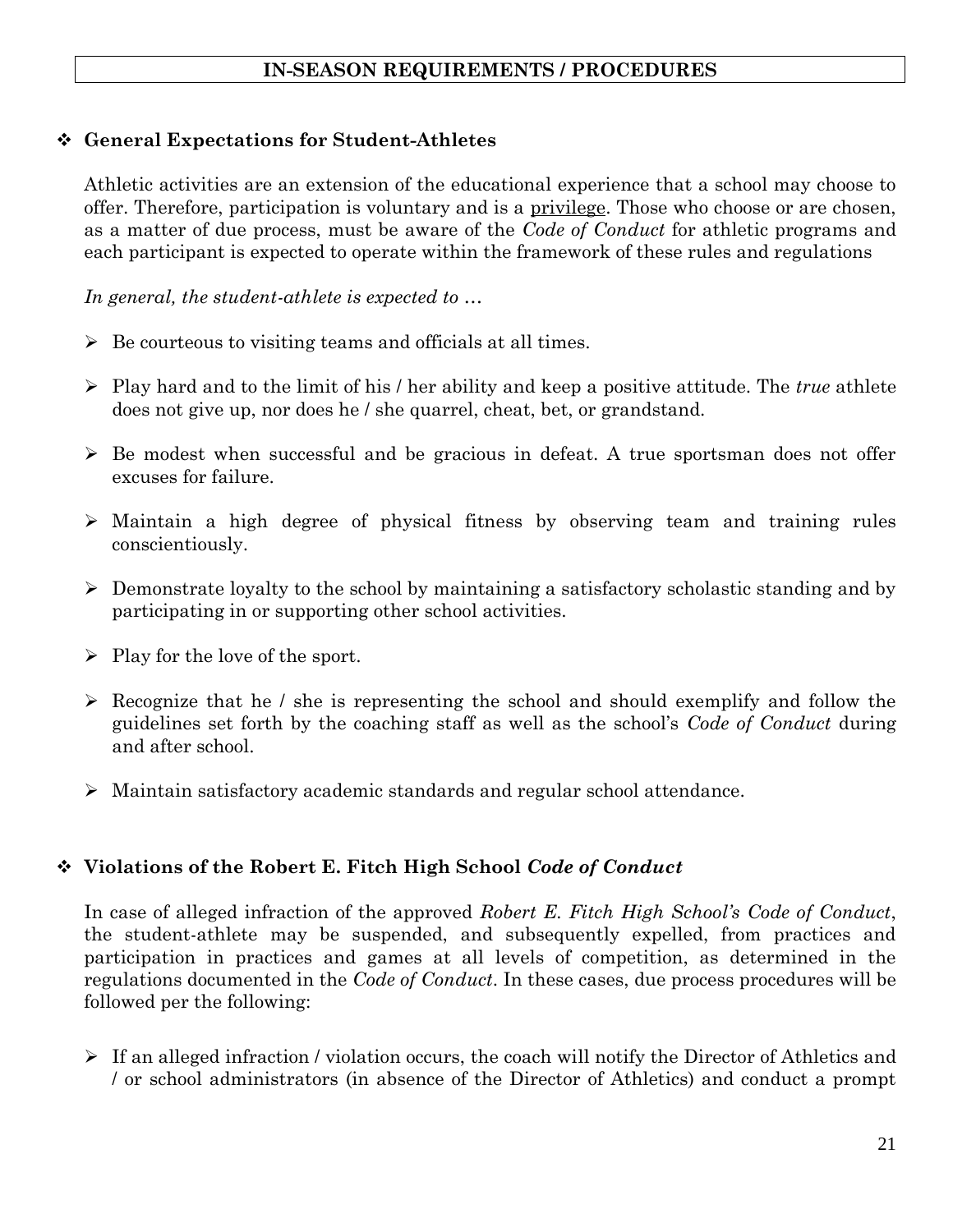## IN-SEASON REQUIREMENTS / PROCEDURES

### ❖ General Expectations for Student-Athletes

Athletic activities are an extension of the educational experience that a school may choose to offer. Therefore, participation is voluntary and is a <u>privilege</u>. Those who choose or are chosen, as a matter of due process, must be aware of the *Code of Conduct* for athletic programs and each participant is expected to operate within the framework of these rules and regulations

*In general, the student-athlete is expected to …*

- Be courteous to visiting teams and officials at all times.
- Play hard and to the limit of his / her ability and keep a positive attitude. The *true* athlete does not give up, nor does he / she quarrel, cheat, bet, or grandstand.
- Be modest when successful and be gracious in defeat. A true sportsman does not offer excuses for failure.
- Maintain a high degree of physical fitness by observing team and training rules conscientiously.
- Demonstrate loyalty to the school by maintaining a satisfactory scholastic standing and by participating in or supporting other school activities.
- Play for the love of the sport.
- Recognize that he / she is representing the school and should exemplify and follow the guidelines set forth by the coaching staff as well as the school's *Code of Conduct* during and after school.
- Maintain satisfactory academic standards and regular school attendance.

### ❖ Violations of the Robert E. Fitch High School *Code of Conduct*

In case of alleged infraction of the approved *Robert E. Fitch High School's Code of Conduct*, the student-athlete may be suspended, and subsequently expelled, from practices and participation in practices and games at all levels of competition, as determined in the regulations documented in the *Code of Conduct*. In these cases, due process procedures will be followed per the following:

- If an alleged infraction / violation occurs, the coach will notify the Director of Athletics and / or school administrators (in absence of the Director of Athletics) and conduct a prompt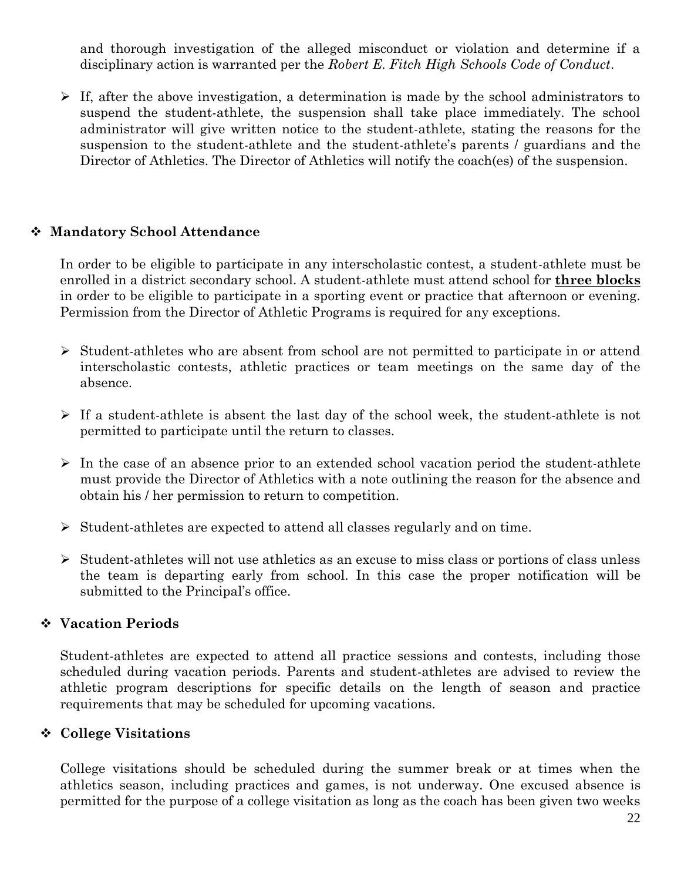and thorough investigation of the alleged misconduct or violation and determine if a disciplinary action is warranted per the *Robert E. Fitch High Schools Code of Conduct*.

- If, after the above investigation, a determination is made by the school administrators to suspend the student-athlete, the suspension shall take place immediately. The school administrator will give written notice to the student-athlete, stating the reasons for the suspension to the student-athlete and the student-athlete's parents / guardians and the Director of Athletics. The Director of Athletics will notify the coach(es) of the suspension.

## ❖ Mandatory School Attendance

In order to be eligible to participate in any interscholastic contest, a student-athlete must be enrolled in a district secondary school. A student-athlete must attend school for <u>**three blocks**</u> in order to be eligible to participate in a sporting event or practice that afternoon or evening. Permission from the Director of Athletic Programs is required for any exceptions.

- Student-athletes who are absent from school are not permitted to participate in or attend interscholastic contests, athletic practices or team meetings on the same day of the absence.
- If a student-athlete is absent the last day of the school week, the student-athlete is not permitted to participate until the return to classes.
- In the case of an absence prior to an extended school vacation period the student-athlete must provide the Director of Athletics with a note outlining the reason for the absence and obtain his / her permission to return to competition.
- Student-athletes are expected to attend all classes regularly and on time.
- Student-athletes will not use athletics as an excuse to miss class or portions of class unless the team is departing early from school. In this case the proper notification will be submitted to the Principal's office.

## ❖ Vacation Periods

Student-athletes are expected to attend all practice sessions and contests, including those scheduled during vacation periods. Parents and student-athletes are advised to review the athletic program descriptions for specific details on the length of season and practice requirements that may be scheduled for upcoming vacations.

## ❖ College Visitations

College visitations should be scheduled during the summer break or at times when the athletics season, including practices and games, is not underway. One excused absence is permitted for the purpose of a college visitation as long as the coach has been given two weeks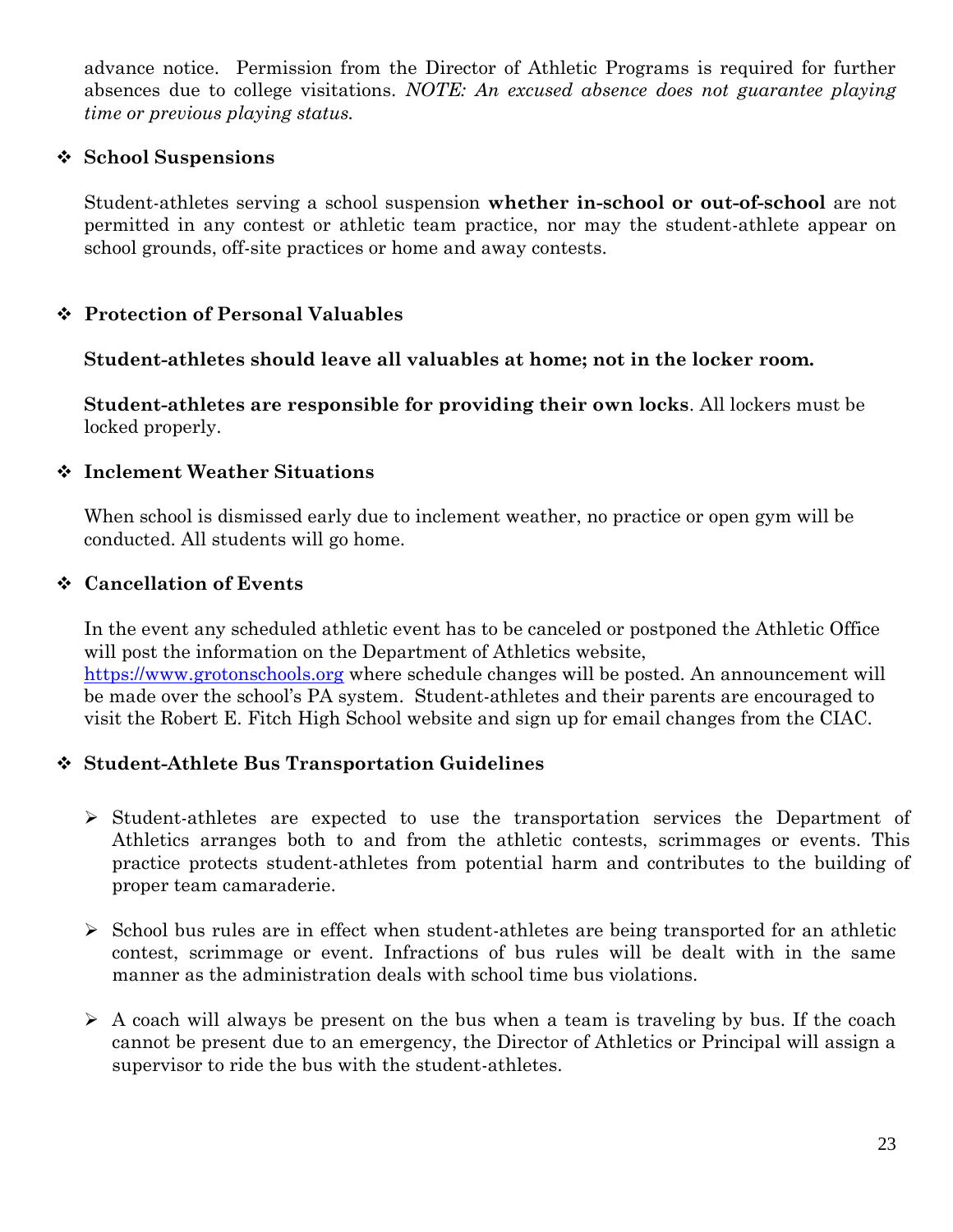advance notice. Permission from the Director of Athletic Programs is required for further absences due to college visitations. *NOTE: An excused absence does not guarantee playing time or previous playing status.*

### ❖ School Suspensions

Student-athletes serving a school suspension **whether in-school or out-of-school** are not permitted in any contest or athletic team practice, nor may the student-athlete appear on school grounds, off-site practices or home and away contests.

### ❖ Protection of Personal Valuables

**Student-athletes should leave all valuables at home; not in the locker room.**

**Student-athletes are responsible for providing their own locks**. All lockers must be locked properly.

### ❖ Inclement Weather Situations

When school is dismissed early due to inclement weather, no practice or open gym will be conducted. All students will go home.

### ❖ Cancellation of Events

In the event any scheduled athletic event has to be canceled or postponed the Athletic Office will post the information on the Department of Athletics website, [https://www.grotonschools.org](https://www.grotonschools.org) where schedule changes will be posted. An announcement will be made over the school's PA system. Student-athletes and their parents are encouraged to visit the Robert E. Fitch High School website and sign up for email changes from the CIAC.

### ❖ Student-Athlete Bus Transportation Guidelines

- Student-athletes are expected to use the transportation services the Department of Athletics arranges both to and from the athletic contests, scrimmages or events. This practice protects student-athletes from potential harm and contributes to the building of proper team camaraderie.
- School bus rules are in effect when student-athletes are being transported for an athletic contest, scrimmage or event. Infractions of bus rules will be dealt with in the same manner as the administration deals with school time bus violations.
- A coach will always be present on the bus when a team is traveling by bus. If the coach cannot be present due to an emergency, the Director of Athletics or Principal will assign a supervisor to ride the bus with the student-athletes.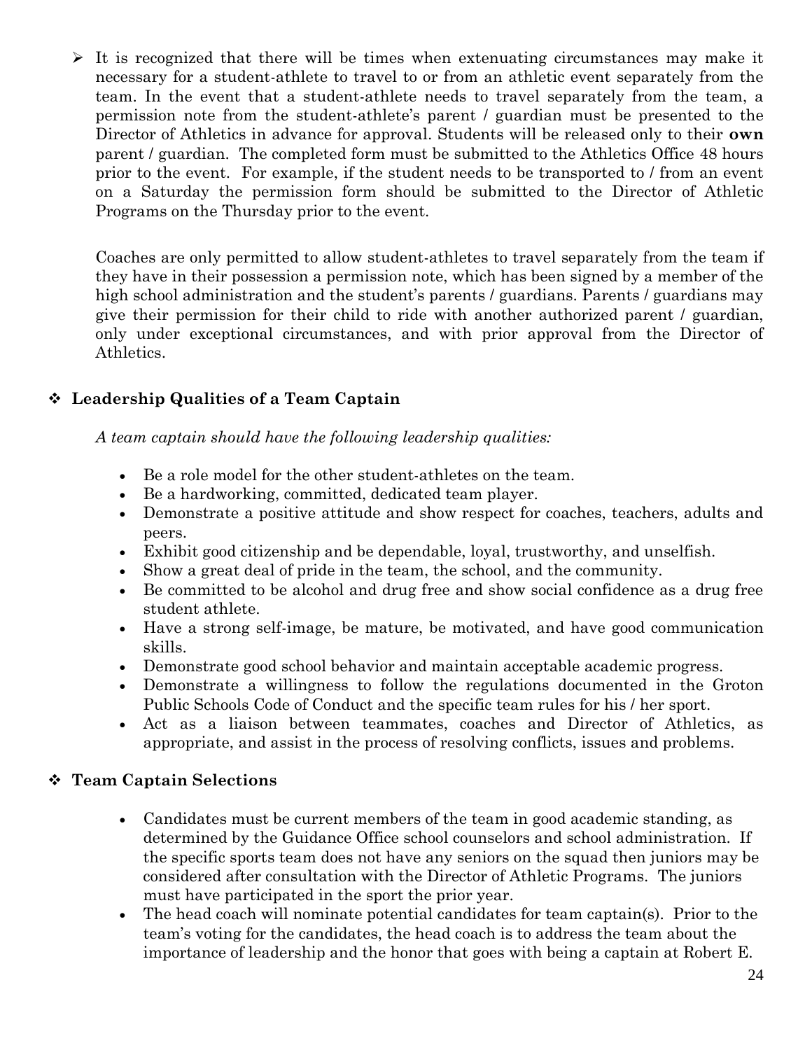- It is recognized that there will be times when extenuating circumstances may make it necessary for a student-athlete to travel to or from an athletic event separately from the team. In the event that a student-athlete needs to travel separately from the team, a permission note from the student-athlete's parent / guardian must be presented to the Director of Athletics in advance for approval. Students will be released only to their **own** parent / guardian. The completed form must be submitted to the Athletics Office 48 hours prior to the event. For example, if the student needs to be transported to / from an event on a Saturday the permission form should be submitted to the Director of Athletic Programs on the Thursday prior to the event.

  Coaches are only permitted to allow student-athletes to travel separately from the team if they have in their possession a permission note, which has been signed by a member of the high school administration and the student's parents / guardians. Parents / guardians may give their permission for their child to ride with another authorized parent / guardian, only under exceptional circumstances, and with prior approval from the Director of Athletics.

## Leadership Qualities of a Team Captain

*A team captain should have the following leadership qualities:*

- Be a role model for the other student-athletes on the team.
- Be a hardworking, committed, dedicated team player.
- Demonstrate a positive attitude and show respect for coaches, teachers, adults and peers.
- Exhibit good citizenship and be dependable, loyal, trustworthy, and unselfish.
- Show a great deal of pride in the team, the school, and the community.
- Be committed to be alcohol and drug free and show social confidence as a drug free student athlete.
- Have a strong self-image, be mature, be motivated, and have good communication skills.
- Demonstrate good school behavior and maintain acceptable academic progress.
- Demonstrate a willingness to follow the regulations documented in the Groton Public Schools Code of Conduct and the specific team rules for his / her sport.
- Act as a liaison between teammates, coaches and Director of Athletics, as appropriate, and assist in the process of resolving conflicts, issues and problems.

## Team Captain Selections

- Candidates must be current members of the team in good academic standing, as determined by the Guidance Office school counselors and school administration. If the specific sports team does not have any seniors on the squad then juniors may be considered after consultation with the Director of Athletic Programs. The juniors must have participated in the sport the prior year.
- The head coach will nominate potential candidates for team captain(s). Prior to the team's voting for the candidates, the head coach is to address the team about the importance of leadership and the honor that goes with being a captain at Robert E.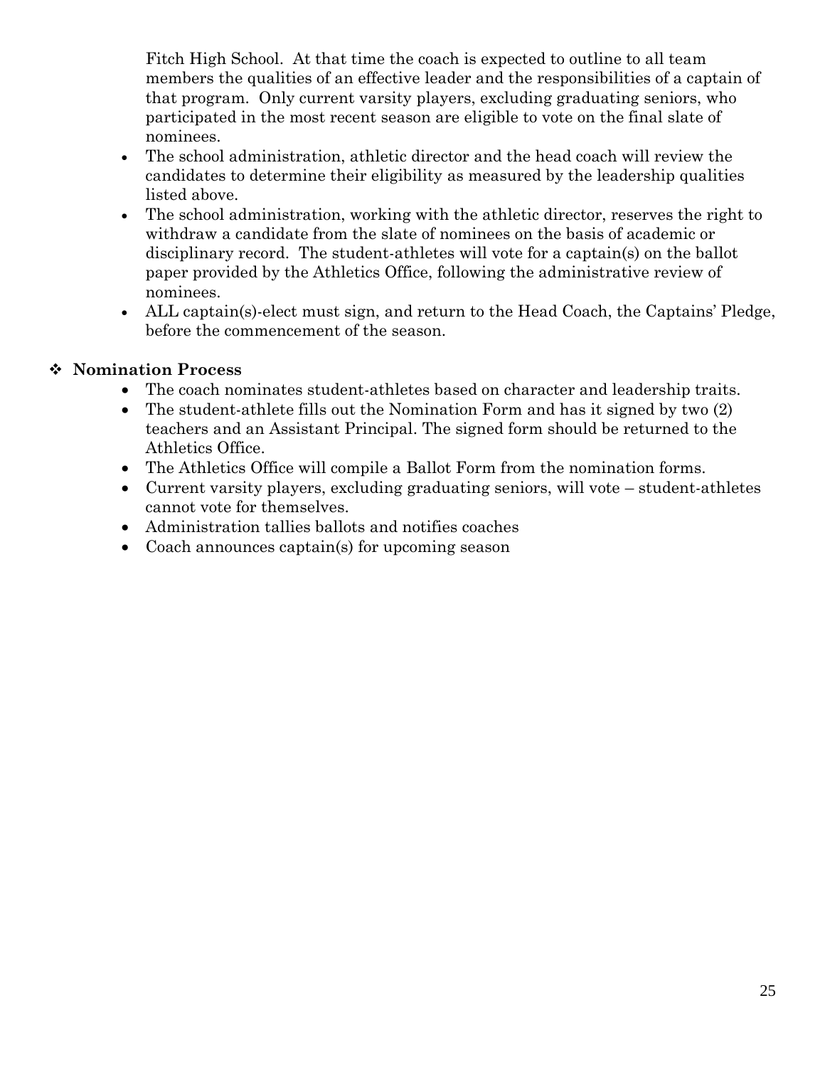Fitch High School. At that time the coach is expected to outline to all team members the qualities of an effective leader and the responsibilities of a captain of that program. Only current varsity players, excluding graduating seniors, who participated in the most recent season are eligible to vote on the final slate of nominees.

- The school administration, athletic director and the head coach will review the candidates to determine their eligibility as measured by the leadership qualities listed above.
- The school administration, working with the athletic director, reserves the right to withdraw a candidate from the slate of nominees on the basis of academic or disciplinary record. The student-athletes will vote for a captain(s) on the ballot paper provided by the Athletics Office, following the administrative review of nominees.
- ALL captain(s)-elect must sign, and return to the Head Coach, the Captains' Pledge, before the commencement of the season.

## ❖ Nomination Process

- The coach nominates student-athletes based on character and leadership traits.
- The student-athlete fills out the Nomination Form and has it signed by two (2) teachers and an Assistant Principal. The signed form should be returned to the Athletics Office.
- The Athletics Office will compile a Ballot Form from the nomination forms.
- Current varsity players, excluding graduating seniors, will vote – student-athletes cannot vote for themselves.
- Administration tallies ballots and notifies coaches
- Coach announces captain(s) for upcoming season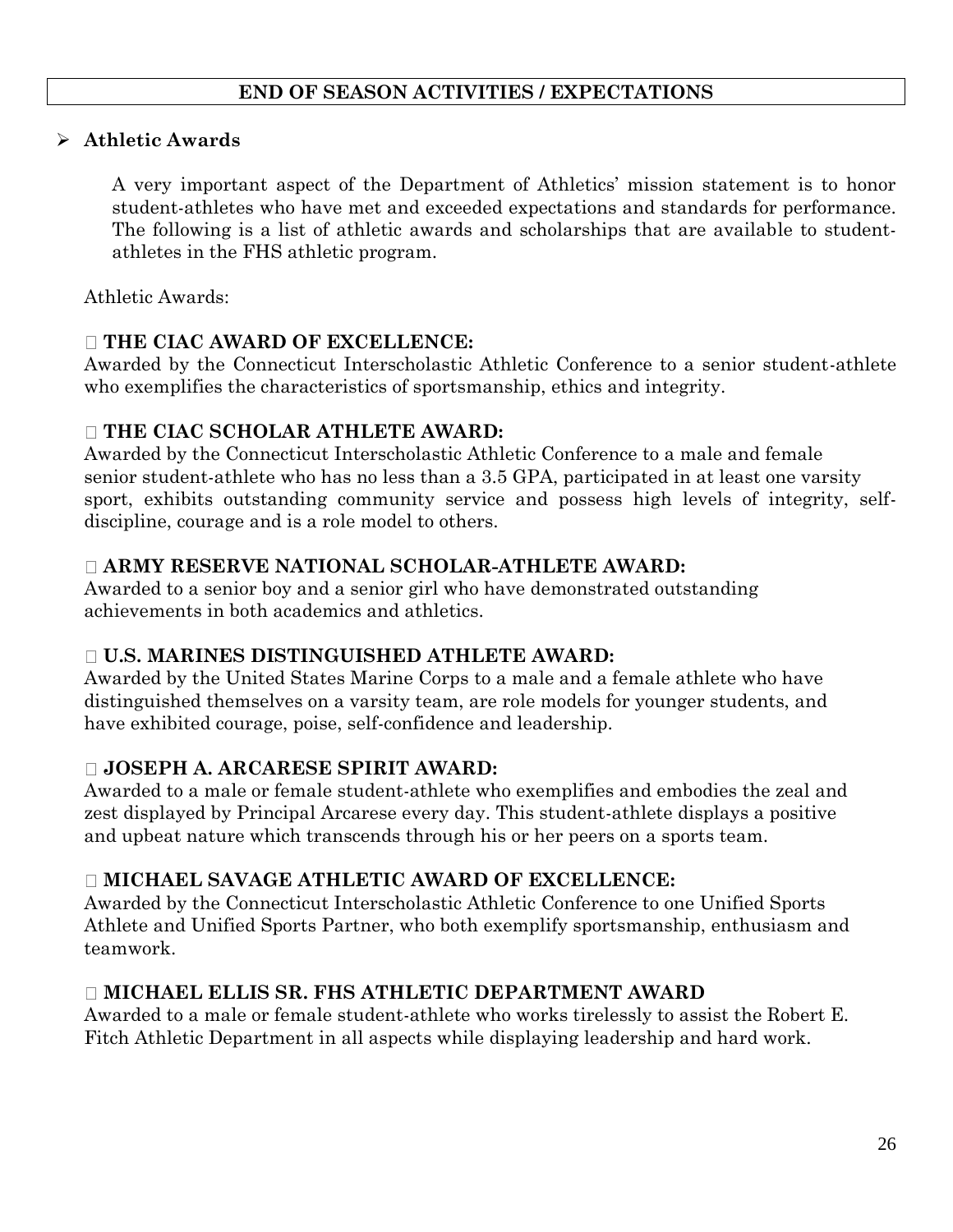## END OF SEASON ACTIVITIES / EXPECTATIONS

- **Athletic Awards**

  A very important aspect of the Department of Athletics' mission statement is to honor student-athletes who have met and exceeded expectations and standards for performance. The following is a list of athletic awards and scholarships that are available to student-athletes in the FHS athletic program.

Athletic Awards:

- **THE CIAC AWARD OF EXCELLENCE:**
Awarded by the Connecticut Interscholastic Athletic Conference to a senior student-athlete who exemplifies the characteristics of sportsmanship, ethics and integrity.

- **THE CIAC SCHOLAR ATHLETE AWARD:**
Awarded by the Connecticut Interscholastic Athletic Conference to a male and female senior student-athlete who has no less than a 3.5 GPA, participated in at least one varsity sport, exhibits outstanding community service and possess high levels of integrity, self-discipline, courage and is a role model to others.

- **ARMY RESERVE NATIONAL SCHOLAR-ATHLETE AWARD:**
Awarded to a senior boy and a senior girl who have demonstrated outstanding achievements in both academics and athletics.

- **U.S. MARINES DISTINGUISHED ATHLETE AWARD:**
Awarded by the United States Marine Corps to a male and a female athlete who have distinguished themselves on a varsity team, are role models for younger students, and have exhibited courage, poise, self-confidence and leadership.

- **JOSEPH A. ARCARESE SPIRIT AWARD:**
Awarded to a male or female student-athlete who exemplifies and embodies the zeal and zest displayed by Principal Arcarese every day. This student-athlete displays a positive and upbeat nature which transcends through his or her peers on a sports team.

- **MICHAEL SAVAGE ATHLETIC AWARD OF EXCELLENCE:**
Awarded by the Connecticut Interscholastic Athletic Conference to one Unified Sports Athlete and Unified Sports Partner, who both exemplify sportsmanship, enthusiasm and teamwork.

- **MICHAEL ELLIS SR. FHS ATHLETIC DEPARTMENT AWARD**
Awarded to a male or female student-athlete who works tirelessly to assist the Robert E. Fitch Athletic Department in all aspects while displaying leadership and hard work.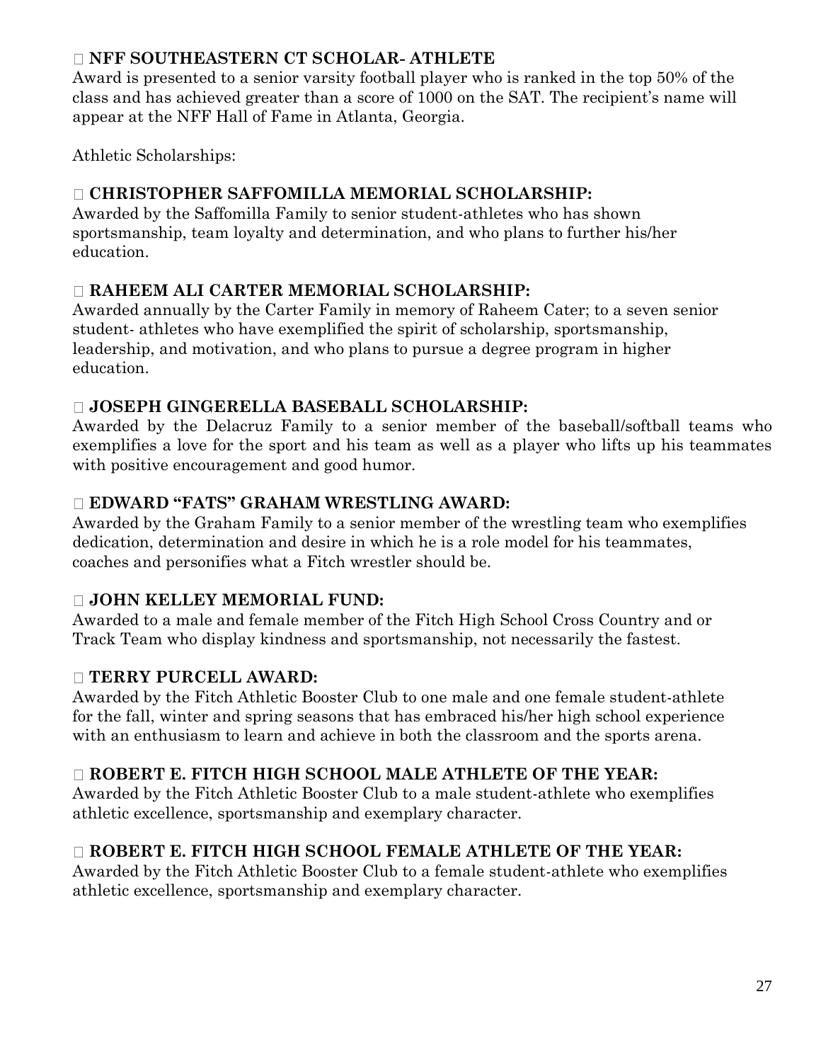- **NFF SOUTHEASTERN CT SCHOLAR- ATHLETE**

Award is presented to a senior varsity football player who is ranked in the top 50% of the class and has achieved greater than a score of 1000 on the SAT. The recipient's name will appear at the NFF Hall of Fame in Atlanta, Georgia.

Athletic Scholarships:

- **CHRISTOPHER SAFFOMILLA MEMORIAL SCHOLARSHIP:**

Awarded by the Saffomilla Family to senior student-athletes who has shown sportsmanship, team loyalty and determination, and who plans to further his/her education.

- **RAHEEM ALI CARTER MEMORIAL SCHOLARSHIP:**

Awarded annually by the Carter Family in memory of Raheem Cater; to a seven senior student- athletes who have exemplified the spirit of scholarship, sportsmanship, leadership, and motivation, and who plans to pursue a degree program in higher education.

- **JOSEPH GINGERELLA BASEBALL SCHOLARSHIP:**

Awarded by the Delacruz Family to a senior member of the baseball/softball teams who exemplifies a love for the sport and his team as well as a player who lifts up his teammates with positive encouragement and good humor.

- **EDWARD "FATS" GRAHAM WRESTLING AWARD:**

Awarded by the Graham Family to a senior member of the wrestling team who exemplifies dedication, determination and desire in which he is a role model for his teammates, coaches and personifies what a Fitch wrestler should be.

- **JOHN KELLEY MEMORIAL FUND:**

Awarded to a male and female member of the Fitch High School Cross Country and or Track Team who display kindness and sportsmanship, not necessarily the fastest.

- **TERRY PURCELL AWARD:**

Awarded by the Fitch Athletic Booster Club to one male and one female student-athlete for the fall, winter and spring seasons that has embraced his/her high school experience with an enthusiasm to learn and achieve in both the classroom and the sports arena.

- **ROBERT E. FITCH HIGH SCHOOL MALE ATHLETE OF THE YEAR:**

Awarded by the Fitch Athletic Booster Club to a male student-athlete who exemplifies athletic excellence, sportsmanship and exemplary character.

- **ROBERT E. FITCH HIGH SCHOOL FEMALE ATHLETE OF THE YEAR:**

Awarded by the Fitch Athletic Booster Club to a female student-athlete who exemplifies athletic excellence, sportsmanship and exemplary character.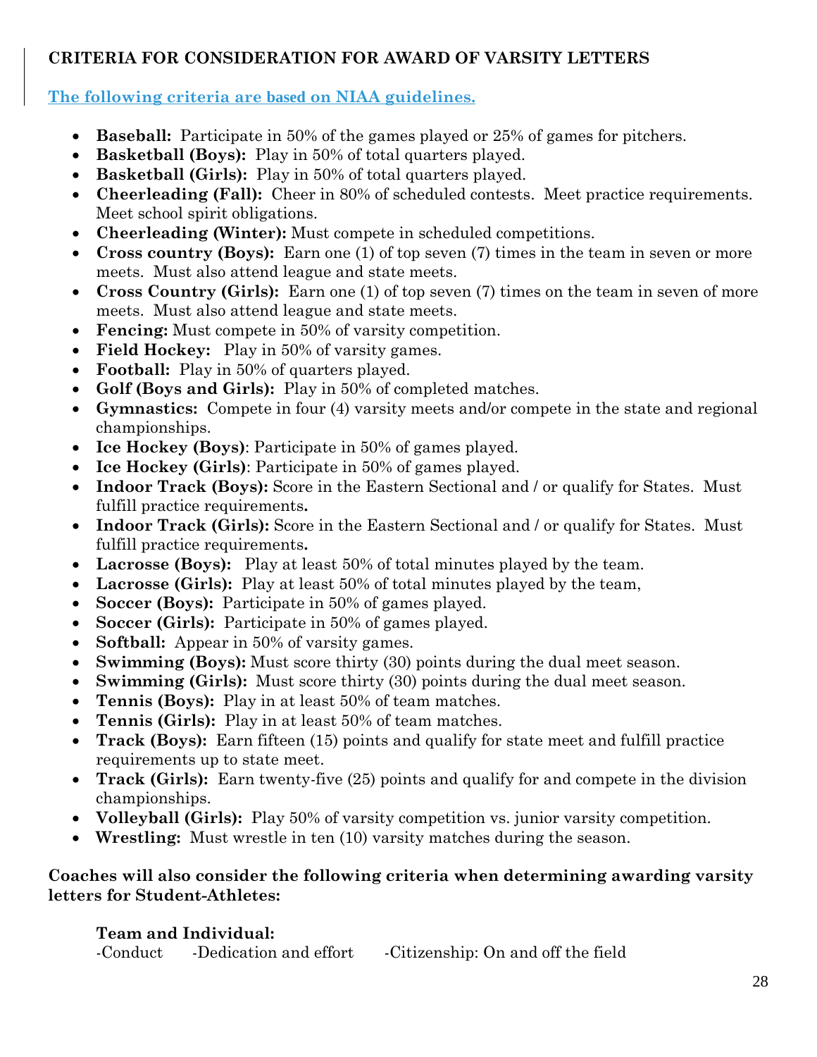**CRITERIA FOR CONSIDERATION FOR AWARD OF VARSITY LETTERS**

**The following criteria are based on NIAA guidelines.**

- **Baseball:** Participate in 50% of the games played or 25% of games for pitchers.
- **Basketball (Boys):** Play in 50% of total quarters played.
- **Basketball (Girls):** Play in 50% of total quarters played.
- **Cheerleading (Fall):** Cheer in 80% of scheduled contests. Meet practice requirements. Meet school spirit obligations.
- **Cheerleading (Winter):** Must compete in scheduled competitions.
- **Cross country (Boys):** Earn one (1) of top seven (7) times in the team in seven or more meets. Must also attend league and state meets.
- **Cross Country (Girls):** Earn one (1) of top seven (7) times on the team in seven of more meets. Must also attend league and state meets.
- **Fencing:** Must compete in 50% of varsity competition.
- **Field Hockey:** Play in 50% of varsity games.
- **Football:** Play in 50% of quarters played.
- **Golf (Boys and Girls):** Play in 50% of completed matches.
- **Gymnastics:** Compete in four (4) varsity meets and/or compete in the state and regional championships.
- **Ice Hockey (Boys)**: Participate in 50% of games played.
- **Ice Hockey (Girls)**: Participate in 50% of games played.
- **Indoor Track (Boys):** Score in the Eastern Sectional and / or qualify for States. Must fulfill practice requirements**.**
- **Indoor Track (Girls):** Score in the Eastern Sectional and / or qualify for States. Must fulfill practice requirements**.**
- **Lacrosse (Boys):** Play at least 50% of total minutes played by the team.
- **Lacrosse (Girls):** Play at least 50% of total minutes played by the team,
- **Soccer (Boys):** Participate in 50% of games played.
- **Soccer (Girls):** Participate in 50% of games played.
- **Softball:** Appear in 50% of varsity games.
- **Swimming (Boys):** Must score thirty (30) points during the dual meet season.
- **Swimming (Girls):** Must score thirty (30) points during the dual meet season.
- **Tennis (Boys):** Play in at least 50% of team matches.
- **Tennis (Girls):** Play in at least 50% of team matches.
- **Track (Boys):** Earn fifteen (15) points and qualify for state meet and fulfill practice requirements up to state meet.
- **Track (Girls):** Earn twenty-five (25) points and qualify for and compete in the division championships.
- **Volleyball (Girls):** Play 50% of varsity competition vs. junior varsity competition.
- **Wrestling:** Must wrestle in ten (10) varsity matches during the season.

**Coaches will also consider the following criteria when determining awarding varsity letters for Student-Athletes:**

**Team and Individual:**

-Conduct -Dedication and effort -Citizenship: On and off the field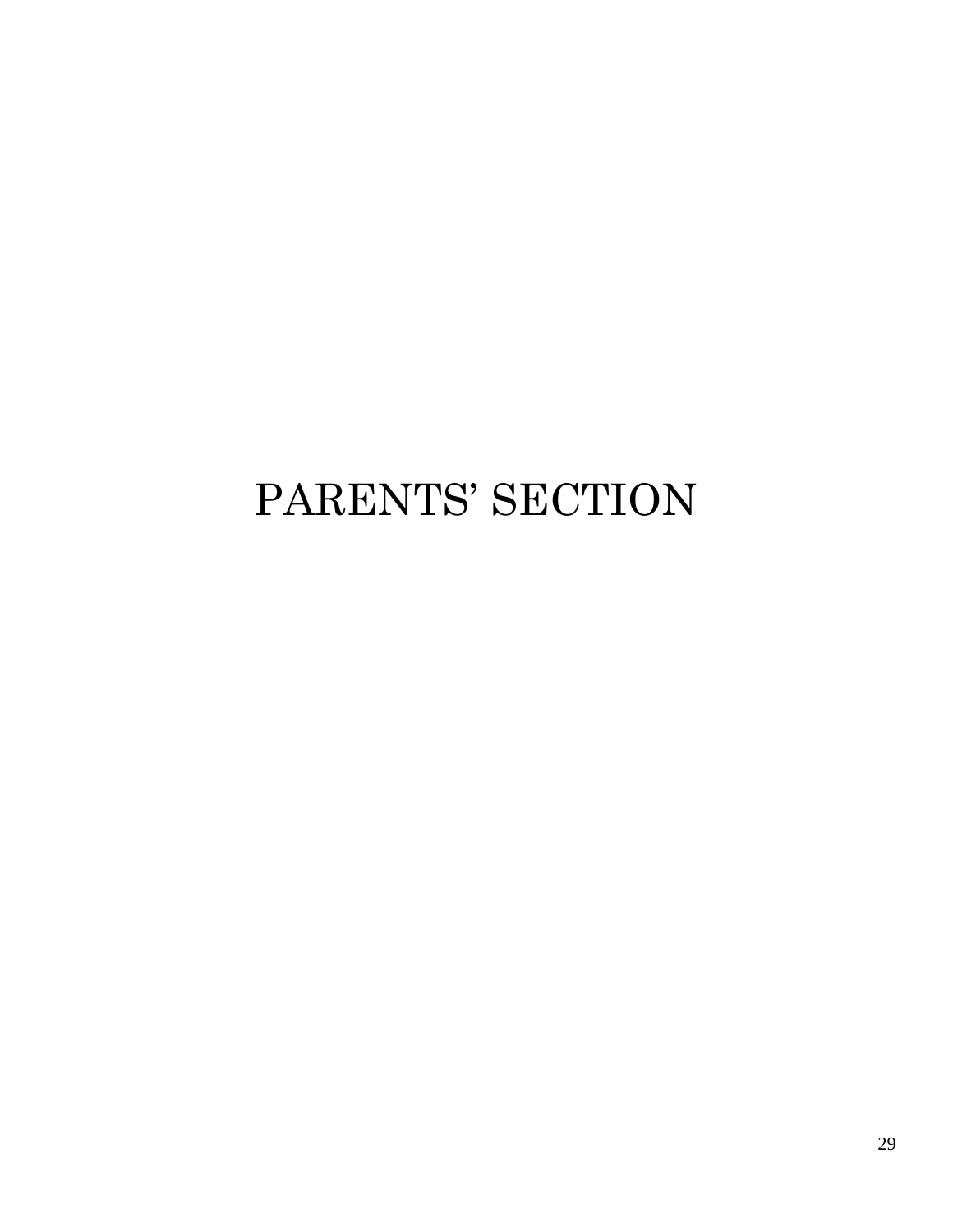# PARENTS' SECTION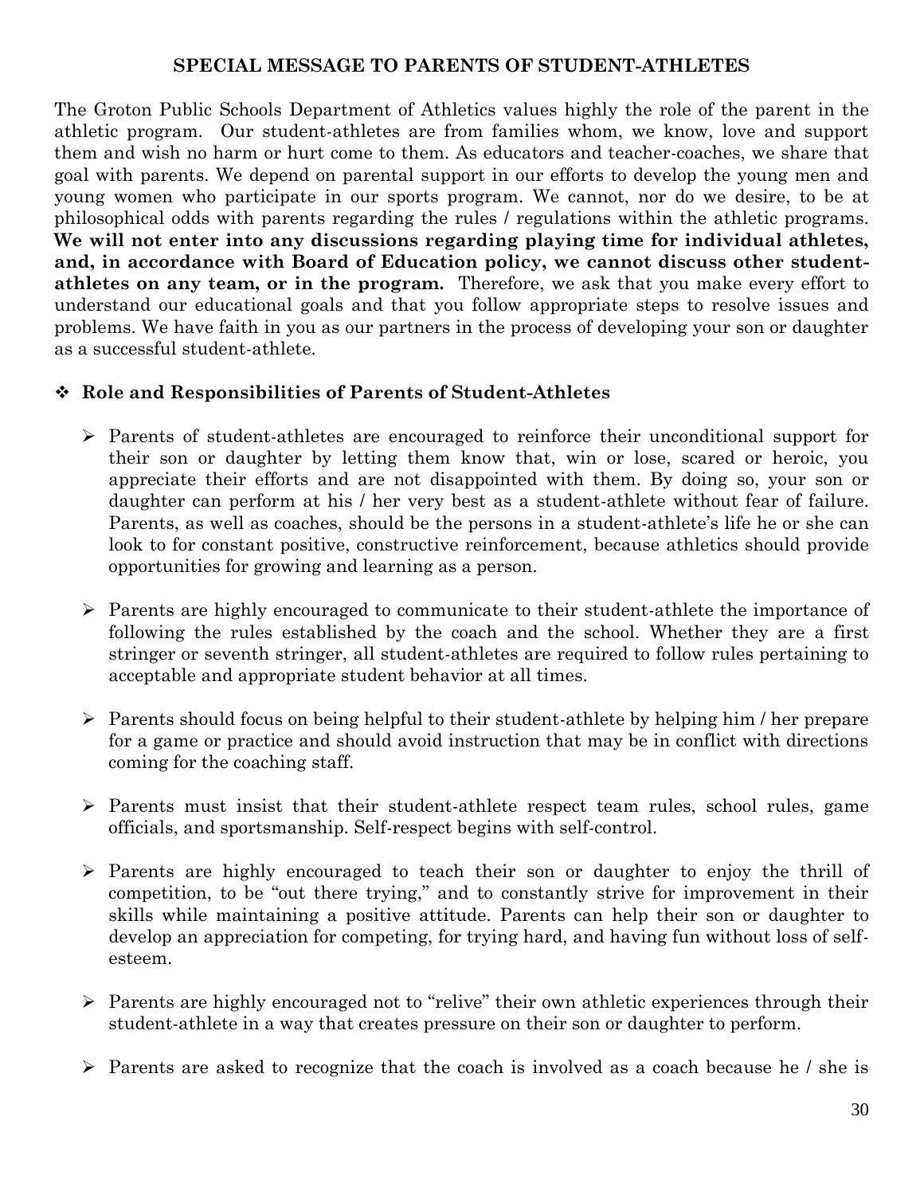## SPECIAL MESSAGE TO PARENTS OF STUDENT-ATHLETES

The Groton Public Schools Department of Athletics values highly the role of the parent in the athletic program. Our student-athletes are from families whom, we know, love and support them and wish no harm or hurt come to them. As educators and teacher-coaches, we share that goal with parents. We depend on parental support in our efforts to develop the young men and young women who participate in our sports program. We cannot, nor do we desire, to be at philosophical odds with parents regarding the rules / regulations within the athletic programs. **We will not enter into any discussions regarding playing time for individual athletes, and, in accordance with Board of Education policy, we cannot discuss other student-athletes on any team, or in the program.** Therefore, we ask that you make every effort to understand our educational goals and that you follow appropriate steps to resolve issues and problems. We have faith in you as our partners in the process of developing your son or daughter as a successful student-athlete.

- **Role and Responsibilities of Parents of Student-Athletes**
  - Parents of student-athletes are encouraged to reinforce their unconditional support for their son or daughter by letting them know that, win or lose, scared or heroic, you appreciate their efforts and are not disappointed with them. By doing so, your son or daughter can perform at his / her very best as a student-athlete without fear of failure. Parents, as well as coaches, should be the persons in a student-athlete's life he or she can look to for constant positive, constructive reinforcement, because athletics should provide opportunities for growing and learning as a person.
  - Parents are highly encouraged to communicate to their student-athlete the importance of following the rules established by the coach and the school. Whether they are a first stringer or seventh stringer, all student-athletes are required to follow rules pertaining to acceptable and appropriate student behavior at all times.
  - Parents should focus on being helpful to their student-athlete by helping him / her prepare for a game or practice and should avoid instruction that may be in conflict with directions coming for the coaching staff.
  - Parents must insist that their student-athlete respect team rules, school rules, game officials, and sportsmanship. Self-respect begins with self-control.
  - Parents are highly encouraged to teach their son or daughter to enjoy the thrill of competition, to be "out there trying," and to constantly strive for improvement in their skills while maintaining a positive attitude. Parents can help their son or daughter to develop an appreciation for competing, for trying hard, and having fun without loss of self-esteem.
  - Parents are highly encouraged not to "relive" their own athletic experiences through their student-athlete in a way that creates pressure on their son or daughter to perform.
  - Parents are asked to recognize that the coach is involved as a coach because he / she is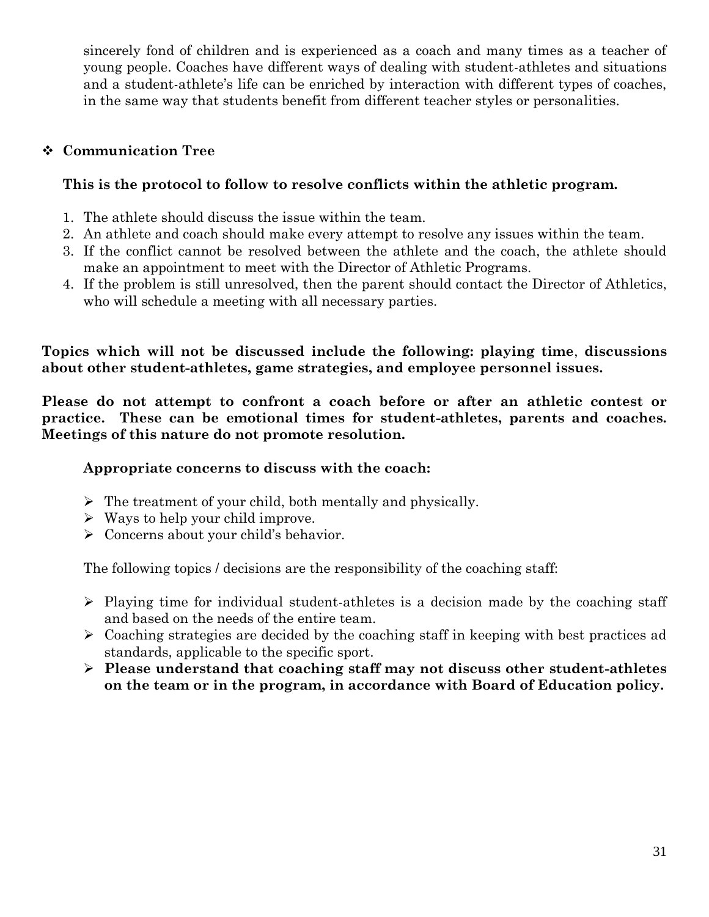sincerely fond of children and is experienced as a coach and many times as a teacher of young people. Coaches have different ways of dealing with student-athletes and situations and a student-athlete's life can be enriched by interaction with different types of coaches, in the same way that students benefit from different teacher styles or personalities.

- **Communication Tree**

  **This is the protocol to follow to resolve conflicts within the athletic program.**

  1. The athlete should discuss the issue within the team.
  2. An athlete and coach should make every attempt to resolve any issues within the team.
  3. If the conflict cannot be resolved between the athlete and the coach, the athlete should make an appointment to meet with the Director of Athletic Programs.
  4. If the problem is still unresolved, then the parent should contact the Director of Athletics, who will schedule a meeting with all necessary parties.

**Topics which will not be discussed include the following: playing time, discussions about other student-athletes, game strategies, and employee personnel issues.**

**Please do not attempt to confront a coach before or after an athletic contest or practice. These can be emotional times for student-athletes, parents and coaches. Meetings of this nature do not promote resolution.**

**Appropriate concerns to discuss with the coach:**

- The treatment of your child, both mentally and physically.
- Ways to help your child improve.
- Concerns about your child's behavior.

The following topics / decisions are the responsibility of the coaching staff:

- Playing time for individual student-athletes is a decision made by the coaching staff and based on the needs of the entire team.
- Coaching strategies are decided by the coaching staff in keeping with best practices ad standards, applicable to the specific sport.
- **Please understand that coaching staff may not discuss other student-athletes on the team or in the program, in accordance with Board of Education policy.**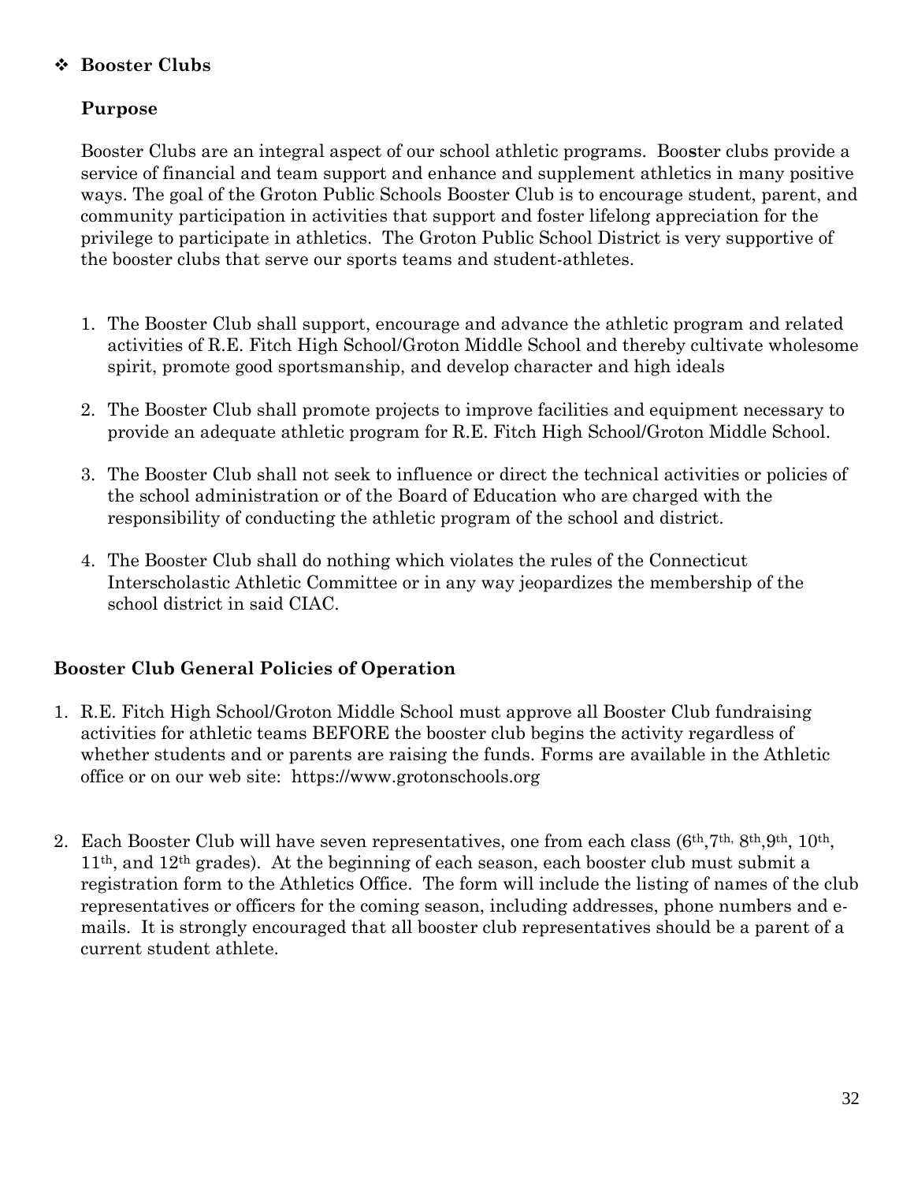## ❖ Booster Clubs

### Purpose

Booster Clubs are an integral aspect of our school athletic programs. Booster clubs provide a service of financial and team support and enhance and supplement athletics in many positive ways. The goal of the Groton Public Schools Booster Club is to encourage student, parent, and community participation in activities that support and foster lifelong appreciation for the privilege to participate in athletics. The Groton Public School District is very supportive of the booster clubs that serve our sports teams and student-athletes.

1. The Booster Club shall support, encourage and advance the athletic program and related activities of R.E. Fitch High School/Groton Middle School and thereby cultivate wholesome spirit, promote good sportsmanship, and develop character and high ideals

2. The Booster Club shall promote projects to improve facilities and equipment necessary to provide an adequate athletic program for R.E. Fitch High School/Groton Middle School.

3. The Booster Club shall not seek to influence or direct the technical activities or policies of the school administration or of the Board of Education who are charged with the responsibility of conducting the athletic program of the school and district.

4. The Booster Club shall do nothing which violates the rules of the Connecticut Interscholastic Athletic Committee or in any way jeopardizes the membership of the school district in said CIAC.

### Booster Club General Policies of Operation

1. R.E. Fitch High School/Groton Middle School must approve all Booster Club fundraising activities for athletic teams BEFORE the booster club begins the activity regardless of whether students and or parents are raising the funds. Forms are available in the Athletic office or on our web site: https://www.grotonschools.org

2. Each Booster Club will have seven representatives, one from each class (6th, 7th, 8th, 9th, 10th, 11th, and 12th grades). At the beginning of each season, each booster club must submit a registration form to the Athletics Office. The form will include the listing of names of the club representatives or officers for the coming season, including addresses, phone numbers and e-mails. It is strongly encouraged that all booster club representatives should be a parent of a current student athlete.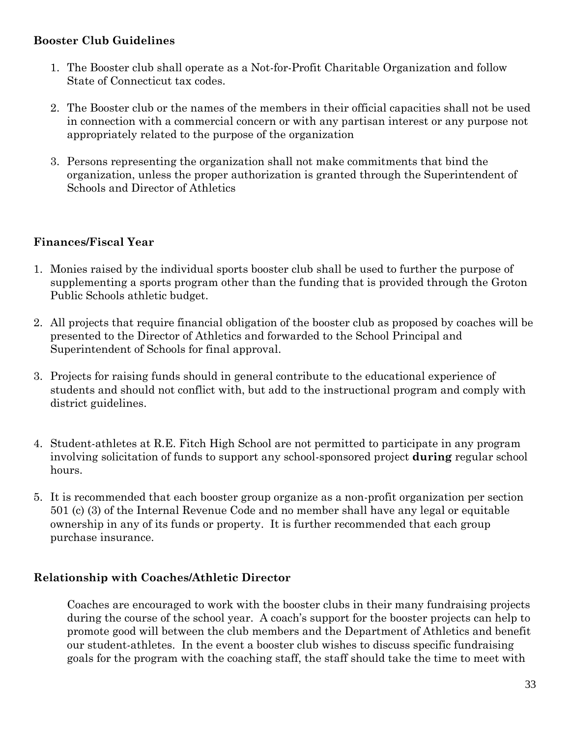**Booster Club Guidelines**

1. The Booster club shall operate as a Not-for-Profit Charitable Organization and follow State of Connecticut tax codes.

2. The Booster club or the names of the members in their official capacities shall not be used in connection with a commercial concern or with any partisan interest or any purpose not appropriately related to the purpose of the organization

3. Persons representing the organization shall not make commitments that bind the organization, unless the proper authorization is granted through the Superintendent of Schools and Director of Athletics

**Finances/Fiscal Year**

1. Monies raised by the individual sports booster club shall be used to further the purpose of supplementing a sports program other than the funding that is provided through the Groton Public Schools athletic budget.

2. All projects that require financial obligation of the booster club as proposed by coaches will be presented to the Director of Athletics and forwarded to the School Principal and Superintendent of Schools for final approval.

3. Projects for raising funds should in general contribute to the educational experience of students and should not conflict with, but add to the instructional program and comply with district guidelines.

4. Student-athletes at R.E. Fitch High School are not permitted to participate in any program involving solicitation of funds to support any school-sponsored project **during** regular school hours.

5. It is recommended that each booster group organize as a non-profit organization per section 501 (c) (3) of the Internal Revenue Code and no member shall have any legal or equitable ownership in any of its funds or property. It is further recommended that each group purchase insurance.

**Relationship with Coaches/Athletic Director**

Coaches are encouraged to work with the booster clubs in their many fundraising projects during the course of the school year. A coach's support for the booster projects can help to promote good will between the club members and the Department of Athletics and benefit our student-athletes. In the event a booster club wishes to discuss specific fundraising goals for the program with the coaching staff, the staff should take the time to meet with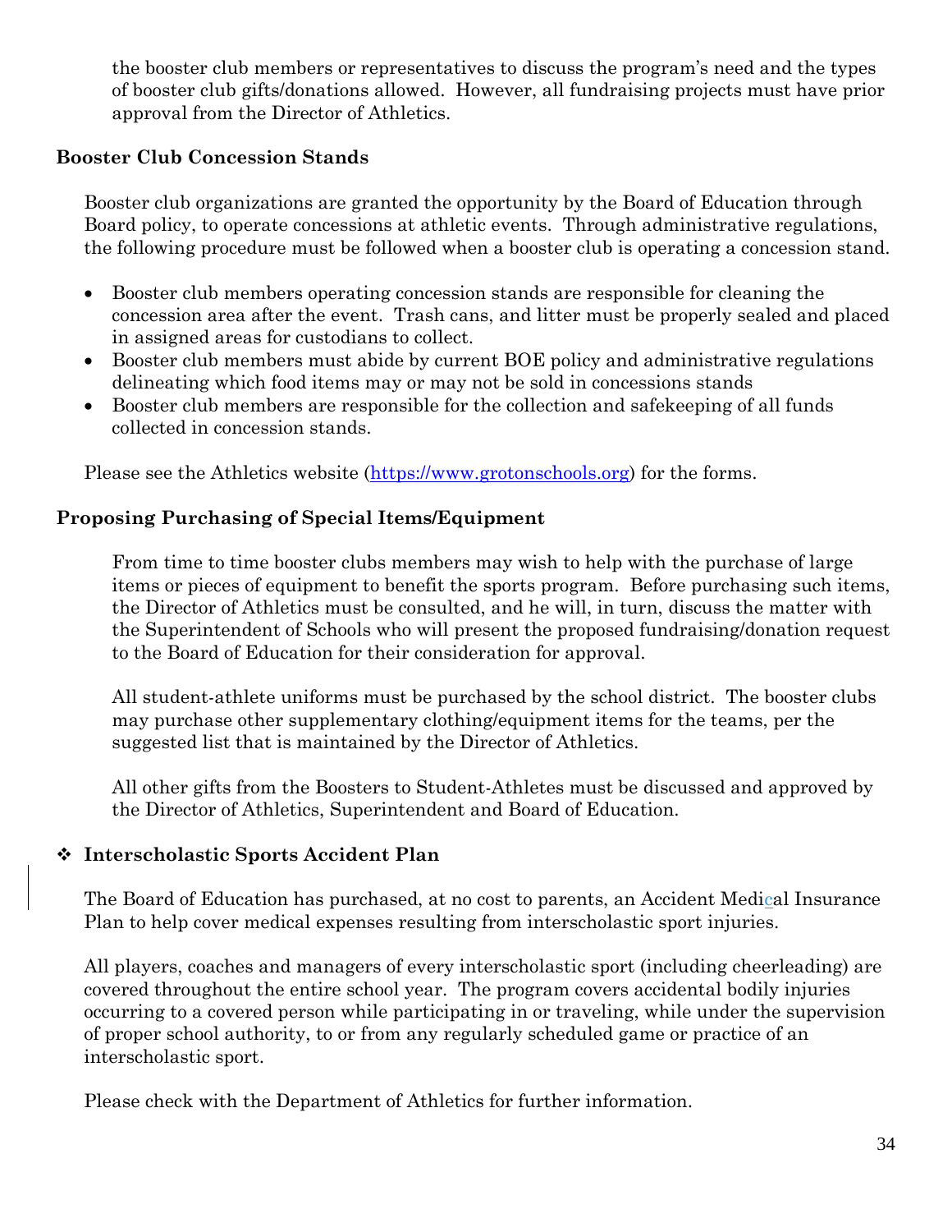the booster club members or representatives to discuss the program's need and the types of booster club gifts/donations allowed. However, all fundraising projects must have prior approval from the Director of Athletics.

### Booster Club Concession Stands

Booster club organizations are granted the opportunity by the Board of Education through Board policy, to operate concessions at athletic events. Through administrative regulations, the following procedure must be followed when a booster club is operating a concession stand.

- Booster club members operating concession stands are responsible for cleaning the concession area after the event. Trash cans, and litter must be properly sealed and placed in assigned areas for custodians to collect.
- Booster club members must abide by current BOE policy and administrative regulations delineating which food items may or may not be sold in concessions stands
- Booster club members are responsible for the collection and safekeeping of all funds collected in concession stands.

Please see the Athletics website (https://www.grotonschools.org) for the forms.

### Proposing Purchasing of Special Items/Equipment

From time to time booster clubs members may wish to help with the purchase of large items or pieces of equipment to benefit the sports program. Before purchasing such items, the Director of Athletics must be consulted, and he will, in turn, discuss the matter with the Superintendent of Schools who will present the proposed fundraising/donation request to the Board of Education for their consideration for approval.

All student-athlete uniforms must be purchased by the school district. The booster clubs may purchase other supplementary clothing/equipment items for the teams, per the suggested list that is maintained by the Director of Athletics.

All other gifts from the Boosters to Student-Athletes must be discussed and approved by the Director of Athletics, Superintendent and Board of Education.

## ❖ Interscholastic Sports Accident Plan

The Board of Education has purchased, at no cost to parents, an Accident Medical Insurance Plan to help cover medical expenses resulting from interscholastic sport injuries.

All players, coaches and managers of every interscholastic sport (including cheerleading) are covered throughout the entire school year. The program covers accidental bodily injuries occurring to a covered person while participating in or traveling, while under the supervision of proper school authority, to or from any regularly scheduled game or practice of an interscholastic sport.

Please check with the Department of Athletics for further information.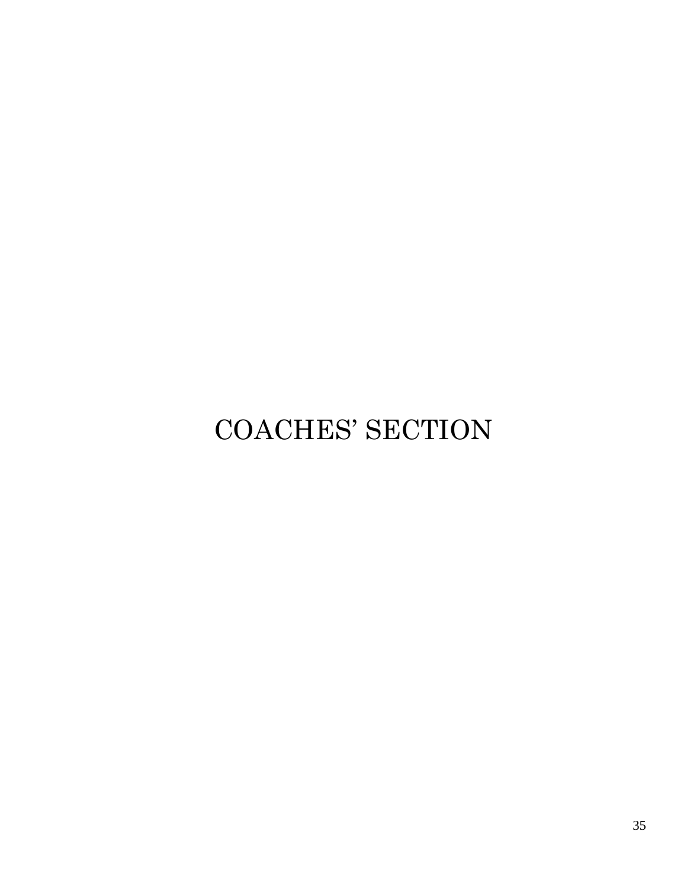# COACHES' SECTION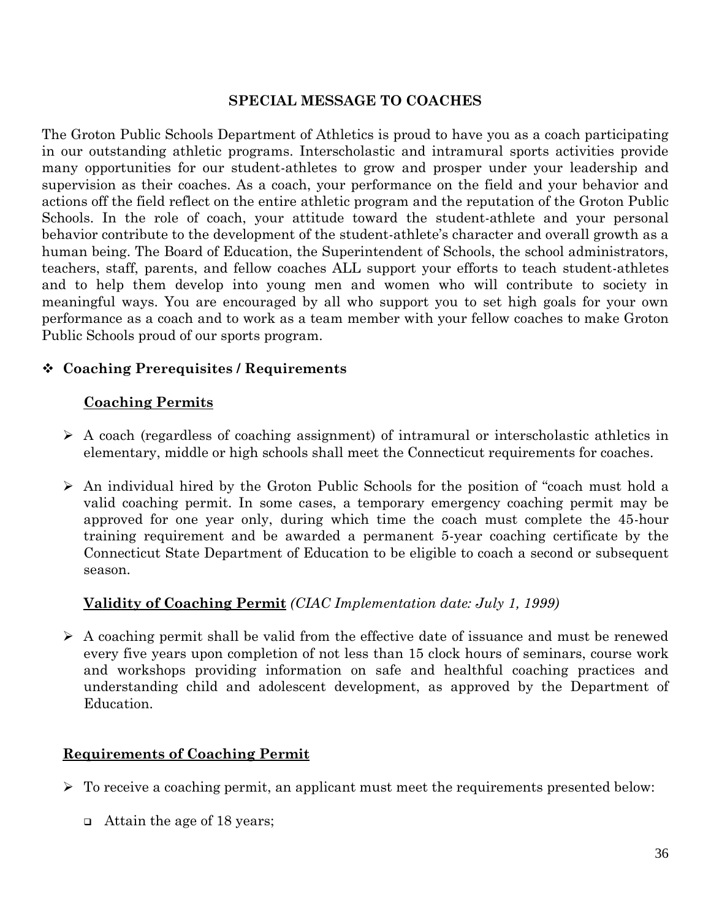## SPECIAL MESSAGE TO COACHES

The Groton Public Schools Department of Athletics is proud to have you as a coach participating in our outstanding athletic programs. Interscholastic and intramural sports activities provide many opportunities for our student-athletes to grow and prosper under your leadership and supervision as their coaches. As a coach, your performance on the field and your behavior and actions off the field reflect on the entire athletic program and the reputation of the Groton Public Schools. In the role of coach, your attitude toward the student-athlete and your personal behavior contribute to the development of the student-athlete's character and overall growth as a human being. The Board of Education, the Superintendent of Schools, the school administrators, teachers, staff, parents, and fellow coaches ALL support your efforts to teach student-athletes and to help them develop into young men and women who will contribute to society in meaningful ways. You are encouraged by all who support you to set high goals for your own performance as a coach and to work as a team member with your fellow coaches to make Groton Public Schools proud of our sports program.

- **Coaching Prerequisites / Requirements**

  **Coaching Permits**

  - A coach (regardless of coaching assignment) of intramural or interscholastic athletics in elementary, middle or high schools shall meet the Connecticut requirements for coaches.
  - An individual hired by the Groton Public Schools for the position of "coach must hold a valid coaching permit. In some cases, a temporary emergency coaching permit may be approved for one year only, during which time the coach must complete the 45-hour training requirement and be awarded a permanent 5-year coaching certificate by the Connecticut State Department of Education to be eligible to coach a second or subsequent season.

  **Validity of Coaching Permit** *(CIAC Implementation date: July 1, 1999)*

  - A coaching permit shall be valid from the effective date of issuance and must be renewed every five years upon completion of not less than 15 clock hours of seminars, course work and workshops providing information on safe and healthful coaching practices and understanding child and adolescent development, as approved by the Department of Education.

**Requirements of Coaching Permit**

- To receive a coaching permit, an applicant must meet the requirements presented below:
  - Attain the age of 18 years;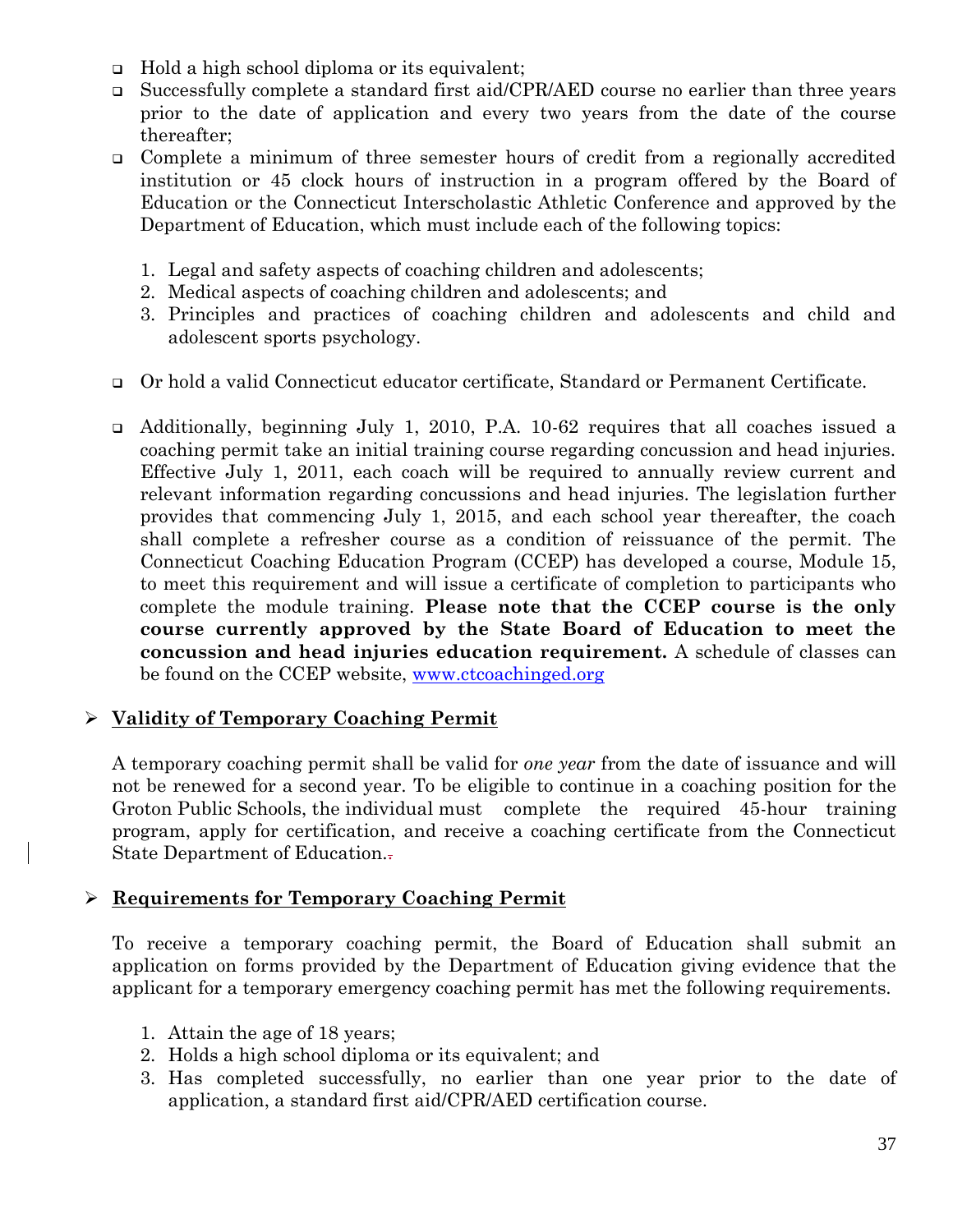- Hold a high school diploma or its equivalent;
- Successfully complete a standard first aid/CPR/AED course no earlier than three years prior to the date of application and every two years from the date of the course thereafter;
- Complete a minimum of three semester hours of credit from a regionally accredited institution or 45 clock hours of instruction in a program offered by the Board of Education or the Connecticut Interscholastic Athletic Conference and approved by the Department of Education, which must include each of the following topics:

  1. Legal and safety aspects of coaching children and adolescents;
  2. Medical aspects of coaching children and adolescents; and
  3. Principles and practices of coaching children and adolescents and child and adolescent sports psychology.

- Or hold a valid Connecticut educator certificate, Standard or Permanent Certificate.

- Additionally, beginning July 1, 2010, P.A. 10-62 requires that all coaches issued a coaching permit take an initial training course regarding concussion and head injuries. Effective July 1, 2011, each coach will be required to annually review current and relevant information regarding concussions and head injuries. The legislation further provides that commencing July 1, 2015, and each school year thereafter, the coach shall complete a refresher course as a condition of reissuance of the permit. The Connecticut Coaching Education Program (CCEP) has developed a course, Module 15, to meet this requirement and will issue a certificate of completion to participants who complete the module training. **Please note that the CCEP course is the only course currently approved by the State Board of Education to meet the concussion and head injuries education requirement.** A schedule of classes can be found on the CCEP website, www.ctcoachinged.org

## Validity of Temporary Coaching Permit

A temporary coaching permit shall be valid for *one year* from the date of issuance and will not be renewed for a second year. To be eligible to continue in a coaching position for the Groton Public Schools, the individual must complete the required 45-hour training program, apply for certification, and receive a coaching certificate from the Connecticut State Department of Education.

## Requirements for Temporary Coaching Permit

To receive a temporary coaching permit, the Board of Education shall submit an application on forms provided by the Department of Education giving evidence that the applicant for a temporary emergency coaching permit has met the following requirements.

1. Attain the age of 18 years;
2. Holds a high school diploma or its equivalent; and
3. Has completed successfully, no earlier than one year prior to the date of application, a standard first aid/CPR/AED certification course.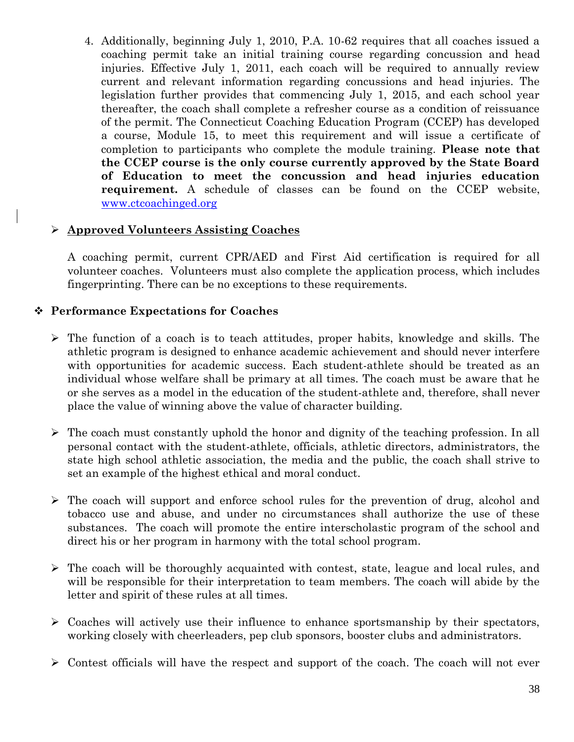4. Additionally, beginning July 1, 2010, P.A. 10-62 requires that all coaches issued a coaching permit take an initial training course regarding concussion and head injuries. Effective July 1, 2011, each coach will be required to annually review current and relevant information regarding concussions and head injuries. The legislation further provides that commencing July 1, 2015, and each school year thereafter, the coach shall complete a refresher course as a condition of reissuance of the permit. The Connecticut Coaching Education Program (CCEP) has developed a course, Module 15, to meet this requirement and will issue a certificate of completion to participants who complete the module training. **Please note that the CCEP course is the only course currently approved by the State Board of Education to meet the concussion and head injuries education requirement.** A schedule of classes can be found on the CCEP website, www.ctcoachinged.org

- **Approved Volunteers Assisting Coaches**

  A coaching permit, current CPR/AED and First Aid certification is required for all volunteer coaches. Volunteers must also complete the application process, which includes fingerprinting. There can be no exceptions to these requirements.

## Performance Expectations for Coaches

- The function of a coach is to teach attitudes, proper habits, knowledge and skills. The athletic program is designed to enhance academic achievement and should never interfere with opportunities for academic success. Each student-athlete should be treated as an individual whose welfare shall be primary at all times. The coach must be aware that he or she serves as a model in the education of the student-athlete and, therefore, shall never place the value of winning above the value of character building.

- The coach must constantly uphold the honor and dignity of the teaching profession. In all personal contact with the student-athlete, officials, athletic directors, administrators, the state high school athletic association, the media and the public, the coach shall strive to set an example of the highest ethical and moral conduct.

- The coach will support and enforce school rules for the prevention of drug, alcohol and tobacco use and abuse, and under no circumstances shall authorize the use of these substances. The coach will promote the entire interscholastic program of the school and direct his or her program in harmony with the total school program.

- The coach will be thoroughly acquainted with contest, state, league and local rules, and will be responsible for their interpretation to team members. The coach will abide by the letter and spirit of these rules at all times.

- Coaches will actively use their influence to enhance sportsmanship by their spectators, working closely with cheerleaders, pep club sponsors, booster clubs and administrators.

- Contest officials will have the respect and support of the coach. The coach will not ever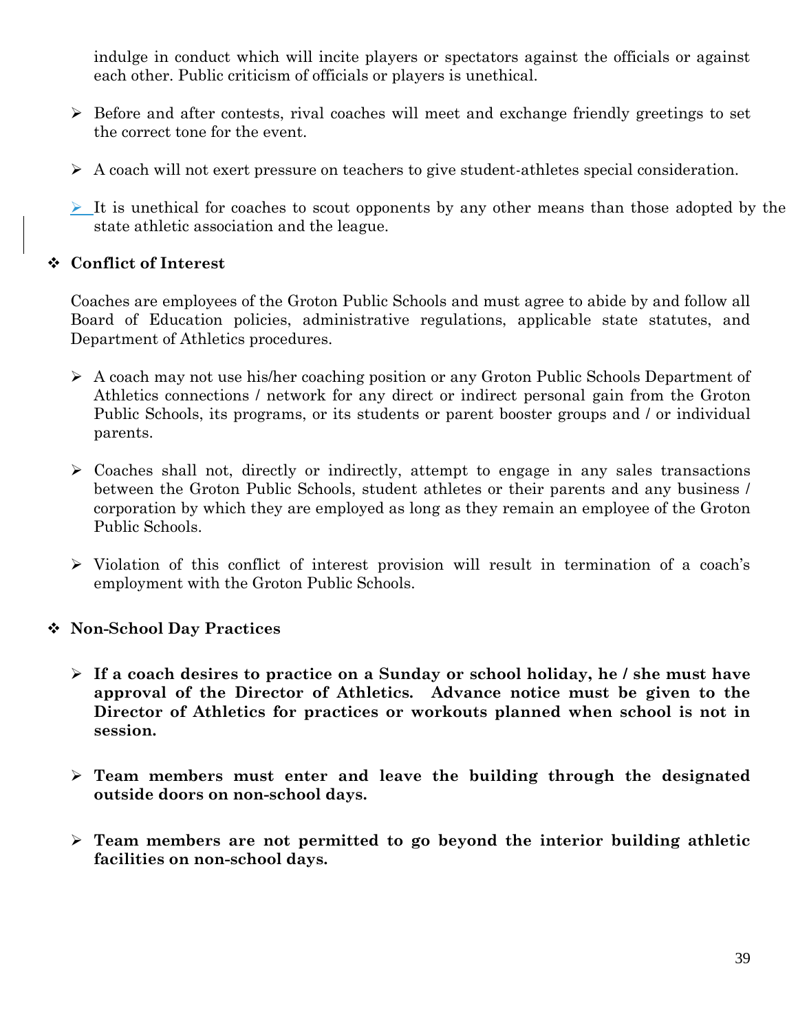indulge in conduct which will incite players or spectators against the officials or against each other. Public criticism of officials or players is unethical.

- Before and after contests, rival coaches will meet and exchange friendly greetings to set the correct tone for the event.
- A coach will not exert pressure on teachers to give student-athletes special consideration.
- It is unethical for coaches to scout opponents by any other means than those adopted by the state athletic association and the league.

### Conflict of Interest

Coaches are employees of the Groton Public Schools and must agree to abide by and follow all Board of Education policies, administrative regulations, applicable state statutes, and Department of Athletics procedures.

- A coach may not use his/her coaching position or any Groton Public Schools Department of Athletics connections / network for any direct or indirect personal gain from the Groton Public Schools, its programs, or its students or parent booster groups and / or individual parents.
- Coaches shall not, directly or indirectly, attempt to engage in any sales transactions between the Groton Public Schools, student athletes or their parents and any business / corporation by which they are employed as long as they remain an employee of the Groton Public Schools.
- Violation of this conflict of interest provision will result in termination of a coach's employment with the Groton Public Schools.

### Non-School Day Practices

- **If a coach desires to practice on a Sunday or school holiday, he / she must have approval of the Director of Athletics. Advance notice must be given to the Director of Athletics for practices or workouts planned when school is not in session.**
- **Team members must enter and leave the building through the designated outside doors on non-school days.**
- **Team members are not permitted to go beyond the interior building athletic facilities on non-school days.**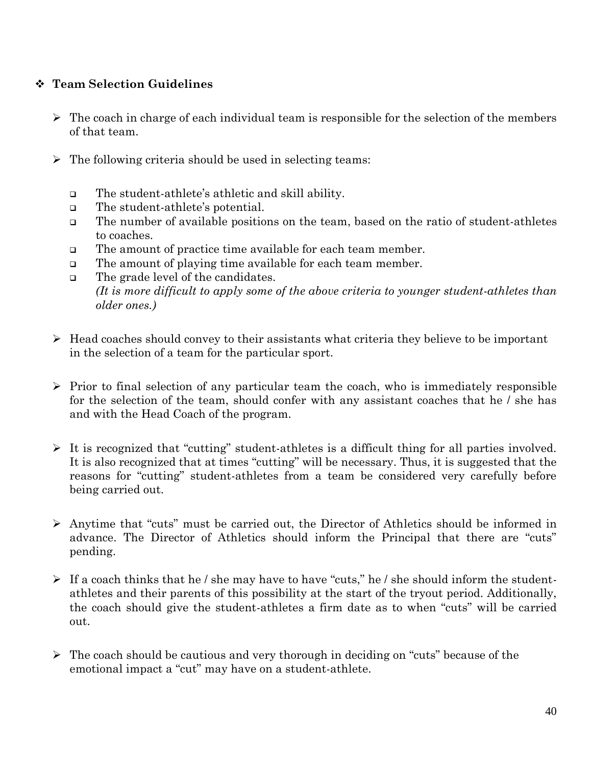## Team Selection Guidelines

- The coach in charge of each individual team is responsible for the selection of the members of that team.
- The following criteria should be used in selecting teams:
  - The student-athlete's athletic and skill ability.
  - The student-athlete's potential.
  - The number of available positions on the team, based on the ratio of student-athletes to coaches.
  - The amount of practice time available for each team member.
  - The amount of playing time available for each team member.
  - The grade level of the candidates.
    *(It is more difficult to apply some of the above criteria to younger student-athletes than older ones.)*
- Head coaches should convey to their assistants what criteria they believe to be important in the selection of a team for the particular sport.
- Prior to final selection of any particular team the coach, who is immediately responsible for the selection of the team, should confer with any assistant coaches that he / she has and with the Head Coach of the program.
- It is recognized that "cutting" student-athletes is a difficult thing for all parties involved. It is also recognized that at times "cutting" will be necessary. Thus, it is suggested that the reasons for "cutting" student-athletes from a team be considered very carefully before being carried out.
- Anytime that "cuts" must be carried out, the Director of Athletics should be informed in advance. The Director of Athletics should inform the Principal that there are "cuts" pending.
- If a coach thinks that he / she may have to have "cuts," he / she should inform the student-athletes and their parents of this possibility at the start of the tryout period. Additionally, the coach should give the student-athletes a firm date as to when "cuts" will be carried out.
- The coach should be cautious and very thorough in deciding on "cuts" because of the emotional impact a "cut" may have on a student-athlete.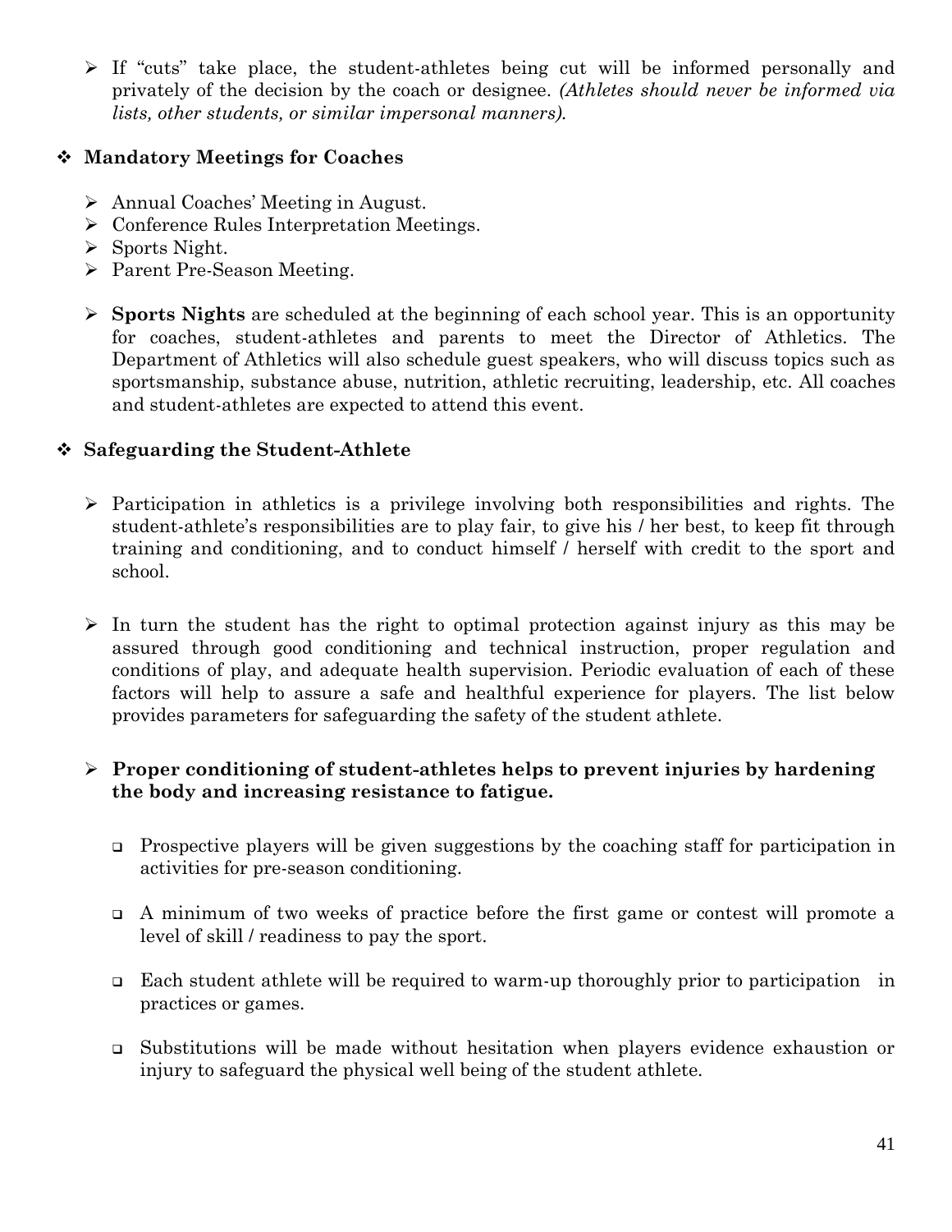- If "cuts" take place, the student-athletes being cut will be informed personally and privately of the decision by the coach or designee. *(Athletes should never be informed via lists, other students, or similar impersonal manners).*

### ❖ Mandatory Meetings for Coaches

- Annual Coaches' Meeting in August.
- Conference Rules Interpretation Meetings.
- Sports Night.
- Parent Pre-Season Meeting.

- **Sports Nights** are scheduled at the beginning of each school year. This is an opportunity for coaches, student-athletes and parents to meet the Director of Athletics. The Department of Athletics will also schedule guest speakers, who will discuss topics such as sportsmanship, substance abuse, nutrition, athletic recruiting, leadership, etc. All coaches and student-athletes are expected to attend this event.

### ❖ Safeguarding the Student-Athlete

- Participation in athletics is a privilege involving both responsibilities and rights. The student-athlete's responsibilities are to play fair, to give his / her best, to keep fit through training and conditioning, and to conduct himself / herself with credit to the sport and school.

- In turn the student has the right to optimal protection against injury as this may be assured through good conditioning and technical instruction, proper regulation and conditions of play, and adequate health supervision. Periodic evaluation of each of these factors will help to assure a safe and healthful experience for players. The list below provides parameters for safeguarding the safety of the student athlete.

- **Proper conditioning of student-athletes helps to prevent injuries by hardening the body and increasing resistance to fatigue.**

  - Prospective players will be given suggestions by the coaching staff for participation in activities for pre-season conditioning.

  - A minimum of two weeks of practice before the first game or contest will promote a level of skill / readiness to pay the sport.

  - Each student athlete will be required to warm-up thoroughly prior to participation in practices or games.

  - Substitutions will be made without hesitation when players evidence exhaustion or injury to safeguard the physical well being of the student athlete.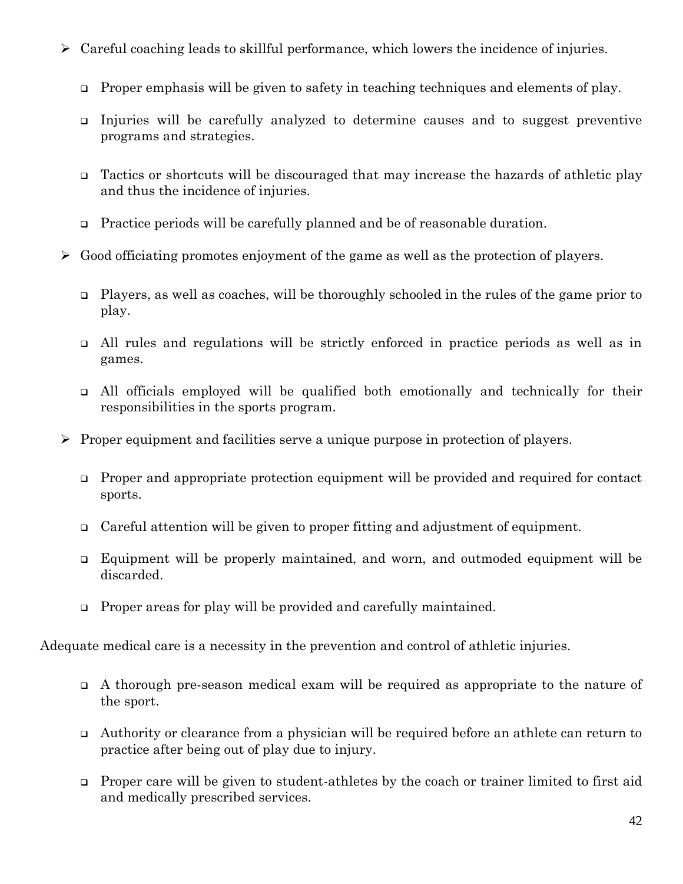- Careful coaching leads to skillful performance, which lowers the incidence of injuries.
  - Proper emphasis will be given to safety in teaching techniques and elements of play.
  - Injuries will be carefully analyzed to determine causes and to suggest preventive programs and strategies.
  - Tactics or shortcuts will be discouraged that may increase the hazards of athletic play and thus the incidence of injuries.
  - Practice periods will be carefully planned and be of reasonable duration.
- Good officiating promotes enjoyment of the game as well as the protection of players.
  - Players, as well as coaches, will be thoroughly schooled in the rules of the game prior to play.
  - All rules and regulations will be strictly enforced in practice periods as well as in games.
  - All officials employed will be qualified both emotionally and technically for their responsibilities in the sports program.
- Proper equipment and facilities serve a unique purpose in protection of players.
  - Proper and appropriate protection equipment will be provided and required for contact sports.
  - Careful attention will be given to proper fitting and adjustment of equipment.
  - Equipment will be properly maintained, and worn, and outmoded equipment will be discarded.
  - Proper areas for play will be provided and carefully maintained.

Adequate medical care is a necessity in the prevention and control of athletic injuries.

- A thorough pre-season medical exam will be required as appropriate to the nature of the sport.
- Authority or clearance from a physician will be required before an athlete can return to practice after being out of play due to injury.
- Proper care will be given to student-athletes by the coach or trainer limited to first aid and medically prescribed services.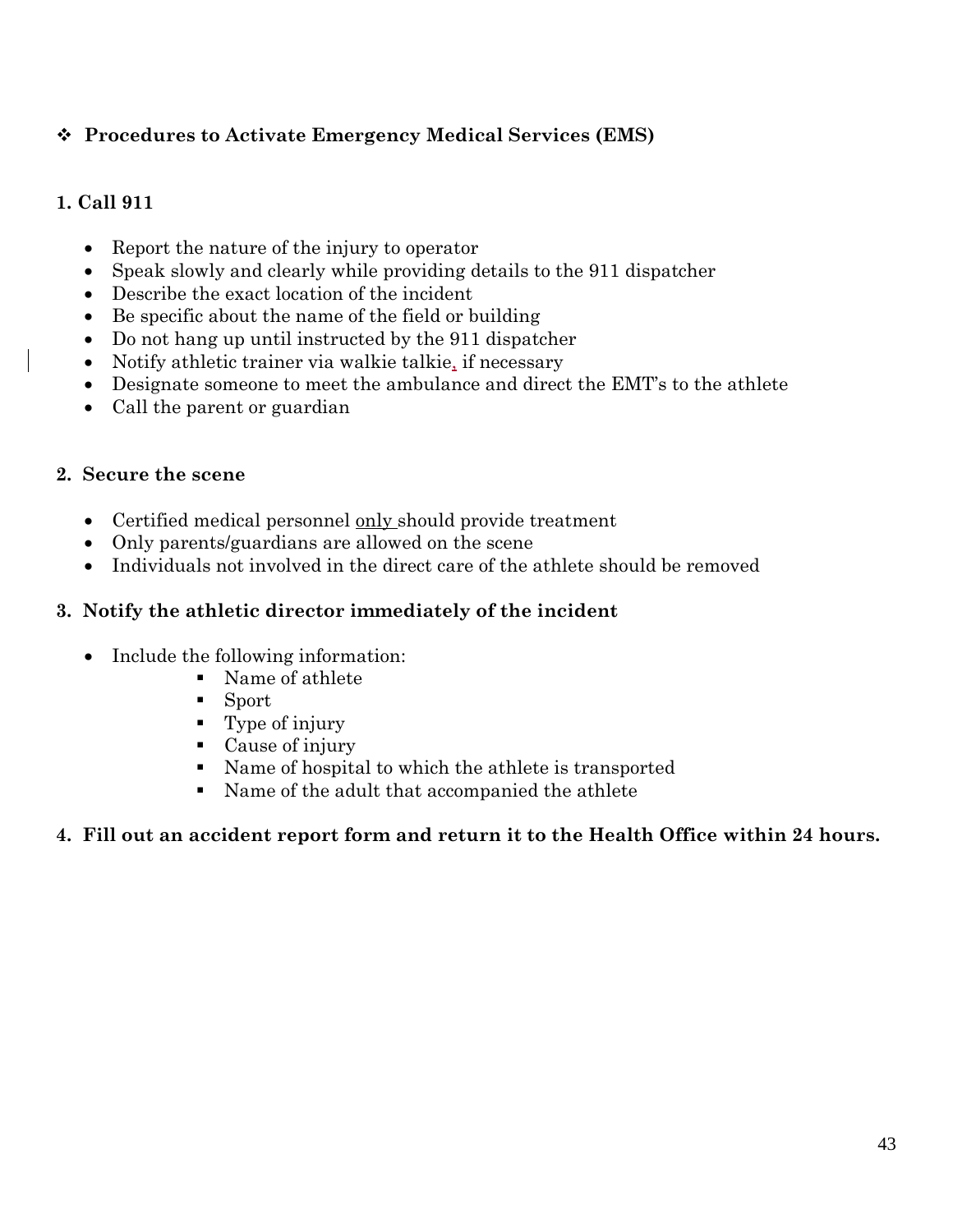## ❖ Procedures to Activate Emergency Medical Services (EMS)

### 1. Call 911

- Report the nature of the injury to operator
- Speak slowly and clearly while providing details to the 911 dispatcher
- Describe the exact location of the incident
- Be specific about the name of the field or building
- Do not hang up until instructed by the 911 dispatcher
- Notify athletic trainer via walkie talkie, if necessary
- Designate someone to meet the ambulance and direct the EMT's to the athlete
- Call the parent or guardian

### 2. Secure the scene

- Certified medical personnel <u>only</u> should provide treatment
- Only parents/guardians are allowed on the scene
- Individuals not involved in the direct care of the athlete should be removed

### 3. Notify the athletic director immediately of the incident

- Include the following information:
    - Name of athlete
    - Sport
    - Type of injury
    - Cause of injury
    - Name of hospital to which the athlete is transported
    - Name of the adult that accompanied the athlete

### 4. Fill out an accident report form and return it to the Health Office within 24 hours.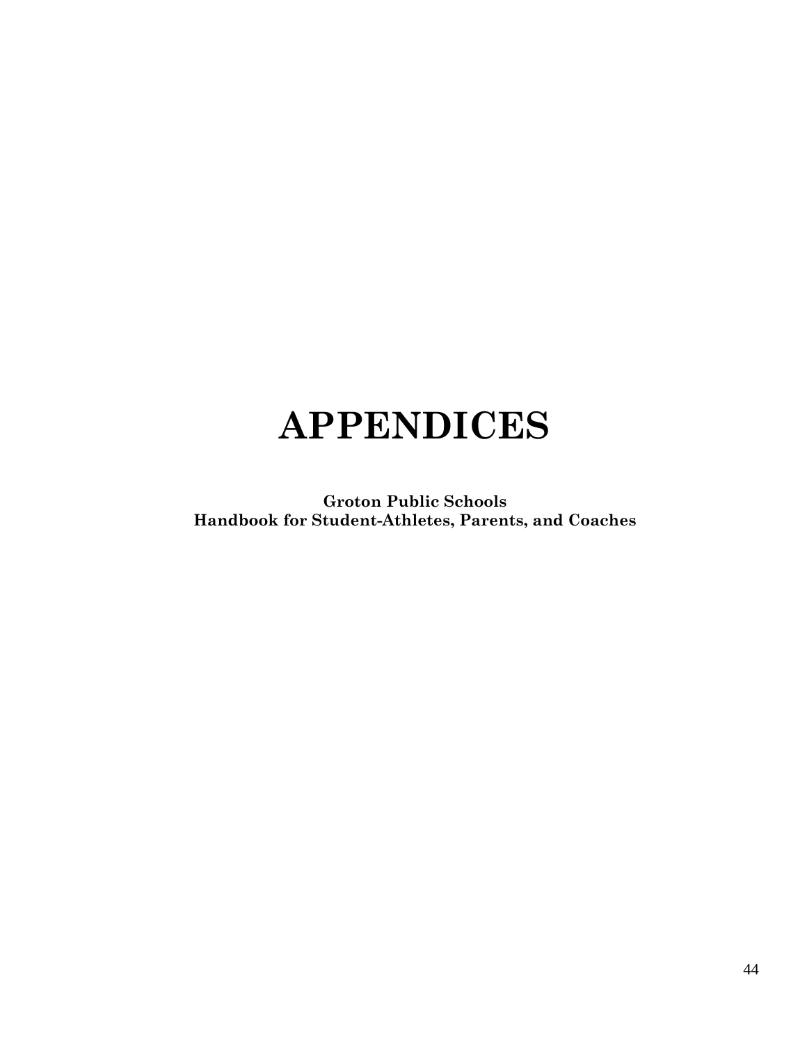# APPENDICES

**Groton Public Schools**
**Handbook for Student-Athletes, Parents, and Coaches**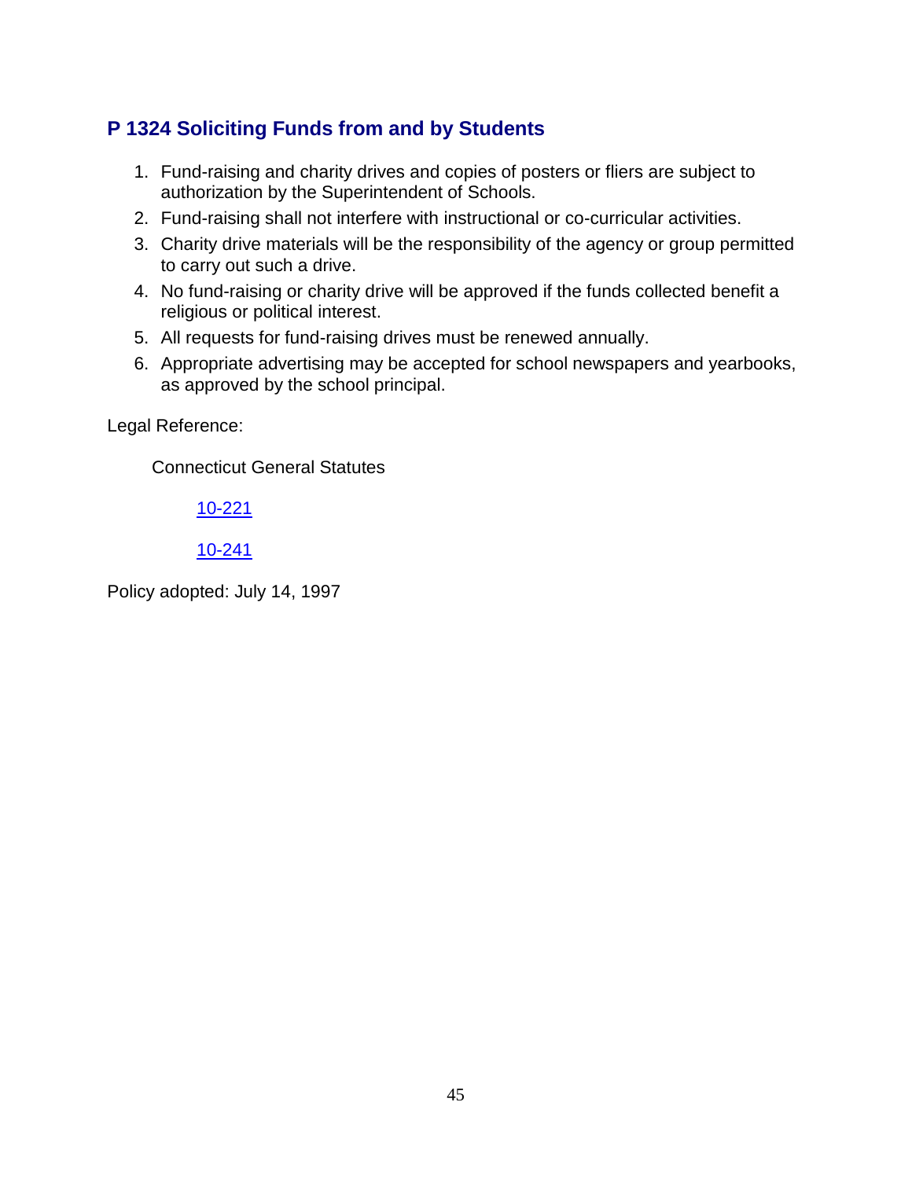## P 1324 Soliciting Funds from and by Students

1. Fund-raising and charity drives and copies of posters or fliers are subject to authorization by the Superintendent of Schools.
2. Fund-raising shall not interfere with instructional or co-curricular activities.
3. Charity drive materials will be the responsibility of the agency or group permitted to carry out such a drive.
4. No fund-raising or charity drive will be approved if the funds collected benefit a religious or political interest.
5. All requests for fund-raising drives must be renewed annually.
6. Appropriate advertising may be accepted for school newspapers and yearbooks, as approved by the school principal.

Legal Reference:

Connecticut General Statutes

10-221

10-241

Policy adopted: July 14, 1997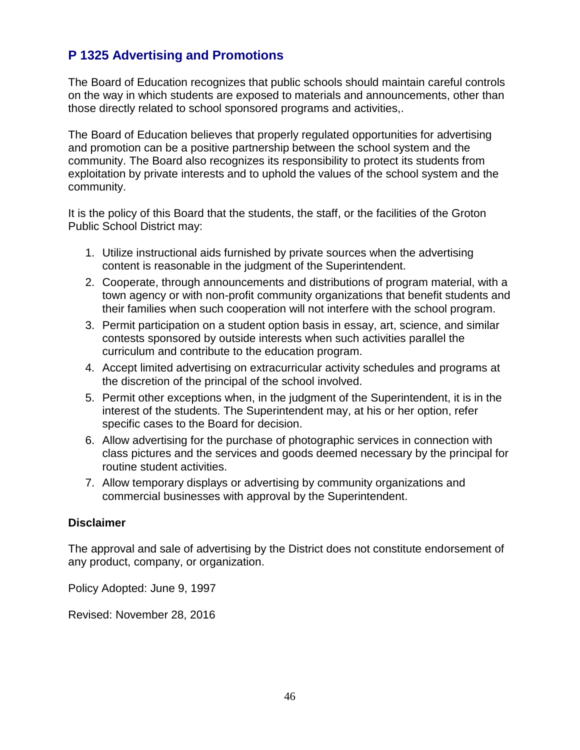## P 1325 Advertising and Promotions

The Board of Education recognizes that public schools should maintain careful controls on the way in which students are exposed to materials and announcements, other than those directly related to school sponsored programs and activities,.

The Board of Education believes that properly regulated opportunities for advertising and promotion can be a positive partnership between the school system and the community. The Board also recognizes its responsibility to protect its students from exploitation by private interests and to uphold the values of the school system and the community.

It is the policy of this Board that the students, the staff, or the facilities of the Groton Public School District may:

1. Utilize instructional aids furnished by private sources when the advertising content is reasonable in the judgment of the Superintendent.
2. Cooperate, through announcements and distributions of program material, with a town agency or with non-profit community organizations that benefit students and their families when such cooperation will not interfere with the school program.
3. Permit participation on a student option basis in essay, art, science, and similar contests sponsored by outside interests when such activities parallel the curriculum and contribute to the education program.
4. Accept limited advertising on extracurricular activity schedules and programs at the discretion of the principal of the school involved.
5. Permit other exceptions when, in the judgment of the Superintendent, it is in the interest of the students. The Superintendent may, at his or her option, refer specific cases to the Board for decision.
6. Allow advertising for the purchase of photographic services in connection with class pictures and the services and goods deemed necessary by the principal for routine student activities.
7. Allow temporary displays or advertising by community organizations and commercial businesses with approval by the Superintendent.

**Disclaimer**

The approval and sale of advertising by the District does not constitute endorsement of any product, company, or organization.

Policy Adopted: June 9, 1997

Revised: November 28, 2016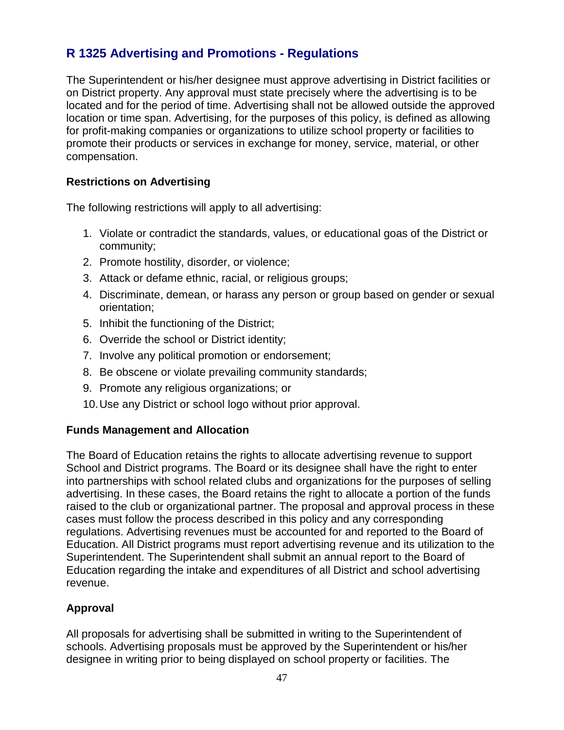## R 1325 Advertising and Promotions - Regulations

The Superintendent or his/her designee must approve advertising in District facilities or on District property. Any approval must state precisely where the advertising is to be located and for the period of time. Advertising shall not be allowed outside the approved location or time span. Advertising, for the purposes of this policy, is defined as allowing for profit-making companies or organizations to utilize school property or facilities to promote their products or services in exchange for money, service, material, or other compensation.

### Restrictions on Advertising

The following restrictions will apply to all advertising:

1. Violate or contradict the standards, values, or educational goas of the District or community;
2. Promote hostility, disorder, or violence;
3. Attack or defame ethnic, racial, or religious groups;
4. Discriminate, demean, or harass any person or group based on gender or sexual orientation;
5. Inhibit the functioning of the District;
6. Override the school or District identity;
7. Involve any political promotion or endorsement;
8. Be obscene or violate prevailing community standards;
9. Promote any religious organizations; or
10. Use any District or school logo without prior approval.

### Funds Management and Allocation

The Board of Education retains the rights to allocate advertising revenue to support School and District programs. The Board or its designee shall have the right to enter into partnerships with school related clubs and organizations for the purposes of selling advertising. In these cases, the Board retains the right to allocate a portion of the funds raised to the club or organizational partner. The proposal and approval process in these cases must follow the process described in this policy and any corresponding regulations. Advertising revenues must be accounted for and reported to the Board of Education. All District programs must report advertising revenue and its utilization to the Superintendent. The Superintendent shall submit an annual report to the Board of Education regarding the intake and expenditures of all District and school advertising revenue.

### Approval

All proposals for advertising shall be submitted in writing to the Superintendent of schools. Advertising proposals must be approved by the Superintendent or his/her designee in writing prior to being displayed on school property or facilities. The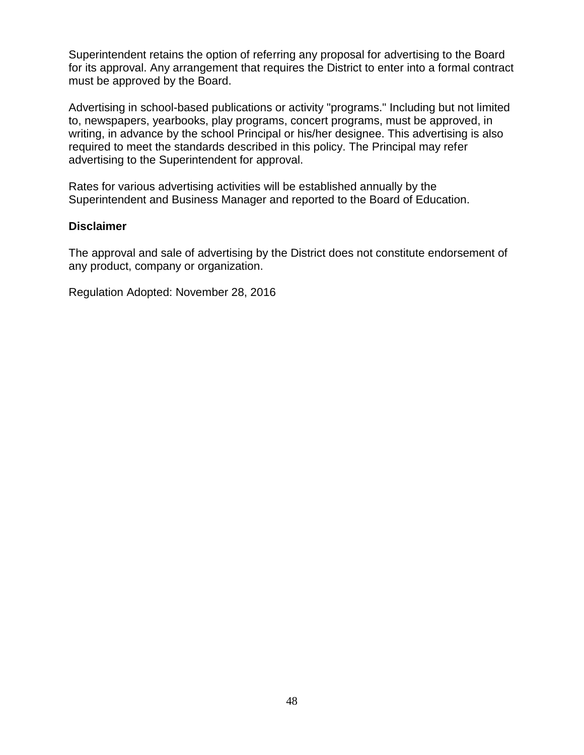Superintendent retains the option of referring any proposal for advertising to the Board for its approval. Any arrangement that requires the District to enter into a formal contract must be approved by the Board.

Advertising in school-based publications or activity "programs." Including but not limited to, newspapers, yearbooks, play programs, concert programs, must be approved, in writing, in advance by the school Principal or his/her designee. This advertising is also required to meet the standards described in this policy. The Principal may refer advertising to the Superintendent for approval.

Rates for various advertising activities will be established annually by the Superintendent and Business Manager and reported to the Board of Education.

**Disclaimer**

The approval and sale of advertising by the District does not constitute endorsement of any product, company or organization.

Regulation Adopted: November 28, 2016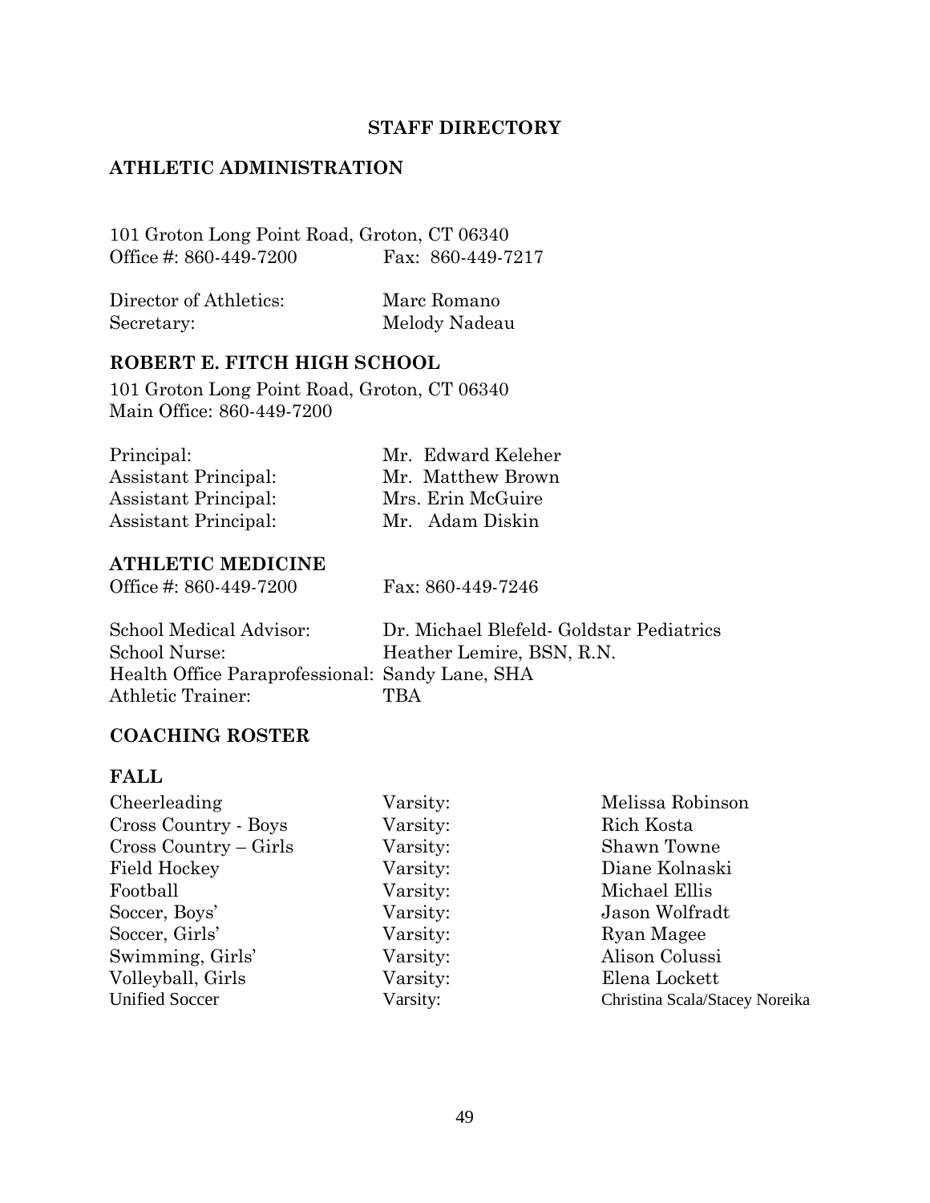# STAFF DIRECTORY

## ATHLETIC ADMINISTRATION

101 Groton Long Point Road, Groton, CT 06340
Office #: 860-449-7200 Fax: 860-449-7217

| | |
|---|---|
| Director of Athletics: | Marc Romano |
| Secretary: | Melody Nadeau |

## ROBERT E. FITCH HIGH SCHOOL

101 Groton Long Point Road, Groton, CT 06340
Main Office: 860-449-7200

| | |
|---|---|
| Principal: | Mr. Edward Keleher |
| Assistant Principal: | Mr. Matthew Brown |
| Assistant Principal: | Mrs. Erin McGuire |
| Assistant Principal: | Mr. Adam Diskin |

## ATHLETIC MEDICINE

Office #: 860-449-7200 Fax: 860-449-7246

| | |
|---|---|
| School Medical Advisor: | Dr. Michael Blefeld- Goldstar Pediatrics |
| School Nurse: | Heather Lemire, BSN, R.N. |
| Health Office Paraprofessional: | Sandy Lane, SHA |
| Athletic Trainer: | TBA |

## COACHING ROSTER

### FALL

| | | |
|---|---|---|
| Cheerleading | Varsity: | Melissa Robinson |
| Cross Country - Boys | Varsity: | Rich Kosta |
| Cross Country – Girls | Varsity: | Shawn Towne |
| Field Hockey | Varsity: | Diane Kolnaski |
| Football | Varsity: | Michael Ellis |
| Soccer, Boys' | Varsity: | Jason Wolfradt |
| Soccer, Girls' | Varsity: | Ryan Magee |
| Swimming, Girls' | Varsity: | Alison Colussi |
| Volleyball, Girls | Varsity: | Elena Lockett |
| Unified Soccer | Varsity: | Christina Scala/Stacey Noreika |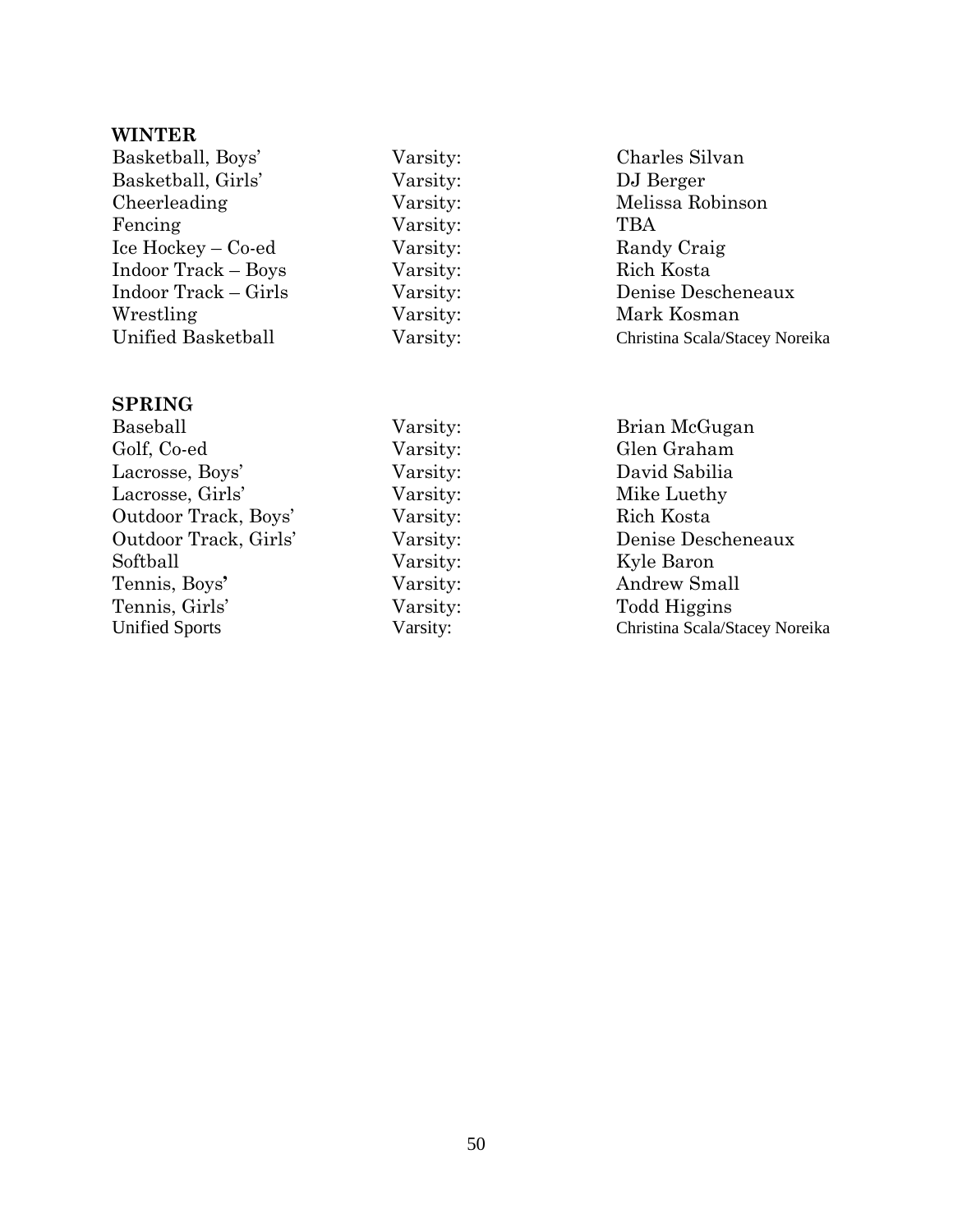**WINTER**

| | | |
|---|---|---|
| Basketball, Boys' | Varsity: | Charles Silvan |
| Basketball, Girls' | Varsity: | DJ Berger |
| Cheerleading | Varsity: | Melissa Robinson |
| Fencing | Varsity: | TBA |
| Ice Hockey – Co-ed | Varsity: | Randy Craig |
| Indoor Track – Boys | Varsity: | Rich Kosta |
| Indoor Track – Girls | Varsity: | Denise Descheneaux |
| Wrestling | Varsity: | Mark Kosman |
| Unified Basketball | Varsity: | Christina Scala/Stacey Noreika |

**SPRING**

| | | |
|---|---|---|
| Baseball | Varsity: | Brian McGugan |
| Golf, Co-ed | Varsity: | Glen Graham |
| Lacrosse, Boys' | Varsity: | David Sabilia |
| Lacrosse, Girls' | Varsity: | Mike Luethy |
| Outdoor Track, Boys' | Varsity: | Rich Kosta |
| Outdoor Track, Girls' | Varsity: | Denise Descheneaux |
| Softball | Varsity: | Kyle Baron |
| Tennis, Boys' | Varsity: | Andrew Small |
| Tennis, Girls' | Varsity: | Todd Higgins |
| Unified Sports | Varsity: | Christina Scala/Stacey Noreika |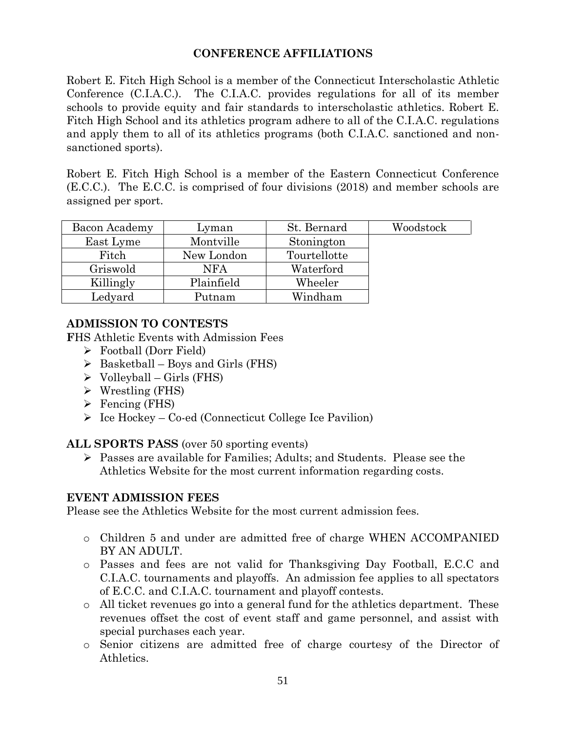## CONFERENCE AFFILIATIONS

Robert E. Fitch High School is a member of the Connecticut Interscholastic Athletic Conference (C.I.A.C.). The C.I.A.C. provides regulations for all of its member schools to provide equity and fair standards to interscholastic athletics. Robert E. Fitch High School and its athletics program adhere to all of the C.I.A.C. regulations and apply them to all of its athletics programs (both C.I.A.C. sanctioned and non-sanctioned sports).

Robert E. Fitch High School is a member of the Eastern Connecticut Conference (E.C.C.). The E.C.C. is comprised of four divisions (2018) and member schools are assigned per sport.

| | | | |
|---|---|---|---|
| Bacon Academy | Lyman | St. Bernard | Woodstock |
| East Lyme | Montville | Stonington | |
| Fitch | New London | Tourtellotte | |
| Griswold | NFA | Waterford | |
| Killingly | Plainfield | Wheeler | |
| Ledyard | Putnam | Windham | |

### ADMISSION TO CONTESTS

FHS Athletic Events with Admission Fees

- Football (Dorr Field)
- Basketball – Boys and Girls (FHS)
- Volleyball – Girls (FHS)
- Wrestling (FHS)
- Fencing (FHS)
- Ice Hockey – Co-ed (Connecticut College Ice Pavilion)

**ALL SPORTS PASS** (over 50 sporting events)

- Passes are available for Families; Adults; and Students. Please see the Athletics Website for the most current information regarding costs.

### EVENT ADMISSION FEES

Please see the Athletics Website for the most current admission fees.

- Children 5 and under are admitted free of charge WHEN ACCOMPANIED BY AN ADULT.
- Passes and fees are not valid for Thanksgiving Day Football, E.C.C and C.I.A.C. tournaments and playoffs. An admission fee applies to all spectators of E.C.C. and C.I.A.C. tournament and playoff contests.
- All ticket revenues go into a general fund for the athletics department. These revenues offset the cost of event staff and game personnel, and assist with special purchases each year.
- Senior citizens are admitted free of charge courtesy of the Director of Athletics.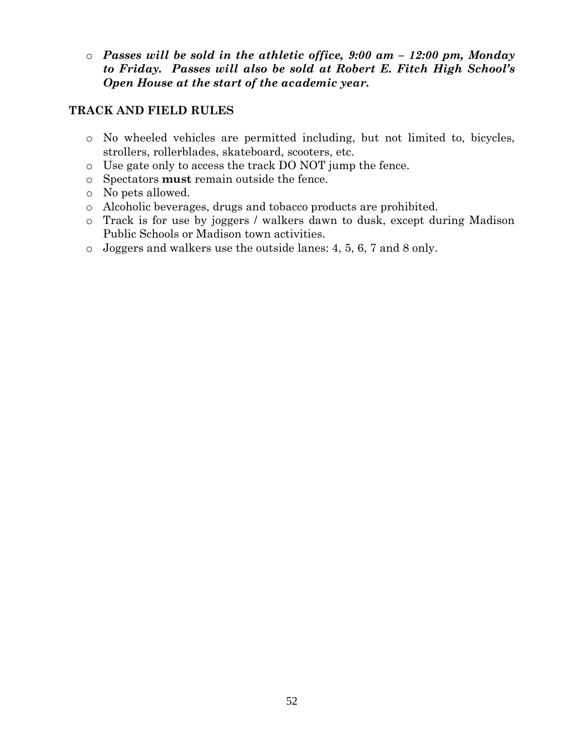- ***Passes will be sold in the athletic office, 9:00 am – 12:00 pm, Monday to Friday. Passes will also be sold at Robert E. Fitch High School's Open House at the start of the academic year.***

## TRACK AND FIELD RULES

- No wheeled vehicles are permitted including, but not limited to, bicycles, strollers, rollerblades, skateboard, scooters, etc.
- Use gate only to access the track DO NOT jump the fence.
- Spectators **must** remain outside the fence.
- No pets allowed.
- Alcoholic beverages, drugs and tobacco products are prohibited.
- Track is for use by joggers / walkers dawn to dusk, except during Madison Public Schools or Madison town activities.
- Joggers and walkers use the outside lanes: 4, 5, 6, 7 and 8 only.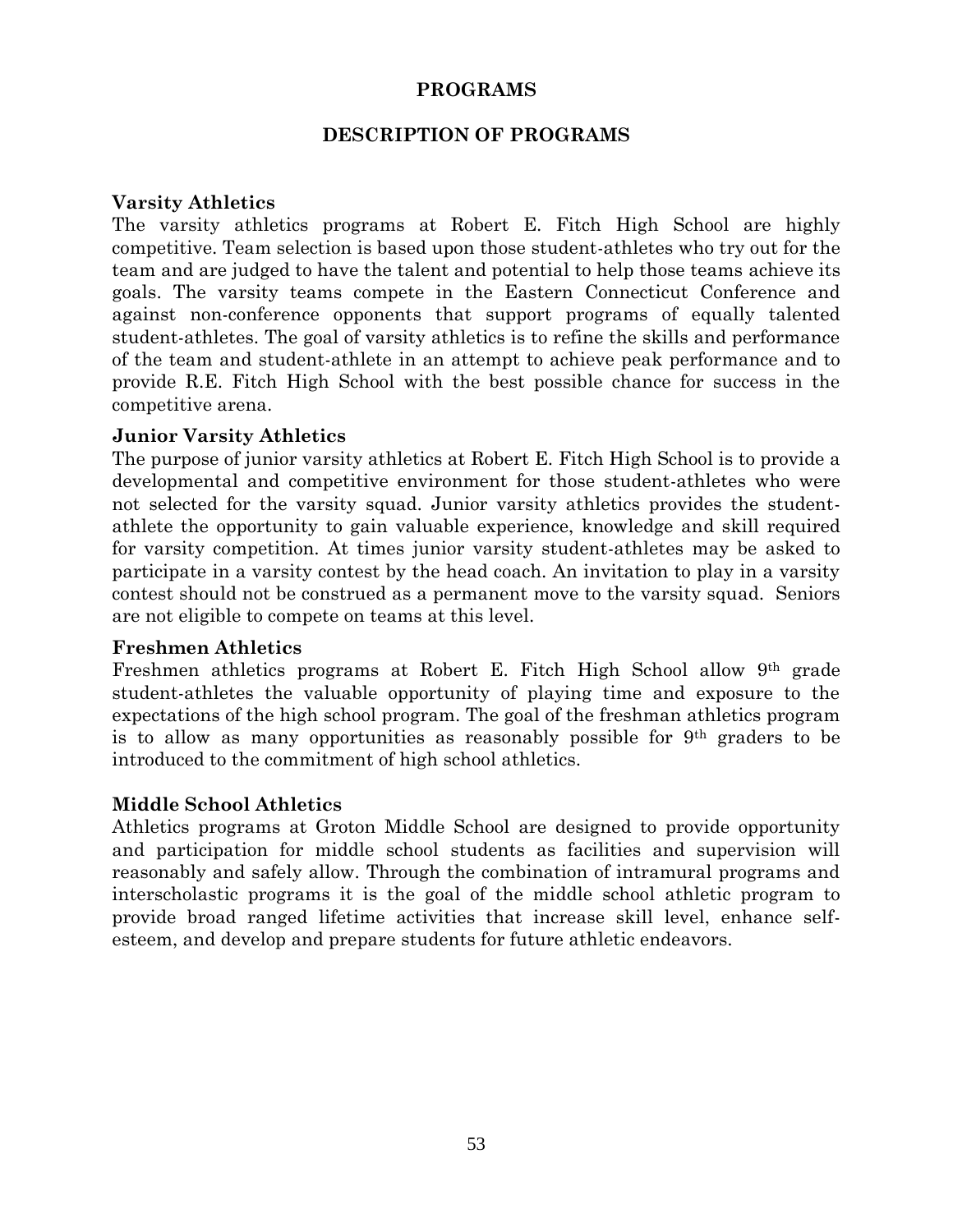# PROGRAMS

## DESCRIPTION OF PROGRAMS

### Varsity Athletics

The varsity athletics programs at Robert E. Fitch High School are highly competitive. Team selection is based upon those student-athletes who try out for the team and are judged to have the talent and potential to help those teams achieve its goals. The varsity teams compete in the Eastern Connecticut Conference and against non-conference opponents that support programs of equally talented student-athletes. The goal of varsity athletics is to refine the skills and performance of the team and student-athlete in an attempt to achieve peak performance and to provide R.E. Fitch High School with the best possible chance for success in the competitive arena.

### Junior Varsity Athletics

The purpose of junior varsity athletics at Robert E. Fitch High School is to provide a developmental and competitive environment for those student-athletes who were not selected for the varsity squad. Junior varsity athletics provides the student-athlete the opportunity to gain valuable experience, knowledge and skill required for varsity competition. At times junior varsity student-athletes may be asked to participate in a varsity contest by the head coach. An invitation to play in a varsity contest should not be construed as a permanent move to the varsity squad. Seniors are not eligible to compete on teams at this level.

### Freshmen Athletics

Freshmen athletics programs at Robert E. Fitch High School allow 9th grade student-athletes the valuable opportunity of playing time and exposure to the expectations of the high school program. The goal of the freshman athletics program is to allow as many opportunities as reasonably possible for 9th graders to be introduced to the commitment of high school athletics.

### Middle School Athletics

Athletics programs at Groton Middle School are designed to provide opportunity and participation for middle school students as facilities and supervision will reasonably and safely allow. Through the combination of intramural programs and interscholastic programs it is the goal of the middle school athletic program to provide broad ranged lifetime activities that increase skill level, enhance self-esteem, and develop and prepare students for future athletic endeavors.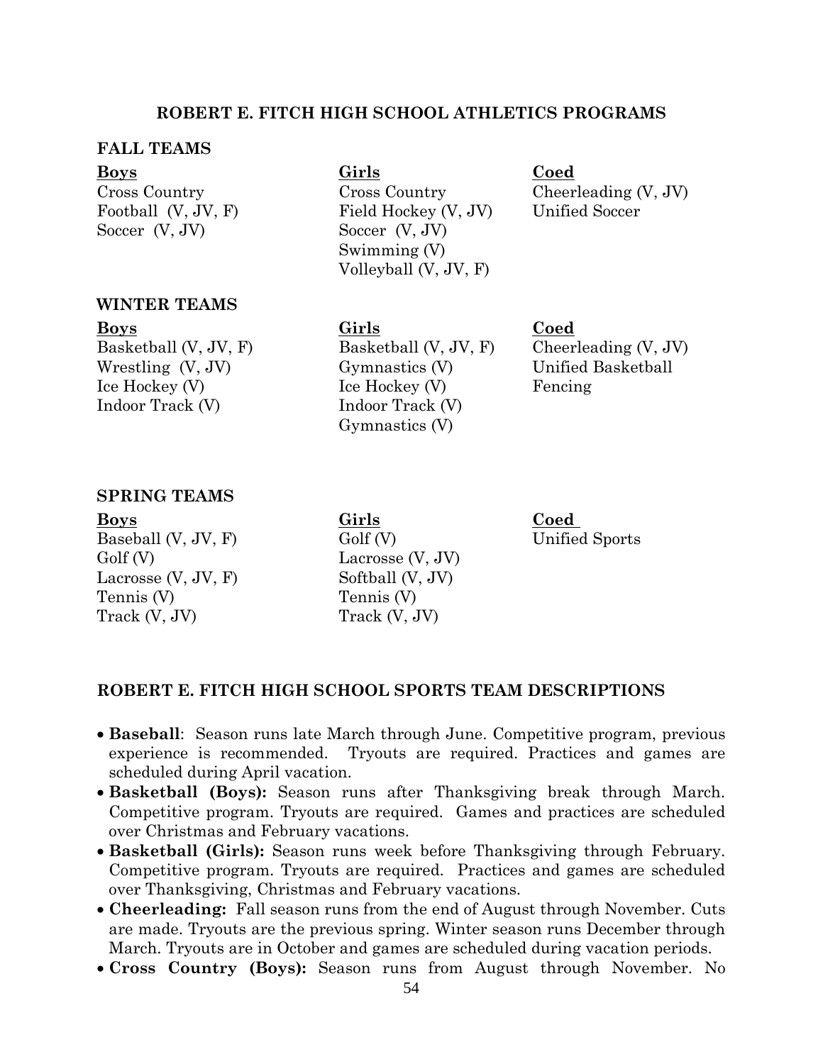## ROBERT E. FITCH HIGH SCHOOL ATHLETICS PROGRAMS

### FALL TEAMS

| Boys | Girls | Coed |
|---|---|---|
| Cross Country | Cross Country | Cheerleading (V, JV) |
| Football (V, JV, F) | Field Hockey (V, JV) | Unified Soccer |
| Soccer (V, JV) | Soccer (V, JV) | |
| | Swimming (V) | |
| | Volleyball (V, JV, F) | |

### WINTER TEAMS

| Boys | Girls | Coed |
|---|---|---|
| Basketball (V, JV, F) | Basketball (V, JV, F) | Cheerleading (V, JV) |
| Wrestling (V, JV) | Gymnastics (V) | Unified Basketball |
| Ice Hockey (V) | Ice Hockey (V) | Fencing |
| Indoor Track (V) | Indoor Track (V) | |
| | Gymnastics (V) | |

### SPRING TEAMS

| Boys | Girls | Coed |
|---|---|---|
| Baseball (V, JV, F) | Golf (V) | Unified Sports |
| Golf (V) | Lacrosse (V, JV) | |
| Lacrosse (V, JV, F) | Softball (V, JV) | |
| Tennis (V) | Tennis (V) | |
| Track (V, JV) | Track (V, JV) | |

## ROBERT E. FITCH HIGH SCHOOL SPORTS TEAM DESCRIPTIONS

- **Baseball**: Season runs late March through June. Competitive program, previous experience is recommended. Tryouts are required. Practices and games are scheduled during April vacation.
- **Basketball (Boys):** Season runs after Thanksgiving break through March. Competitive program. Tryouts are required. Games and practices are scheduled over Christmas and February vacations.
- **Basketball (Girls):** Season runs week before Thanksgiving through February. Competitive program. Tryouts are required. Practices and games are scheduled over Thanksgiving, Christmas and February vacations.
- **Cheerleading:** Fall season runs from the end of August through November. Cuts are made. Tryouts are the previous spring. Winter season runs December through March. Tryouts are in October and games are scheduled during vacation periods.
- **Cross Country (Boys):** Season runs from August through November. No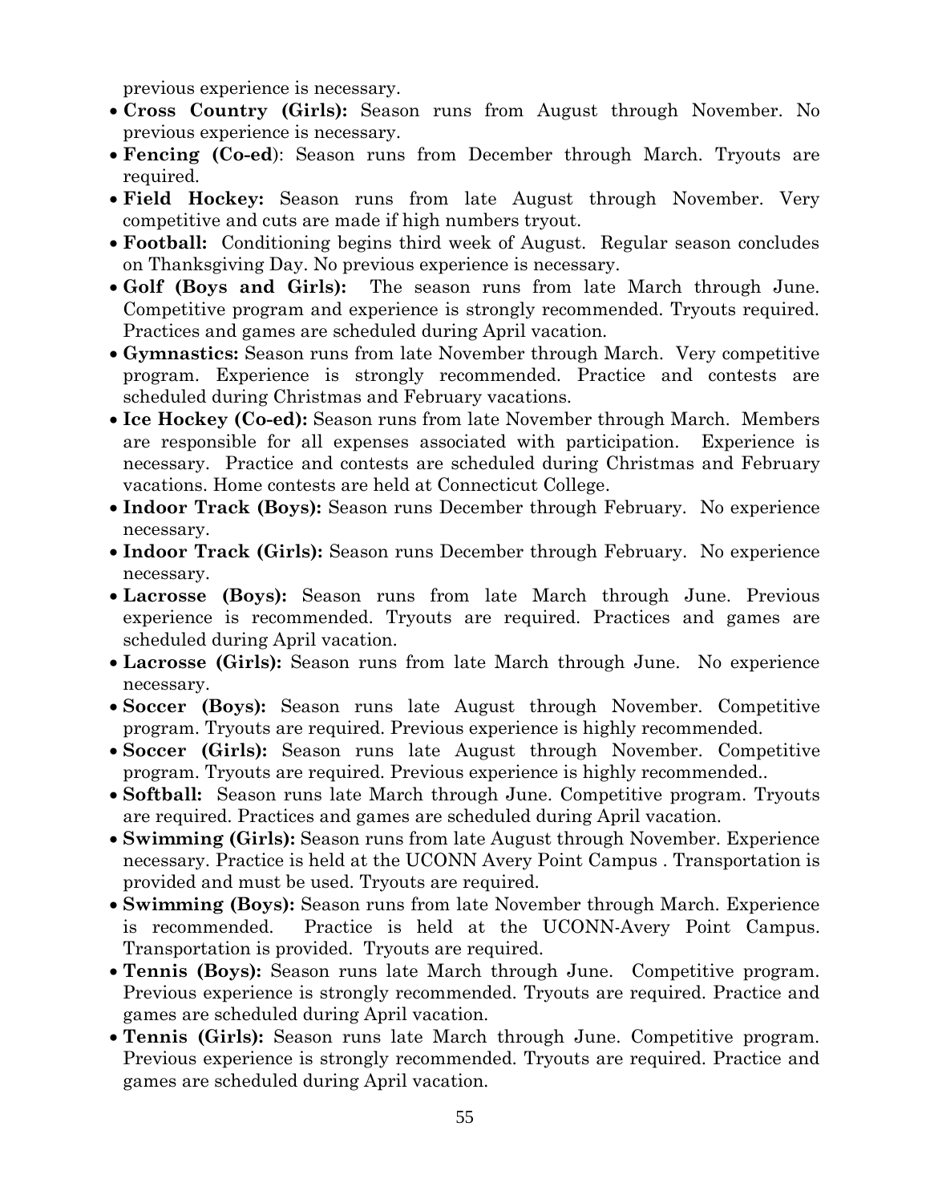previous experience is necessary.

- **Cross Country (Girls):** Season runs from August through November. No previous experience is necessary.
- **Fencing (Co-ed**): Season runs from December through March. Tryouts are required.
- **Field Hockey:** Season runs from late August through November. Very competitive and cuts are made if high numbers tryout.
- **Football:** Conditioning begins third week of August. Regular season concludes on Thanksgiving Day. No previous experience is necessary.
- **Golf (Boys and Girls):** The season runs from late March through June. Competitive program and experience is strongly recommended. Tryouts required. Practices and games are scheduled during April vacation.
- **Gymnastics:** Season runs from late November through March. Very competitive program. Experience is strongly recommended. Practice and contests are scheduled during Christmas and February vacations.
- **Ice Hockey (Co-ed):** Season runs from late November through March. Members are responsible for all expenses associated with participation. Experience is necessary. Practice and contests are scheduled during Christmas and February vacations. Home contests are held at Connecticut College.
- **Indoor Track (Boys):** Season runs December through February. No experience necessary.
- **Indoor Track (Girls):** Season runs December through February. No experience necessary.
- **Lacrosse (Boys):** Season runs from late March through June. Previous experience is recommended. Tryouts are required. Practices and games are scheduled during April vacation.
- **Lacrosse (Girls):** Season runs from late March through June. No experience necessary.
- **Soccer (Boys):** Season runs late August through November. Competitive program. Tryouts are required. Previous experience is highly recommended.
- **Soccer (Girls):** Season runs late August through November. Competitive program. Tryouts are required. Previous experience is highly recommended..
- **Softball:** Season runs late March through June. Competitive program. Tryouts are required. Practices and games are scheduled during April vacation.
- **Swimming (Girls):** Season runs from late August through November. Experience necessary. Practice is held at the UCONN Avery Point Campus . Transportation is provided and must be used. Tryouts are required.
- **Swimming (Boys):** Season runs from late November through March. Experience is recommended. Practice is held at the UCONN-Avery Point Campus. Transportation is provided. Tryouts are required.
- **Tennis (Boys):** Season runs late March through June. Competitive program. Previous experience is strongly recommended. Tryouts are required. Practice and games are scheduled during April vacation.
- **Tennis (Girls):** Season runs late March through June. Competitive program. Previous experience is strongly recommended. Tryouts are required. Practice and games are scheduled during April vacation.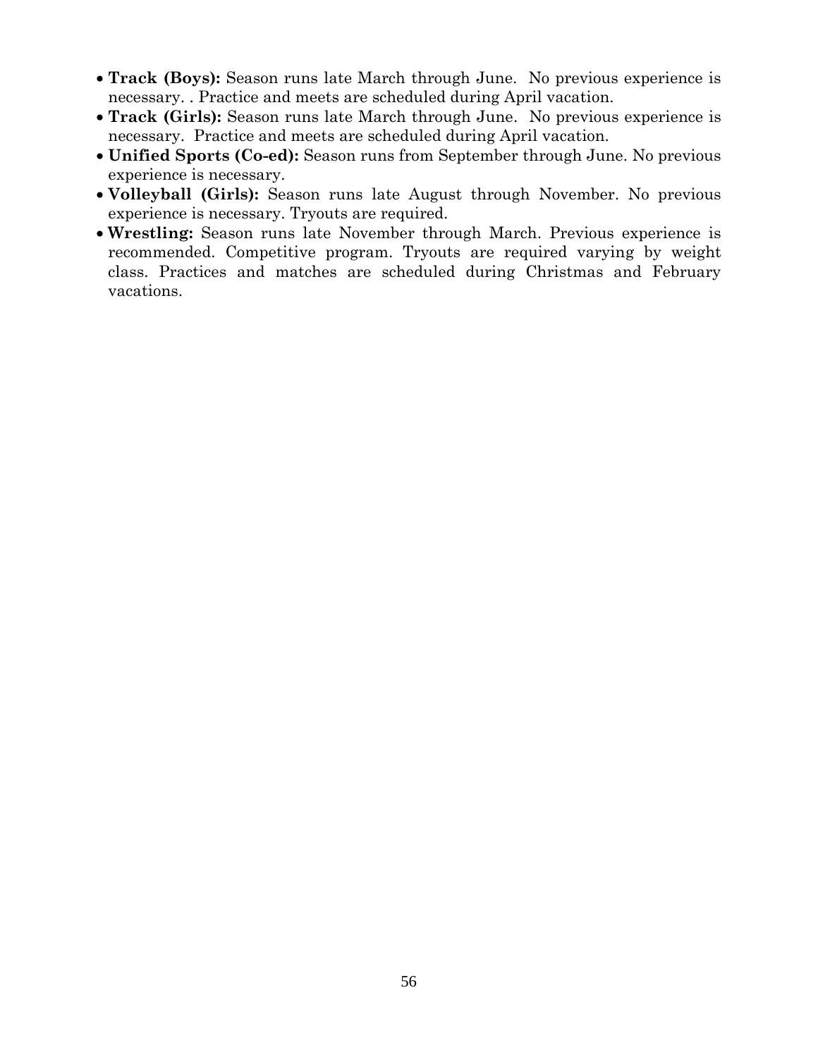- **Track (Boys):** Season runs late March through June. No previous experience is necessary. . Practice and meets are scheduled during April vacation.
- **Track (Girls):** Season runs late March through June. No previous experience is necessary. Practice and meets are scheduled during April vacation.
- **Unified Sports (Co-ed):** Season runs from September through June. No previous experience is necessary.
- **Volleyball (Girls):** Season runs late August through November. No previous experience is necessary. Tryouts are required.
- **Wrestling:** Season runs late November through March. Previous experience is recommended. Competitive program. Tryouts are required varying by weight class. Practices and matches are scheduled during Christmas and February vacations.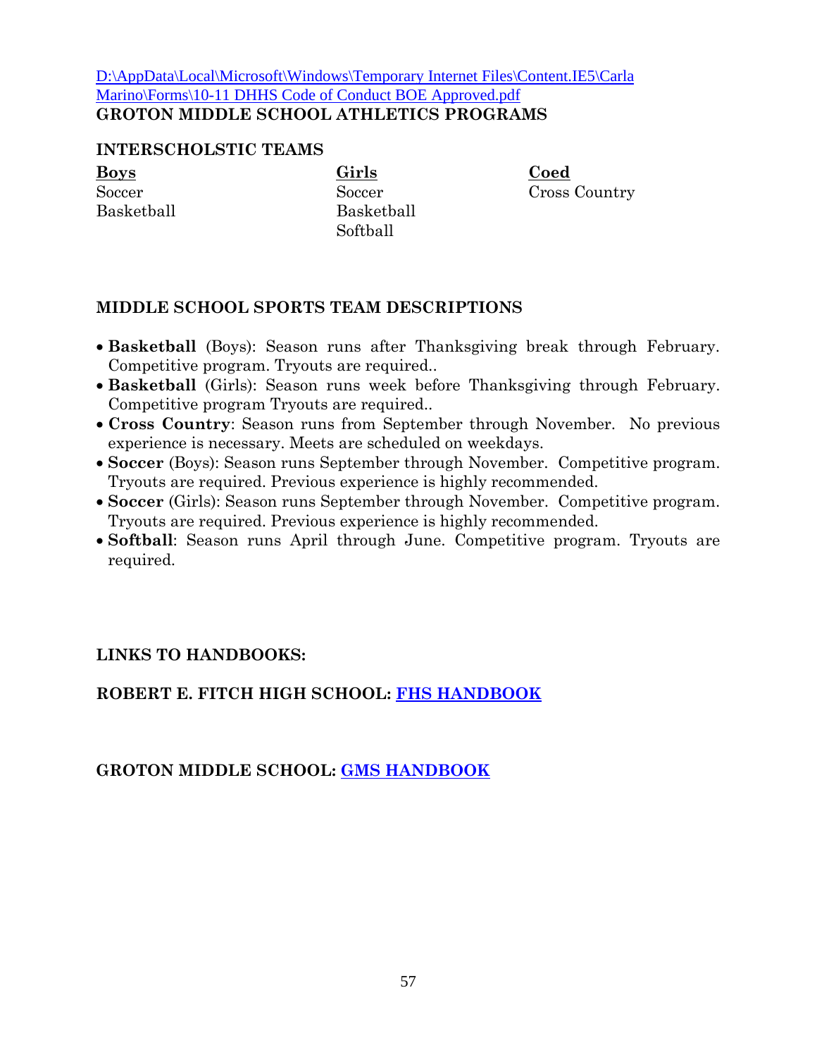D:\AppData\Local\Microsoft\Windows\Temporary Internet Files\Content.IE5\Carla Marino\Forms\10-11 DHHS Code of Conduct BOE Approved.pdf

## GROTON MIDDLE SCHOOL ATHLETICS PROGRAMS

### INTERSCHOLSTIC TEAMS

| Boys | Girls | Coed |
|---|---|---|
| Soccer | Soccer | Cross Country |
| Basketball | Basketball | |
| | Softball | |

### MIDDLE SCHOOL SPORTS TEAM DESCRIPTIONS

- **Basketball** (Boys): Season runs after Thanksgiving break through February. Competitive program. Tryouts are required..
- **Basketball** (Girls): Season runs week before Thanksgiving through February. Competitive program Tryouts are required..
- **Cross Country**: Season runs from September through November. No previous experience is necessary. Meets are scheduled on weekdays.
- **Soccer** (Boys): Season runs September through November. Competitive program. Tryouts are required. Previous experience is highly recommended.
- **Soccer** (Girls): Season runs September through November. Competitive program. Tryouts are required. Previous experience is highly recommended.
- **Softball**: Season runs April through June. Competitive program. Tryouts are required.

### LINKS TO HANDBOOKS:

**ROBERT E. FITCH HIGH SCHOOL: FHS HANDBOOK**

**GROTON MIDDLE SCHOOL: GMS HANDBOOK**